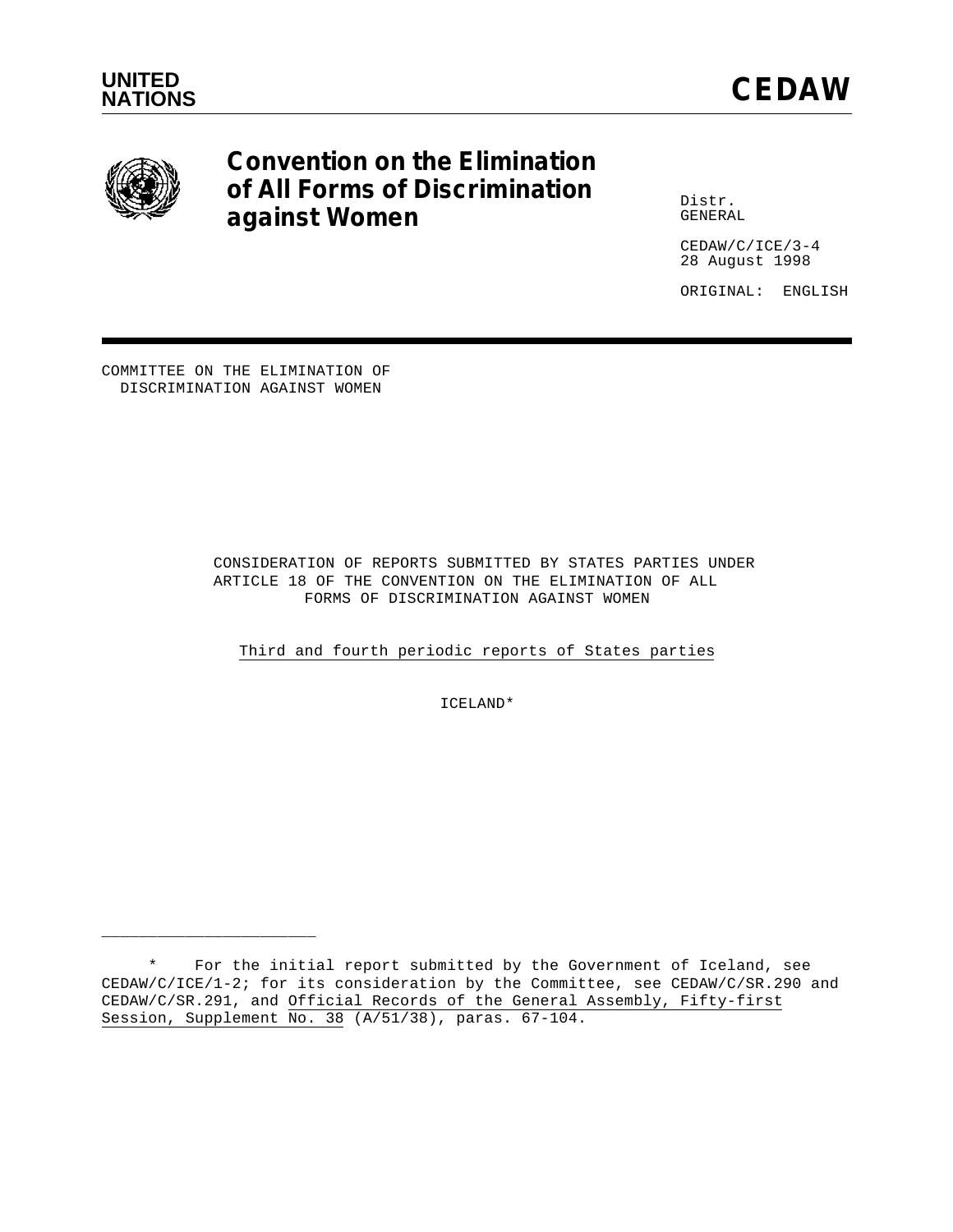UNITED NATIONS

# CEDAW

## Convention on the Elimination of All Forms of Discrimination against Women

Distr.
GENERAL

CEDAW/C/ICE/3-4
28 August 1998

ORIGINAL: ENGLISH

COMMITTEE ON THE ELIMINATION OF DISCRIMINATION AGAINST WOMEN

CONSIDERATION OF REPORTS SUBMITTED BY STATES PARTIES UNDER ARTICLE 18 OF THE CONVENTION ON THE ELIMINATION OF ALL FORMS OF DISCRIMINATION AGAINST WOMEN

Third and fourth periodic reports of States parties

ICELAND*

---

\* For the initial report submitted by the Government of Iceland, see CEDAW/C/ICE/1-2; for its consideration by the Committee, see CEDAW/C/SR.290 and CEDAW/C/SR.291, and *Official Records of the General Assembly, Fifty-first Session, Supplement No. 38* (A/51/38), paras. 67-104.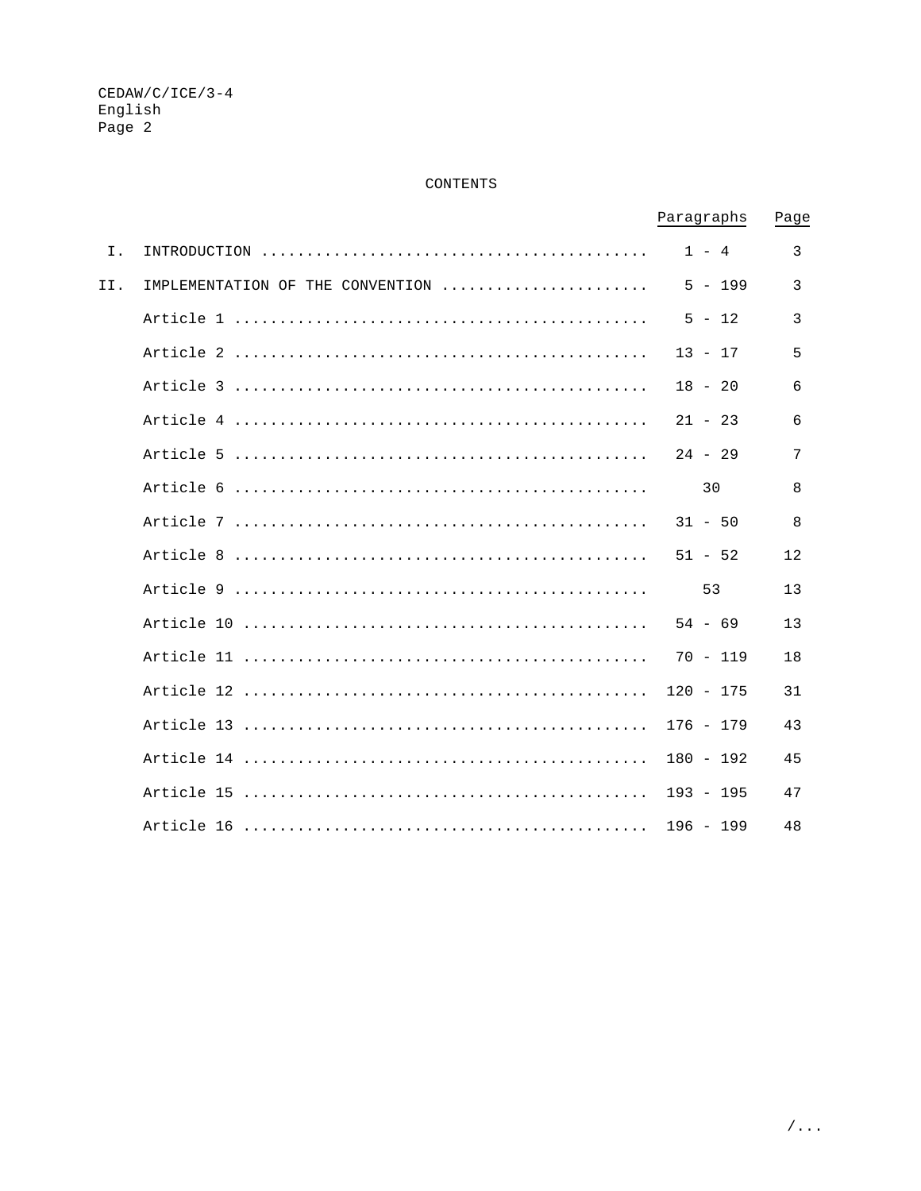# CONTENTS

| | | Paragraphs | Page |
|---|---|---|---|
| I. | INTRODUCTION | 1 - 4 | 3 |
| II. | IMPLEMENTATION OF THE CONVENTION | 5 - 199 | 3 |
| | Article 1 | 5 - 12 | 3 |
| | Article 2 | 13 - 17 | 5 |
| | Article 3 | 18 - 20 | 6 |
| | Article 4 | 21 - 23 | 6 |
| | Article 5 | 24 - 29 | 7 |
| | Article 6 | 30 | 8 |
| | Article 7 | 31 - 50 | 8 |
| | Article 8 | 51 - 52 | 12 |
| | Article 9 | 53 | 13 |
| | Article 10 | 54 - 69 | 13 |
| | Article 11 | 70 - 119 | 18 |
| | Article 12 | 120 - 175 | 31 |
| | Article 13 | 176 - 179 | 43 |
| | Article 14 | 180 - 192 | 45 |
| | Article 15 | 193 - 195 | 47 |
| | Article 16 | 196 - 199 | 48 |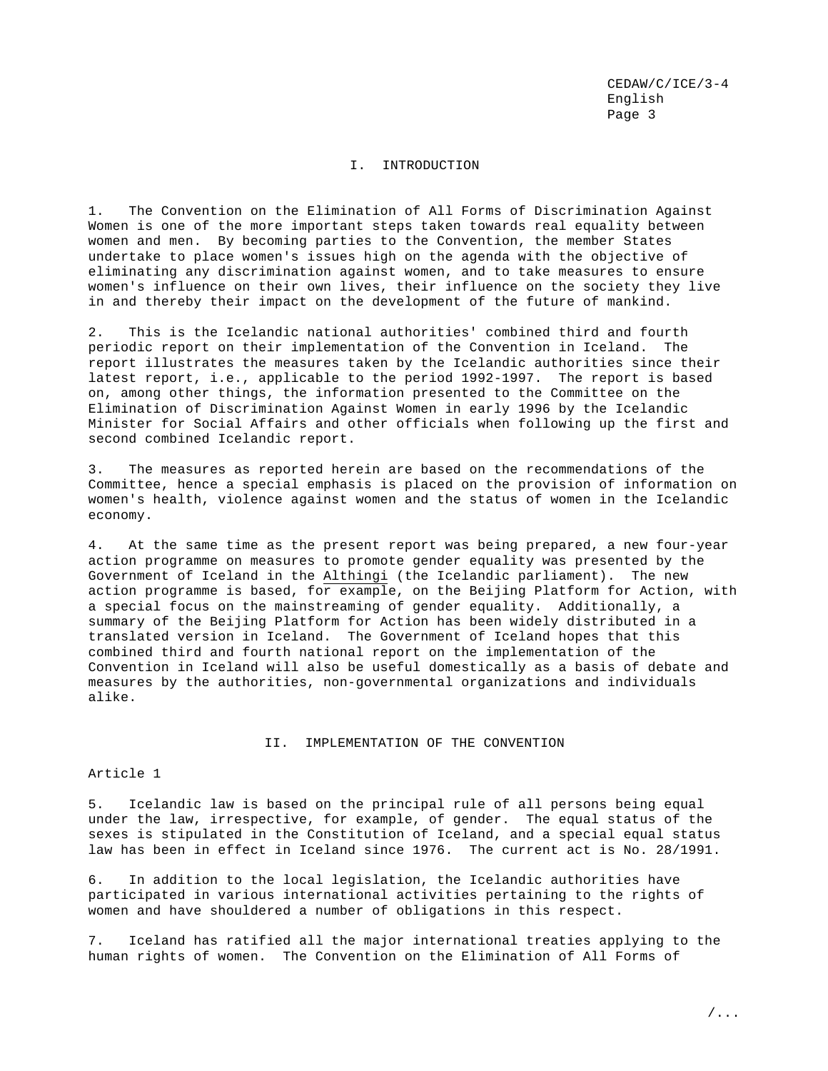# I. INTRODUCTION

1. The Convention on the Elimination of All Forms of Discrimination Against Women is one of the more important steps taken towards real equality between women and men. By becoming parties to the Convention, the member States undertake to place women's issues high on the agenda with the objective of eliminating any discrimination against women, and to take measures to ensure women's influence on their own lives, their influence on the society they live in and thereby their impact on the development of the future of mankind.

2. This is the Icelandic national authorities' combined third and fourth periodic report on their implementation of the Convention in Iceland. The report illustrates the measures taken by the Icelandic authorities since their latest report, i.e., applicable to the period 1992-1997. The report is based on, among other things, the information presented to the Committee on the Elimination of Discrimination Against Women in early 1996 by the Icelandic Minister for Social Affairs and other officials when following up the first and second combined Icelandic report.

3. The measures as reported herein are based on the recommendations of the Committee, hence a special emphasis is placed on the provision of information on women's health, violence against women and the status of women in the Icelandic economy.

4. At the same time as the present report was being prepared, a new four-year action programme on measures to promote gender equality was presented by the Government of Iceland in the Althingi (the Icelandic parliament). The new action programme is based, for example, on the Beijing Platform for Action, with a special focus on the mainstreaming of gender equality. Additionally, a summary of the Beijing Platform for Action has been widely distributed in a translated version in Iceland. The Government of Iceland hopes that this combined third and fourth national report on the implementation of the Convention in Iceland will also be useful domestically as a basis of debate and measures by the authorities, non-governmental organizations and individuals alike.

# II. IMPLEMENTATION OF THE CONVENTION

## Article 1

5. Icelandic law is based on the principal rule of all persons being equal under the law, irrespective, for example, of gender. The equal status of the sexes is stipulated in the Constitution of Iceland, and a special equal status law has been in effect in Iceland since 1976. The current act is No. 28/1991.

6. In addition to the local legislation, the Icelandic authorities have participated in various international activities pertaining to the rights of women and have shouldered a number of obligations in this respect.

7. Iceland has ratified all the major international treaties applying to the human rights of women. The Convention on the Elimination of All Forms of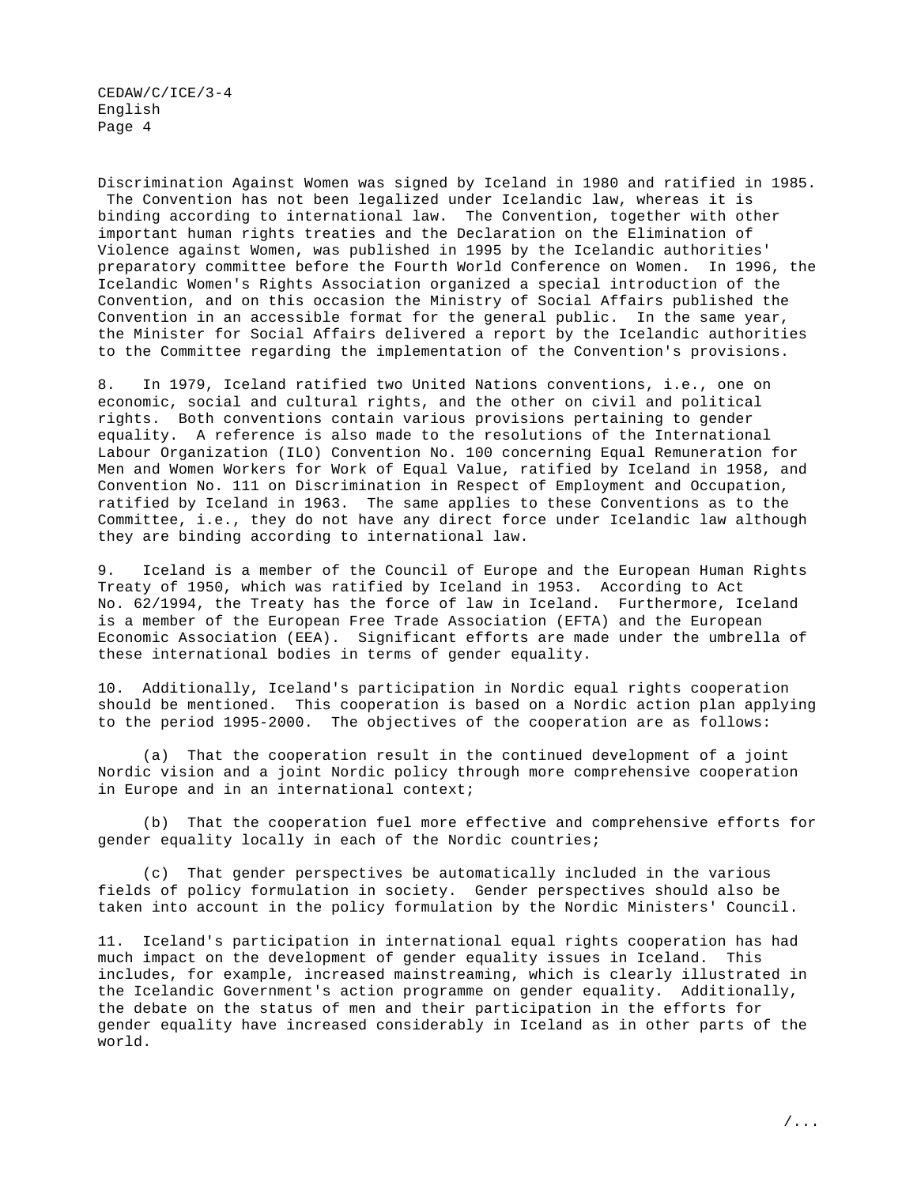Discrimination Against Women was signed by Iceland in 1980 and ratified in 1985. The Convention has not been legalized under Icelandic law, whereas it is binding according to international law. The Convention, together with other important human rights treaties and the Declaration on the Elimination of Violence against Women, was published in 1995 by the Icelandic authorities' preparatory committee before the Fourth World Conference on Women. In 1996, the Icelandic Women's Rights Association organized a special introduction of the Convention, and on this occasion the Ministry of Social Affairs published the Convention in an accessible format for the general public. In the same year, the Minister for Social Affairs delivered a report by the Icelandic authorities to the Committee regarding the implementation of the Convention's provisions.

8. In 1979, Iceland ratified two United Nations conventions, i.e., one on economic, social and cultural rights, and the other on civil and political rights. Both conventions contain various provisions pertaining to gender equality. A reference is also made to the resolutions of the International Labour Organization (ILO) Convention No. 100 concerning Equal Remuneration for Men and Women Workers for Work of Equal Value, ratified by Iceland in 1958, and Convention No. 111 on Discrimination in Respect of Employment and Occupation, ratified by Iceland in 1963. The same applies to these Conventions as to the Committee, i.e., they do not have any direct force under Icelandic law although they are binding according to international law.

9. Iceland is a member of the Council of Europe and the European Human Rights Treaty of 1950, which was ratified by Iceland in 1953. According to Act No. 62/1994, the Treaty has the force of law in Iceland. Furthermore, Iceland is a member of the European Free Trade Association (EFTA) and the European Economic Association (EEA). Significant efforts are made under the umbrella of these international bodies in terms of gender equality.

10. Additionally, Iceland's participation in Nordic equal rights cooperation should be mentioned. This cooperation is based on a Nordic action plan applying to the period 1995-2000. The objectives of the cooperation are as follows:

(a) That the cooperation result in the continued development of a joint Nordic vision and a joint Nordic policy through more comprehensive cooperation in Europe and in an international context;

(b) That the cooperation fuel more effective and comprehensive efforts for gender equality locally in each of the Nordic countries;

(c) That gender perspectives be automatically included in the various fields of policy formulation in society. Gender perspectives should also be taken into account in the policy formulation by the Nordic Ministers' Council.

11. Iceland's participation in international equal rights cooperation has had much impact on the development of gender equality issues in Iceland. This includes, for example, increased mainstreaming, which is clearly illustrated in the Icelandic Government's action programme on gender equality. Additionally, the debate on the status of men and their participation in the efforts for gender equality have increased considerably in Iceland as in other parts of the world.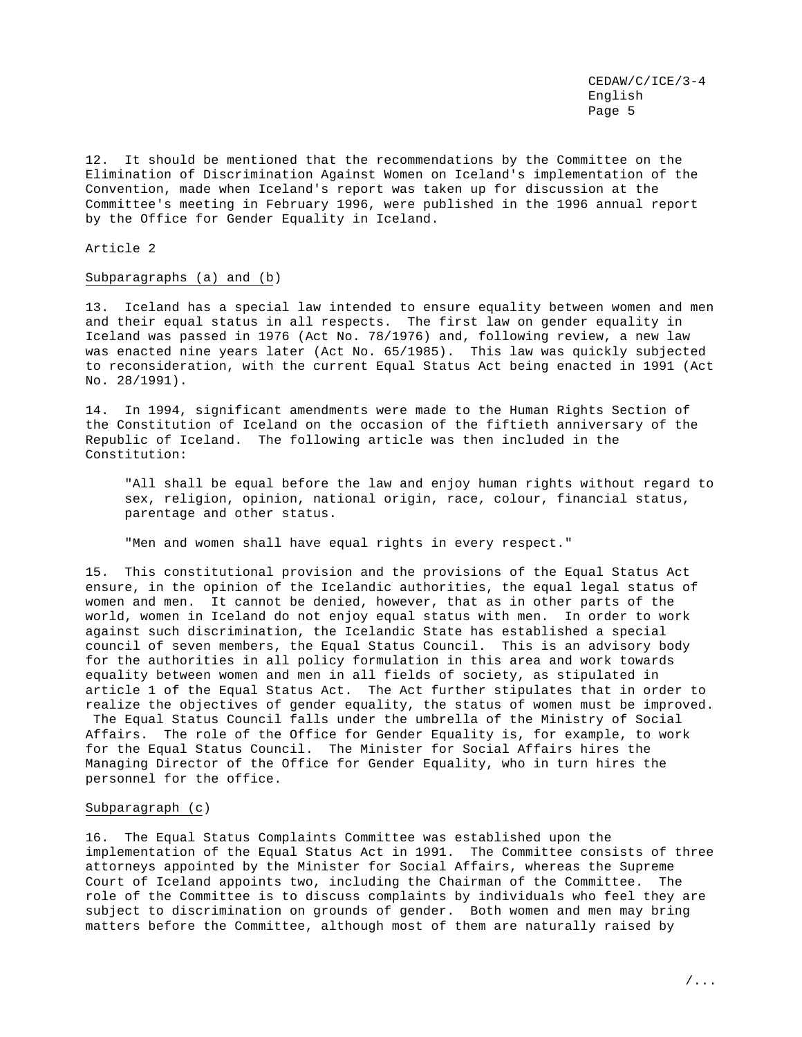12. It should be mentioned that the recommendations by the Committee on the Elimination of Discrimination Against Women on Iceland's implementation of the Convention, made when Iceland's report was taken up for discussion at the Committee's meeting in February 1996, were published in the 1996 annual report by the Office for Gender Equality in Iceland.

Article 2

Subparagraphs (a) and (b)

13. Iceland has a special law intended to ensure equality between women and men and their equal status in all respects. The first law on gender equality in Iceland was passed in 1976 (Act No. 78/1976) and, following review, a new law was enacted nine years later (Act No. 65/1985). This law was quickly subjected to reconsideration, with the current Equal Status Act being enacted in 1991 (Act No. 28/1991).

14. In 1994, significant amendments were made to the Human Rights Section of the Constitution of Iceland on the occasion of the fiftieth anniversary of the Republic of Iceland. The following article was then included in the Constitution:

> "All shall be equal before the law and enjoy human rights without regard to sex, religion, opinion, national origin, race, colour, financial status, parentage and other status.
>
> "Men and women shall have equal rights in every respect."

15. This constitutional provision and the provisions of the Equal Status Act ensure, in the opinion of the Icelandic authorities, the equal legal status of women and men. It cannot be denied, however, that as in other parts of the world, women in Iceland do not enjoy equal status with men. In order to work against such discrimination, the Icelandic State has established a special council of seven members, the Equal Status Council. This is an advisory body for the authorities in all policy formulation in this area and work towards equality between women and men in all fields of society, as stipulated in article 1 of the Equal Status Act. The Act further stipulates that in order to realize the objectives of gender equality, the status of women must be improved. The Equal Status Council falls under the umbrella of the Ministry of Social Affairs. The role of the Office for Gender Equality is, for example, to work for the Equal Status Council. The Minister for Social Affairs hires the Managing Director of the Office for Gender Equality, who in turn hires the personnel for the office.

Subparagraph (c)

16. The Equal Status Complaints Committee was established upon the implementation of the Equal Status Act in 1991. The Committee consists of three attorneys appointed by the Minister for Social Affairs, whereas the Supreme Court of Iceland appoints two, including the Chairman of the Committee. The role of the Committee is to discuss complaints by individuals who feel they are subject to discrimination on grounds of gender. Both women and men may bring matters before the Committee, although most of them are naturally raised by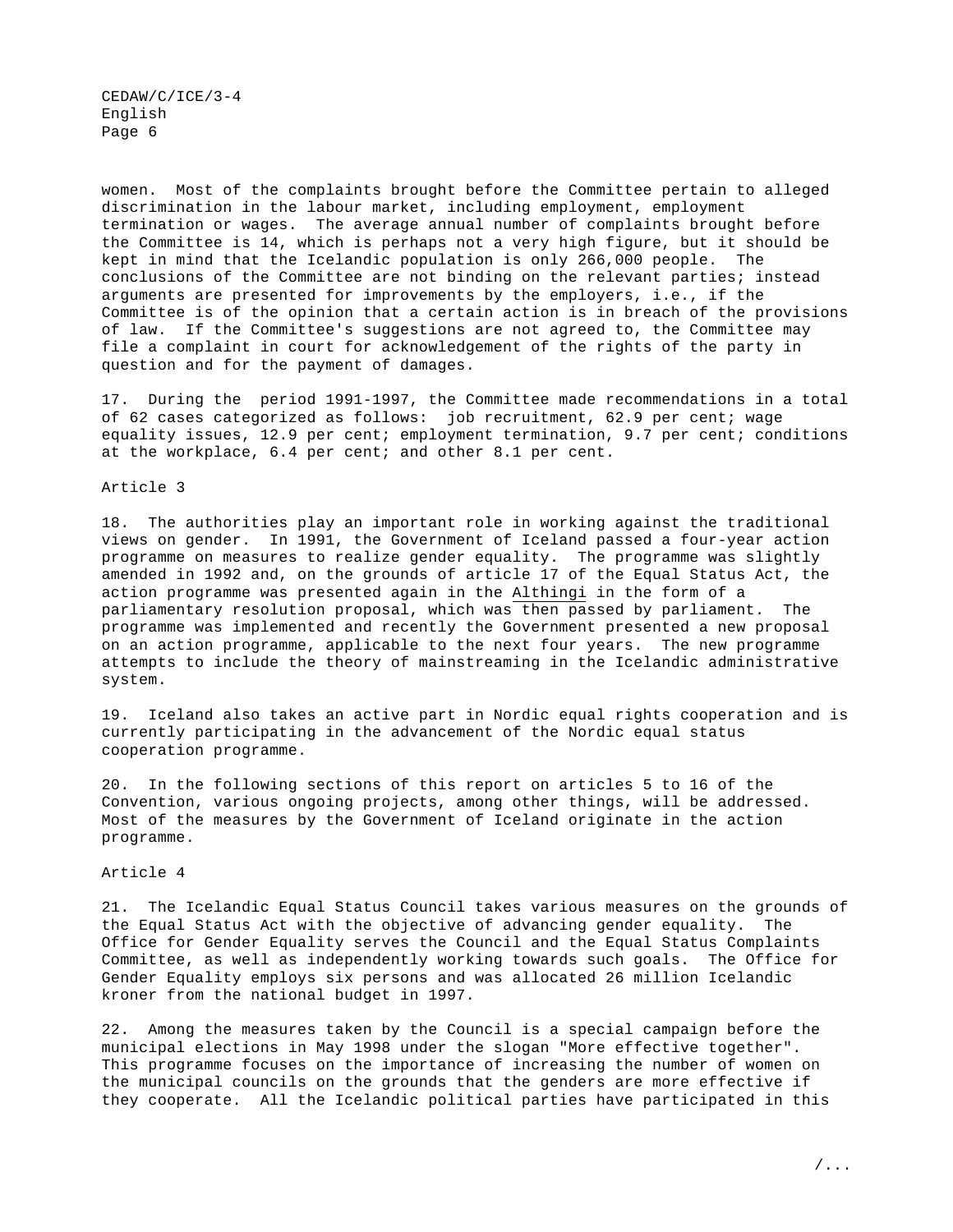women. Most of the complaints brought before the Committee pertain to alleged discrimination in the labour market, including employment, employment termination or wages. The average annual number of complaints brought before the Committee is 14, which is perhaps not a very high figure, but it should be kept in mind that the Icelandic population is only 266,000 people. The conclusions of the Committee are not binding on the relevant parties; instead arguments are presented for improvements by the employers, i.e., if the Committee is of the opinion that a certain action is in breach of the provisions of law. If the Committee's suggestions are not agreed to, the Committee may file a complaint in court for acknowledgement of the rights of the party in question and for the payment of damages.

17. During the period 1991-1997, the Committee made recommendations in a total of 62 cases categorized as follows: job recruitment, 62.9 per cent; wage equality issues, 12.9 per cent; employment termination, 9.7 per cent; conditions at the workplace, 6.4 per cent; and other 8.1 per cent.

Article 3

18. The authorities play an important role in working against the traditional views on gender. In 1991, the Government of Iceland passed a four-year action programme on measures to realize gender equality. The programme was slightly amended in 1992 and, on the grounds of article 17 of the Equal Status Act, the action programme was presented again in the _Althingi_ in the form of a parliamentary resolution proposal, which was then passed by parliament. The programme was implemented and recently the Government presented a new proposal on an action programme, applicable to the next four years. The new programme attempts to include the theory of mainstreaming in the Icelandic administrative system.

19. Iceland also takes an active part in Nordic equal rights cooperation and is currently participating in the advancement of the Nordic equal status cooperation programme.

20. In the following sections of this report on articles 5 to 16 of the Convention, various ongoing projects, among other things, will be addressed. Most of the measures by the Government of Iceland originate in the action programme.

Article 4

21. The Icelandic Equal Status Council takes various measures on the grounds of the Equal Status Act with the objective of advancing gender equality. The Office for Gender Equality serves the Council and the Equal Status Complaints Committee, as well as independently working towards such goals. The Office for Gender Equality employs six persons and was allocated 26 million Icelandic kroner from the national budget in 1997.

22. Among the measures taken by the Council is a special campaign before the municipal elections in May 1998 under the slogan "More effective together". This programme focuses on the importance of increasing the number of women on the municipal councils on the grounds that the genders are more effective if they cooperate. All the Icelandic political parties have participated in this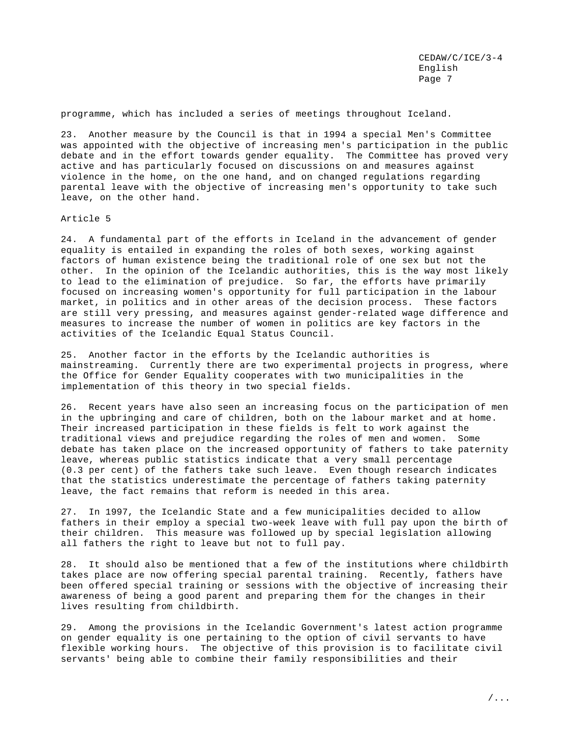programme, which has included a series of meetings throughout Iceland.

23. Another measure by the Council is that in 1994 a special Men's Committee was appointed with the objective of increasing men's participation in the public debate and in the effort towards gender equality. The Committee has proved very active and has particularly focused on discussions on and measures against violence in the home, on the one hand, and on changed regulations regarding parental leave with the objective of increasing men's opportunity to take such leave, on the other hand.

## Article 5

24. A fundamental part of the efforts in Iceland in the advancement of gender equality is entailed in expanding the roles of both sexes, working against factors of human existence being the traditional role of one sex but not the other. In the opinion of the Icelandic authorities, this is the way most likely to lead to the elimination of prejudice. So far, the efforts have primarily focused on increasing women's opportunity for full participation in the labour market, in politics and in other areas of the decision process. These factors are still very pressing, and measures against gender-related wage difference and measures to increase the number of women in politics are key factors in the activities of the Icelandic Equal Status Council.

25. Another factor in the efforts by the Icelandic authorities is mainstreaming. Currently there are two experimental projects in progress, where the Office for Gender Equality cooperates with two municipalities in the implementation of this theory in two special fields.

26. Recent years have also seen an increasing focus on the participation of men in the upbringing and care of children, both on the labour market and at home. Their increased participation in these fields is felt to work against the traditional views and prejudice regarding the roles of men and women. Some debate has taken place on the increased opportunity of fathers to take paternity leave, whereas public statistics indicate that a very small percentage (0.3 per cent) of the fathers take such leave. Even though research indicates that the statistics underestimate the percentage of fathers taking paternity leave, the fact remains that reform is needed in this area.

27. In 1997, the Icelandic State and a few municipalities decided to allow fathers in their employ a special two-week leave with full pay upon the birth of their children. This measure was followed up by special legislation allowing all fathers the right to leave but not to full pay.

28. It should also be mentioned that a few of the institutions where childbirth takes place are now offering special parental training. Recently, fathers have been offered special training or sessions with the objective of increasing their awareness of being a good parent and preparing them for the changes in their lives resulting from childbirth.

29. Among the provisions in the Icelandic Government's latest action programme on gender equality is one pertaining to the option of civil servants to have flexible working hours. The objective of this provision is to facilitate civil servants' being able to combine their family responsibilities and their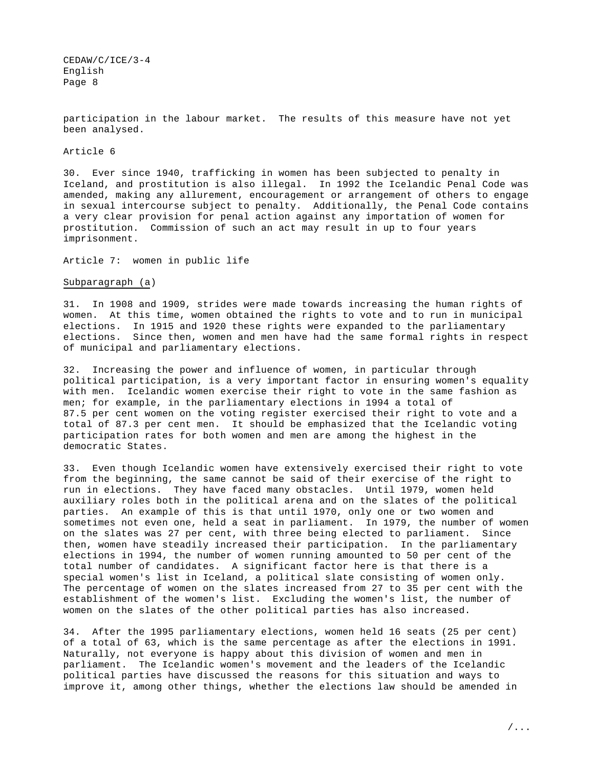participation in the labour market. The results of this measure have not yet been analysed.

Article 6

30. Ever since 1940, trafficking in women has been subjected to penalty in Iceland, and prostitution is also illegal. In 1992 the Icelandic Penal Code was amended, making any allurement, encouragement or arrangement of others to engage in sexual intercourse subject to penalty. Additionally, the Penal Code contains a very clear provision for penal action against any importation of women for prostitution. Commission of such an act may result in up to four years imprisonment.

Article 7: women in public life

Subparagraph (a)

31. In 1908 and 1909, strides were made towards increasing the human rights of women. At this time, women obtained the rights to vote and to run in municipal elections. In 1915 and 1920 these rights were expanded to the parliamentary elections. Since then, women and men have had the same formal rights in respect of municipal and parliamentary elections.

32. Increasing the power and influence of women, in particular through political participation, is a very important factor in ensuring women's equality with men. Icelandic women exercise their right to vote in the same fashion as men; for example, in the parliamentary elections in 1994 a total of 87.5 per cent women on the voting register exercised their right to vote and a total of 87.3 per cent men. It should be emphasized that the Icelandic voting participation rates for both women and men are among the highest in the democratic States.

33. Even though Icelandic women have extensively exercised their right to vote from the beginning, the same cannot be said of their exercise of the right to run in elections. They have faced many obstacles. Until 1979, women held auxiliary roles both in the political arena and on the slates of the political parties. An example of this is that until 1970, only one or two women and sometimes not even one, held a seat in parliament. In 1979, the number of women on the slates was 27 per cent, with three being elected to parliament. Since then, women have steadily increased their participation. In the parliamentary elections in 1994, the number of women running amounted to 50 per cent of the total number of candidates. A significant factor here is that there is a special women's list in Iceland, a political slate consisting of women only. The percentage of women on the slates increased from 27 to 35 per cent with the establishment of the women's list. Excluding the women's list, the number of women on the slates of the other political parties has also increased.

34. After the 1995 parliamentary elections, women held 16 seats (25 per cent) of a total of 63, which is the same percentage as after the elections in 1991. Naturally, not everyone is happy about this division of women and men in parliament. The Icelandic women's movement and the leaders of the Icelandic political parties have discussed the reasons for this situation and ways to improve it, among other things, whether the elections law should be amended in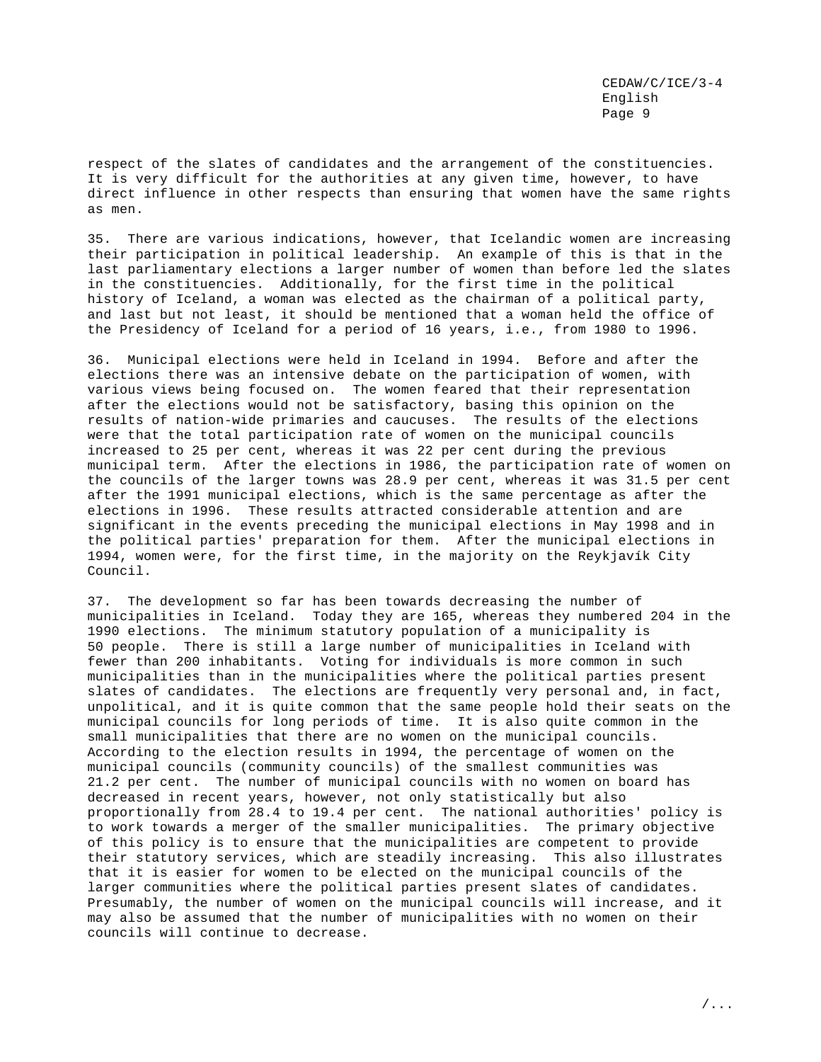respect of the slates of candidates and the arrangement of the constituencies. It is very difficult for the authorities at any given time, however, to have direct influence in other respects than ensuring that women have the same rights as men.

35. There are various indications, however, that Icelandic women are increasing their participation in political leadership. An example of this is that in the last parliamentary elections a larger number of women than before led the slates in the constituencies. Additionally, for the first time in the political history of Iceland, a woman was elected as the chairman of a political party, and last but not least, it should be mentioned that a woman held the office of the Presidency of Iceland for a period of 16 years, i.e., from 1980 to 1996.

36. Municipal elections were held in Iceland in 1994. Before and after the elections there was an intensive debate on the participation of women, with various views being focused on. The women feared that their representation after the elections would not be satisfactory, basing this opinion on the results of nation-wide primaries and caucuses. The results of the elections were that the total participation rate of women on the municipal councils increased to 25 per cent, whereas it was 22 per cent during the previous municipal term. After the elections in 1986, the participation rate of women on the councils of the larger towns was 28.9 per cent, whereas it was 31.5 per cent after the 1991 municipal elections, which is the same percentage as after the elections in 1996. These results attracted considerable attention and are significant in the events preceding the municipal elections in May 1998 and in the political parties' preparation for them. After the municipal elections in 1994, women were, for the first time, in the majority on the Reykjavík City Council.

37. The development so far has been towards decreasing the number of municipalities in Iceland. Today they are 165, whereas they numbered 204 in the 1990 elections. The minimum statutory population of a municipality is 50 people. There is still a large number of municipalities in Iceland with fewer than 200 inhabitants. Voting for individuals is more common in such municipalities than in the municipalities where the political parties present slates of candidates. The elections are frequently very personal and, in fact, unpolitical, and it is quite common that the same people hold their seats on the municipal councils for long periods of time. It is also quite common in the small municipalities that there are no women on the municipal councils. According to the election results in 1994, the percentage of women on the municipal councils (community councils) of the smallest communities was 21.2 per cent. The number of municipal councils with no women on board has decreased in recent years, however, not only statistically but also proportionally from 28.4 to 19.4 per cent. The national authorities' policy is to work towards a merger of the smaller municipalities. The primary objective of this policy is to ensure that the municipalities are competent to provide their statutory services, which are steadily increasing. This also illustrates that it is easier for women to be elected on the municipal councils of the larger communities where the political parties present slates of candidates. Presumably, the number of women on the municipal councils will increase, and it may also be assumed that the number of municipalities with no women on their councils will continue to decrease.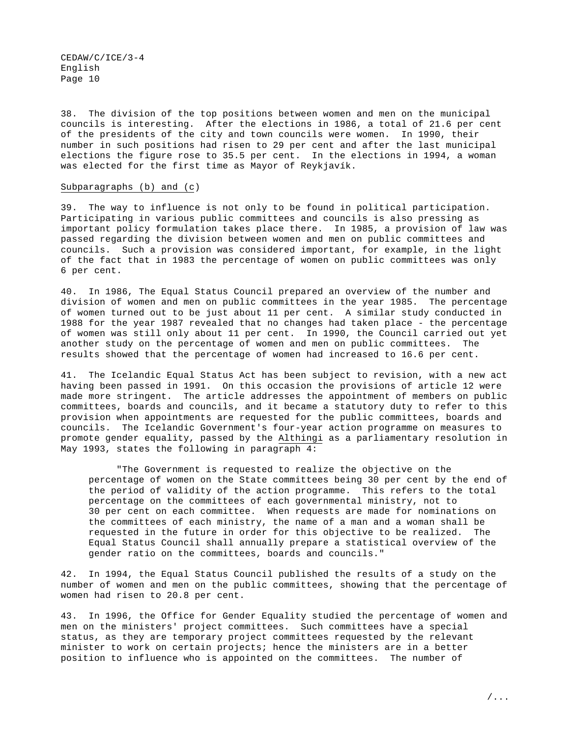38. The division of the top positions between women and men on the municipal councils is interesting. After the elections in 1986, a total of 21.6 per cent of the presidents of the city and town councils were women. In 1990, their number in such positions had risen to 29 per cent and after the last municipal elections the figure rose to 35.5 per cent. In the elections in 1994, a woman was elected for the first time as Mayor of Reykjavík.

Subparagraphs (b) and (c)

39. The way to influence is not only to be found in political participation. Participating in various public committees and councils is also pressing as important policy formulation takes place there. In 1985, a provision of law was passed regarding the division between women and men on public committees and councils. Such a provision was considered important, for example, in the light of the fact that in 1983 the percentage of women on public committees was only 6 per cent.

40. In 1986, The Equal Status Council prepared an overview of the number and division of women and men on public committees in the year 1985. The percentage of women turned out to be just about 11 per cent. A similar study conducted in 1988 for the year 1987 revealed that no changes had taken place - the percentage of women was still only about 11 per cent. In 1990, the Council carried out yet another study on the percentage of women and men on public committees. The results showed that the percentage of women had increased to 16.6 per cent.

41. The Icelandic Equal Status Act has been subject to revision, with a new act having been passed in 1991. On this occasion the provisions of article 12 were made more stringent. The article addresses the appointment of members on public committees, boards and councils, and it became a statutory duty to refer to this provision when appointments are requested for the public committees, boards and councils. The Icelandic Government's four-year action programme on measures to promote gender equality, passed by the *Althingi* as a parliamentary resolution in May 1993, states the following in paragraph 4:

> "The Government is requested to realize the objective on the percentage of women on the State committees being 30 per cent by the end of the period of validity of the action programme. This refers to the total percentage on the committees of each governmental ministry, not to 30 per cent on each committee. When requests are made for nominations on the committees of each ministry, the name of a man and a woman shall be requested in the future in order for this objective to be realized. The Equal Status Council shall annually prepare a statistical overview of the gender ratio on the committees, boards and councils."

42. In 1994, the Equal Status Council published the results of a study on the number of women and men on the public committees, showing that the percentage of women had risen to 20.8 per cent.

43. In 1996, the Office for Gender Equality studied the percentage of women and men on the ministers' project committees. Such committees have a special status, as they are temporary project committees requested by the relevant minister to work on certain projects; hence the ministers are in a better position to influence who is appointed on the committees. The number of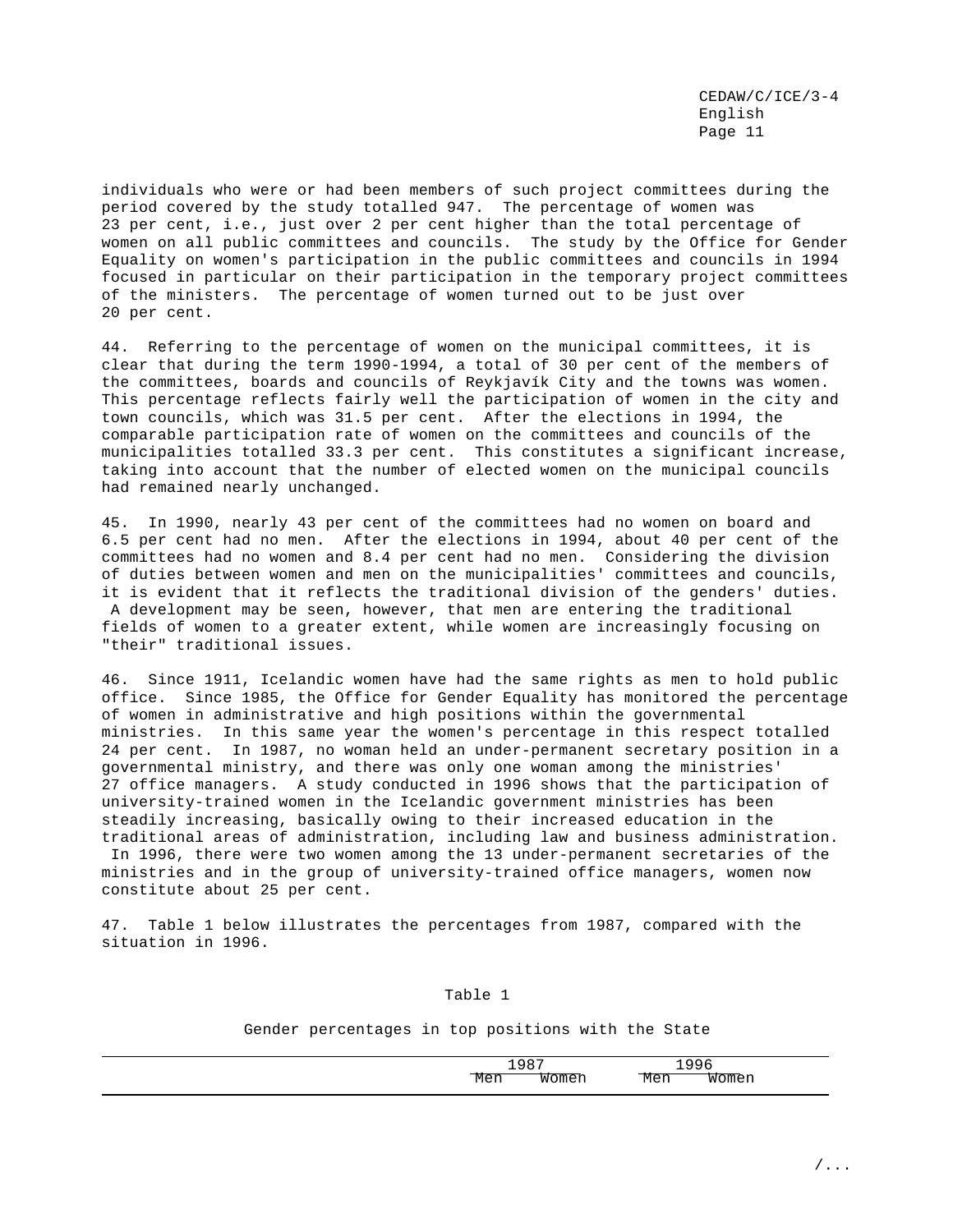individuals who were or had been members of such project committees during the period covered by the study totalled 947. The percentage of women was 23 per cent, i.e., just over 2 per cent higher than the total percentage of women on all public committees and councils. The study by the Office for Gender Equality on women's participation in the public committees and councils in 1994 focused in particular on their participation in the temporary project committees of the ministers. The percentage of women turned out to be just over 20 per cent.

44. Referring to the percentage of women on the municipal committees, it is clear that during the term 1990-1994, a total of 30 per cent of the members of the committees, boards and councils of Reykjavík City and the towns was women. This percentage reflects fairly well the participation of women in the city and town councils, which was 31.5 per cent. After the elections in 1994, the comparable participation rate of women on the committees and councils of the municipalities totalled 33.3 per cent. This constitutes a significant increase, taking into account that the number of elected women on the municipal councils had remained nearly unchanged.

45. In 1990, nearly 43 per cent of the committees had no women on board and 6.5 per cent had no men. After the elections in 1994, about 40 per cent of the committees had no women and 8.4 per cent had no men. Considering the division of duties between women and men on the municipalities' committees and councils, it is evident that it reflects the traditional division of the genders' duties. A development may be seen, however, that men are entering the traditional fields of women to a greater extent, while women are increasingly focusing on "their" traditional issues.

46. Since 1911, Icelandic women have had the same rights as men to hold public office. Since 1985, the Office for Gender Equality has monitored the percentage of women in administrative and high positions within the governmental ministries. In this same year the women's percentage in this respect totalled 24 per cent. In 1987, no woman held an under-permanent secretary position in a governmental ministry, and there was only one woman among the ministries' 27 office managers. A study conducted in 1996 shows that the participation of university-trained women in the Icelandic government ministries has been steadily increasing, basically owing to their increased education in the traditional areas of administration, including law and business administration. In 1996, there were two women among the 13 under-permanent secretaries of the ministries and in the group of university-trained office managers, women now constitute about 25 per cent.

47. Table 1 below illustrates the percentages from 1987, compared with the situation in 1996.

Table 1

Gender percentages in top positions with the State

| | 1987 | | 1996 | |
|---|---|---|---|---|
| | Men | Women | Men | Women |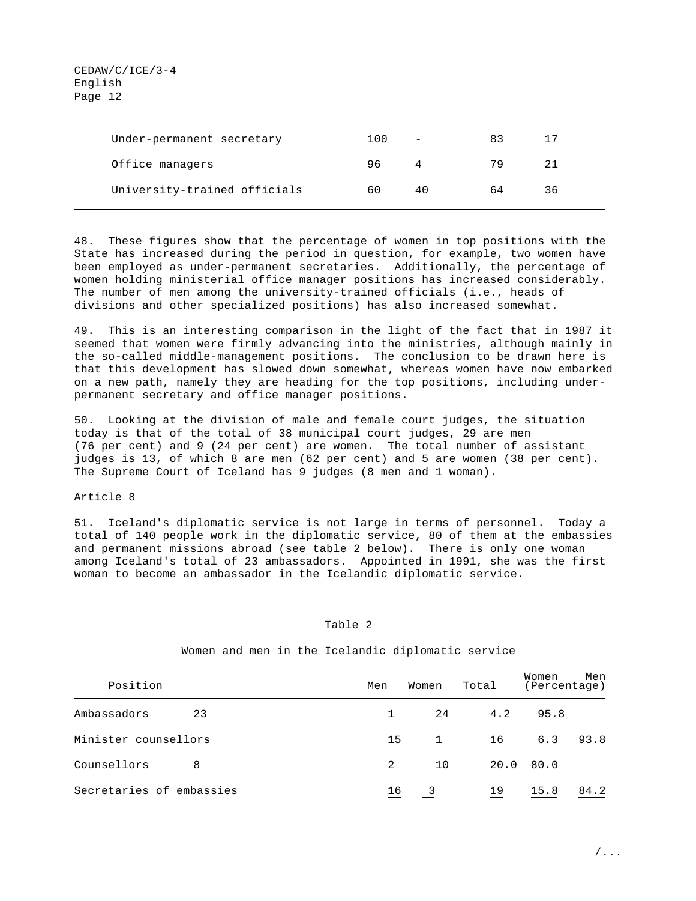| | | | | |
|---|---|---|---|---|
| Under-permanent secretary | 100 | - | 83 | 17 |
| Office managers | 96 | 4 | 79 | 21 |
| University-trained officials | 60 | 40 | 64 | 36 |

48. These figures show that the percentage of women in top positions with the State has increased during the period in question, for example, two women have been employed as under-permanent secretaries. Additionally, the percentage of women holding ministerial office manager positions has increased considerably. The number of men among the university-trained officials (i.e., heads of divisions and other specialized positions) has also increased somewhat.

49. This is an interesting comparison in the light of the fact that in 1987 it seemed that women were firmly advancing into the ministries, although mainly in the so-called middle-management positions. The conclusion to be drawn here is that this development has slowed down somewhat, whereas women have now embarked on a new path, namely they are heading for the top positions, including under-permanent secretary and office manager positions.

50. Looking at the division of male and female court judges, the situation today is that of the total of 38 municipal court judges, 29 are men (76 per cent) and 9 (24 per cent) are women. The total number of assistant judges is 13, of which 8 are men (62 per cent) and 5 are women (38 per cent). The Supreme Court of Iceland has 9 judges (8 men and 1 woman).

Article 8

51. Iceland's diplomatic service is not large in terms of personnel. Today a total of 140 people work in the diplomatic service, 80 of them at the embassies and permanent missions abroad (see table 2 below). There is only one woman among Iceland's total of 23 ambassadors. Appointed in 1991, she was the first woman to become an ambassador in the Icelandic diplomatic service.

Table 2

Women and men in the Icelandic diplomatic service

| Position | Men | Women | Total | Women (Percentage) | Men (Percentage) |
|---|---|---|---|---|---|
| Ambassadors 23 | 1 | 24 | 4.2 | 95.8 | |
| Minister counsellors | 15 | 1 | 16 | 6.3 | 93.8 |
| Counsellors 8 | 2 | 10 | 20.0 | 80.0 | |
| Secretaries of embassies | 16 | 3 | 19 | 15.8 | 84.2 |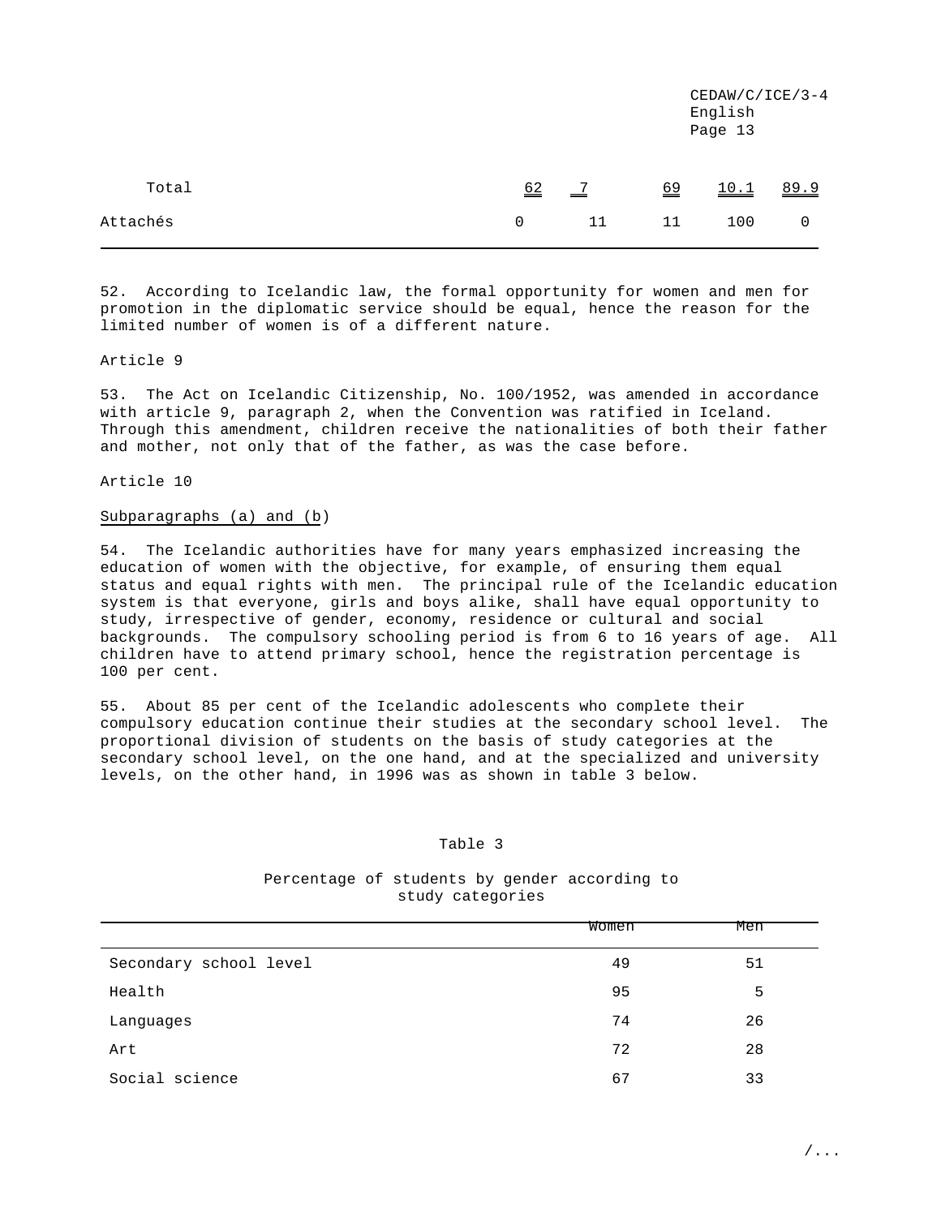| | | | | | |
|---|---|---|---|---|---|
| Total | 62 | 7 | 69 | 10.1 | 89.9 |
| Attachés | 0 | 11 | 11 | 100 | 0 |

52. According to Icelandic law, the formal opportunity for women and men for promotion in the diplomatic service should be equal, hence the reason for the limited number of women is of a different nature.

Article 9

53. The Act on Icelandic Citizenship, No. 100/1952, was amended in accordance with article 9, paragraph 2, when the Convention was ratified in Iceland. Through this amendment, children receive the nationalities of both their father and mother, not only that of the father, as was the case before.

Article 10

Subparagraphs (a) and (b)

54. The Icelandic authorities have for many years emphasized increasing the education of women with the objective, for example, of ensuring them equal status and equal rights with men. The principal rule of the Icelandic education system is that everyone, girls and boys alike, shall have equal opportunity to study, irrespective of gender, economy, residence or cultural and social backgrounds. The compulsory schooling period is from 6 to 16 years of age. All children have to attend primary school, hence the registration percentage is 100 per cent.

55. About 85 per cent of the Icelandic adolescents who complete their compulsory education continue their studies at the secondary school level. The proportional division of students on the basis of study categories at the secondary school level, on the one hand, and at the specialized and university levels, on the other hand, in 1996 was as shown in table 3 below.

Table 3

Percentage of students by gender according to study categories

| | Women | Men |
|---|---|---|
| Secondary school level | 49 | 51 |
| Health | 95 | 5 |
| Languages | 74 | 26 |
| Art | 72 | 28 |
| Social science | 67 | 33 |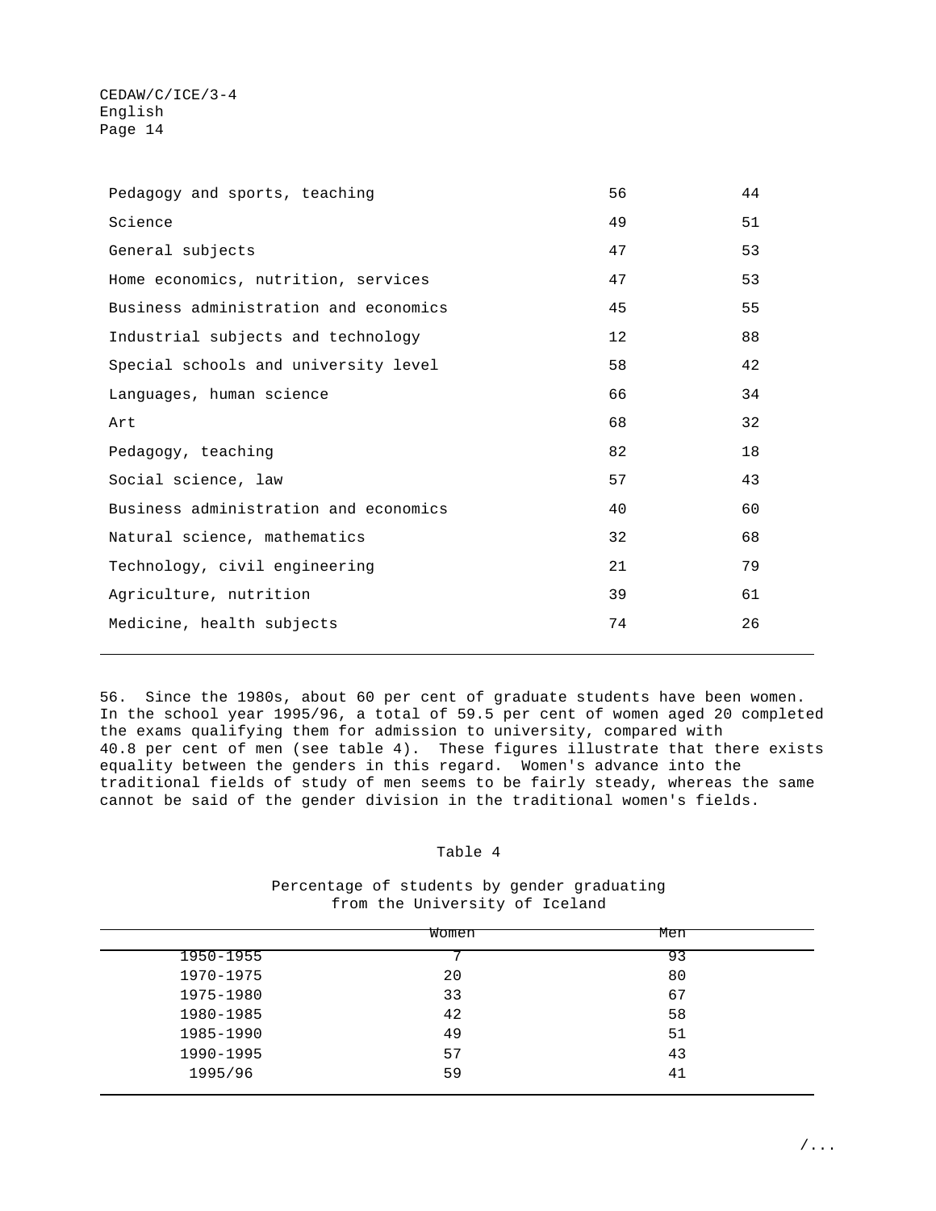| | | |
|---|---|---|
| Pedagogy and sports, teaching | 56 | 44 |
| Science | 49 | 51 |
| General subjects | 47 | 53 |
| Home economics, nutrition, services | 47 | 53 |
| Business administration and economics | 45 | 55 |
| Industrial subjects and technology | 12 | 88 |
| Special schools and university level | 58 | 42 |
| Languages, human science | 66 | 34 |
| Art | 68 | 32 |
| Pedagogy, teaching | 82 | 18 |
| Social science, law | 57 | 43 |
| Business administration and economics | 40 | 60 |
| Natural science, mathematics | 32 | 68 |
| Technology, civil engineering | 21 | 79 |
| Agriculture, nutrition | 39 | 61 |
| Medicine, health subjects | 74 | 26 |

56. Since the 1980s, about 60 per cent of graduate students have been women. In the school year 1995/96, a total of 59.5 per cent of women aged 20 completed the exams qualifying them for admission to university, compared with 40.8 per cent of men (see table 4). These figures illustrate that there exists equality between the genders in this regard. Women's advance into the traditional fields of study of men seems to be fairly steady, whereas the same cannot be said of the gender division in the traditional women's fields.

Table 4

Percentage of students by gender graduating from the University of Iceland

| | Women | Men |
|---|---|---|
| 1950-1955 | 7 | 93 |
| 1970-1975 | 20 | 80 |
| 1975-1980 | 33 | 67 |
| 1980-1985 | 42 | 58 |
| 1985-1990 | 49 | 51 |
| 1990-1995 | 57 | 43 |
| 1995/96 | 59 | 41 |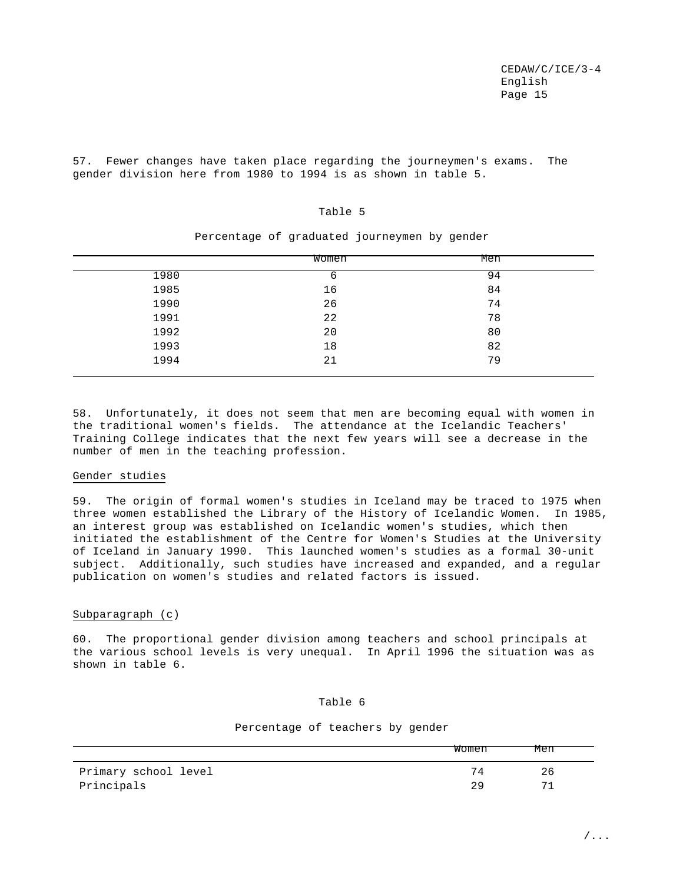57. Fewer changes have taken place regarding the journeymen's exams. The gender division here from 1980 to 1994 is as shown in table 5.

Table 5

Percentage of graduated journeymen by gender

| | Women | Men |
|---|---|---|
| 1980 | 6 | 94 |
| 1985 | 16 | 84 |
| 1990 | 26 | 74 |
| 1991 | 22 | 78 |
| 1992 | 20 | 80 |
| 1993 | 18 | 82 |
| 1994 | 21 | 79 |

58. Unfortunately, it does not seem that men are becoming equal with women in the traditional women's fields. The attendance at the Icelandic Teachers' Training College indicates that the next few years will see a decrease in the number of men in the teaching profession.

Gender studies

59. The origin of formal women's studies in Iceland may be traced to 1975 when three women established the Library of the History of Icelandic Women. In 1985, an interest group was established on Icelandic women's studies, which then initiated the establishment of the Centre for Women's Studies at the University of Iceland in January 1990. This launched women's studies as a formal 30-unit subject. Additionally, such studies have increased and expanded, and a regular publication on women's studies and related factors is issued.

Subparagraph (c)

60. The proportional gender division among teachers and school principals at the various school levels is very unequal. In April 1996 the situation was as shown in table 6.

Table 6

Percentage of teachers by gender

| | Women | Men |
|---|---|---|
| Primary school level | 74 | 26 |
| Principals | 29 | 71 |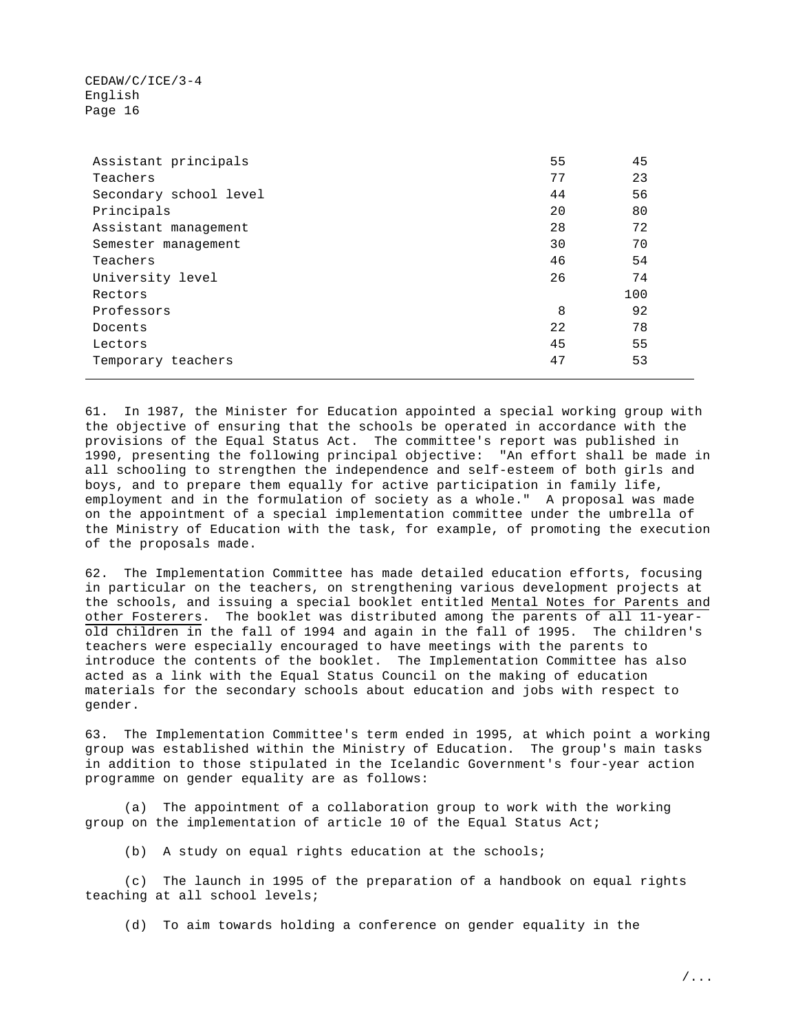| | | |
|---|---|---|
| Assistant principals | 55 | 45 |
| Teachers | 77 | 23 |
| Secondary school level | 44 | 56 |
| Principals | 20 | 80 |
| Assistant management | 28 | 72 |
| Semester management | 30 | 70 |
| Teachers | 46 | 54 |
| University level | 26 | 74 |
| Rectors | | 100 |
| Professors | 8 | 92 |
| Docents | 22 | 78 |
| Lectors | 45 | 55 |
| Temporary teachers | 47 | 53 |

61. In 1987, the Minister for Education appointed a special working group with the objective of ensuring that the schools be operated in accordance with the provisions of the Equal Status Act. The committee's report was published in 1990, presenting the following principal objective: "An effort shall be made in all schooling to strengthen the independence and self-esteem of both girls and boys, and to prepare them equally for active participation in family life, employment and in the formulation of society as a whole." A proposal was made on the appointment of a special implementation committee under the umbrella of the Ministry of Education with the task, for example, of promoting the execution of the proposals made.

62. The Implementation Committee has made detailed education efforts, focusing in particular on the teachers, on strengthening various development projects at the schools, and issuing a special booklet entitled Mental Notes for Parents and other Fosterers. The booklet was distributed among the parents of all 11-year-old children in the fall of 1994 and again in the fall of 1995. The children's teachers were especially encouraged to have meetings with the parents to introduce the contents of the booklet. The Implementation Committee has also acted as a link with the Equal Status Council on the making of education materials for the secondary schools about education and jobs with respect to gender.

63. The Implementation Committee's term ended in 1995, at which point a working group was established within the Ministry of Education. The group's main tasks in addition to those stipulated in the Icelandic Government's four-year action programme on gender equality are as follows:

(a) The appointment of a collaboration group to work with the working group on the implementation of article 10 of the Equal Status Act;

(b) A study on equal rights education at the schools;

(c) The launch in 1995 of the preparation of a handbook on equal rights teaching at all school levels;

(d) To aim towards holding a conference on gender equality in the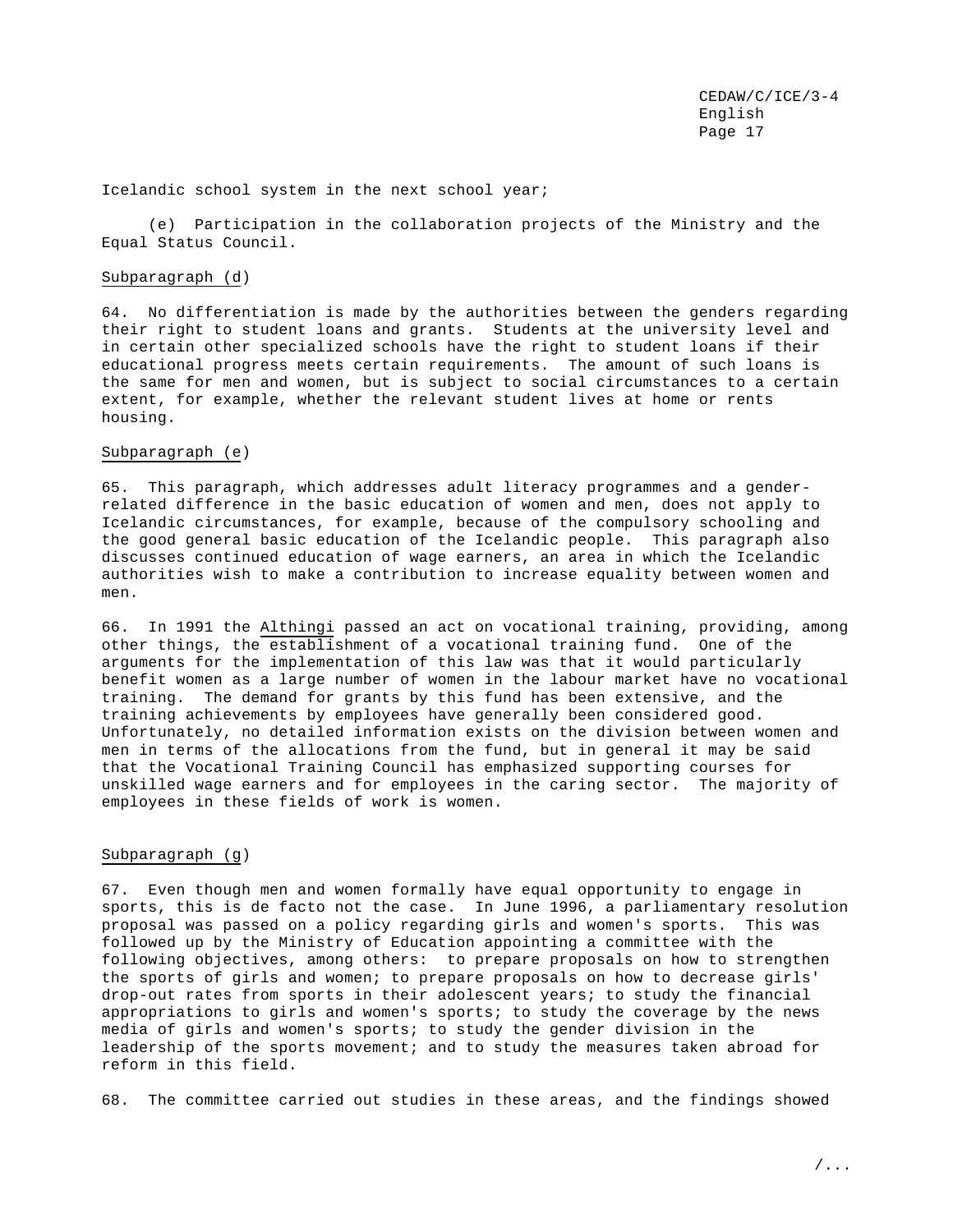Icelandic school system in the next school year;

(e) Participation in the collaboration projects of the Ministry and the Equal Status Council.

Subparagraph (d)

64. No differentiation is made by the authorities between the genders regarding their right to student loans and grants. Students at the university level and in certain other specialized schools have the right to student loans if their educational progress meets certain requirements. The amount of such loans is the same for men and women, but is subject to social circumstances to a certain extent, for example, whether the relevant student lives at home or rents housing.

Subparagraph (e)

65. This paragraph, which addresses adult literacy programmes and a gender-related difference in the basic education of women and men, does not apply to Icelandic circumstances, for example, because of the compulsory schooling and the good general basic education of the Icelandic people. This paragraph also discusses continued education of wage earners, an area in which the Icelandic authorities wish to make a contribution to increase equality between women and men.

66. In 1991 the Althingi passed an act on vocational training, providing, among other things, the establishment of a vocational training fund. One of the arguments for the implementation of this law was that it would particularly benefit women as a large number of women in the labour market have no vocational training. The demand for grants by this fund has been extensive, and the training achievements by employees have generally been considered good. Unfortunately, no detailed information exists on the division between women and men in terms of the allocations from the fund, but in general it may be said that the Vocational Training Council has emphasized supporting courses for unskilled wage earners and for employees in the caring sector. The majority of employees in these fields of work is women.

Subparagraph (g)

67. Even though men and women formally have equal opportunity to engage in sports, this is de facto not the case. In June 1996, a parliamentary resolution proposal was passed on a policy regarding girls and women's sports. This was followed up by the Ministry of Education appointing a committee with the following objectives, among others: to prepare proposals on how to strengthen the sports of girls and women; to prepare proposals on how to decrease girls' drop-out rates from sports in their adolescent years; to study the financial appropriations to girls and women's sports; to study the coverage by the news media of girls and women's sports; to study the gender division in the leadership of the sports movement; and to study the measures taken abroad for reform in this field.

68. The committee carried out studies in these areas, and the findings showed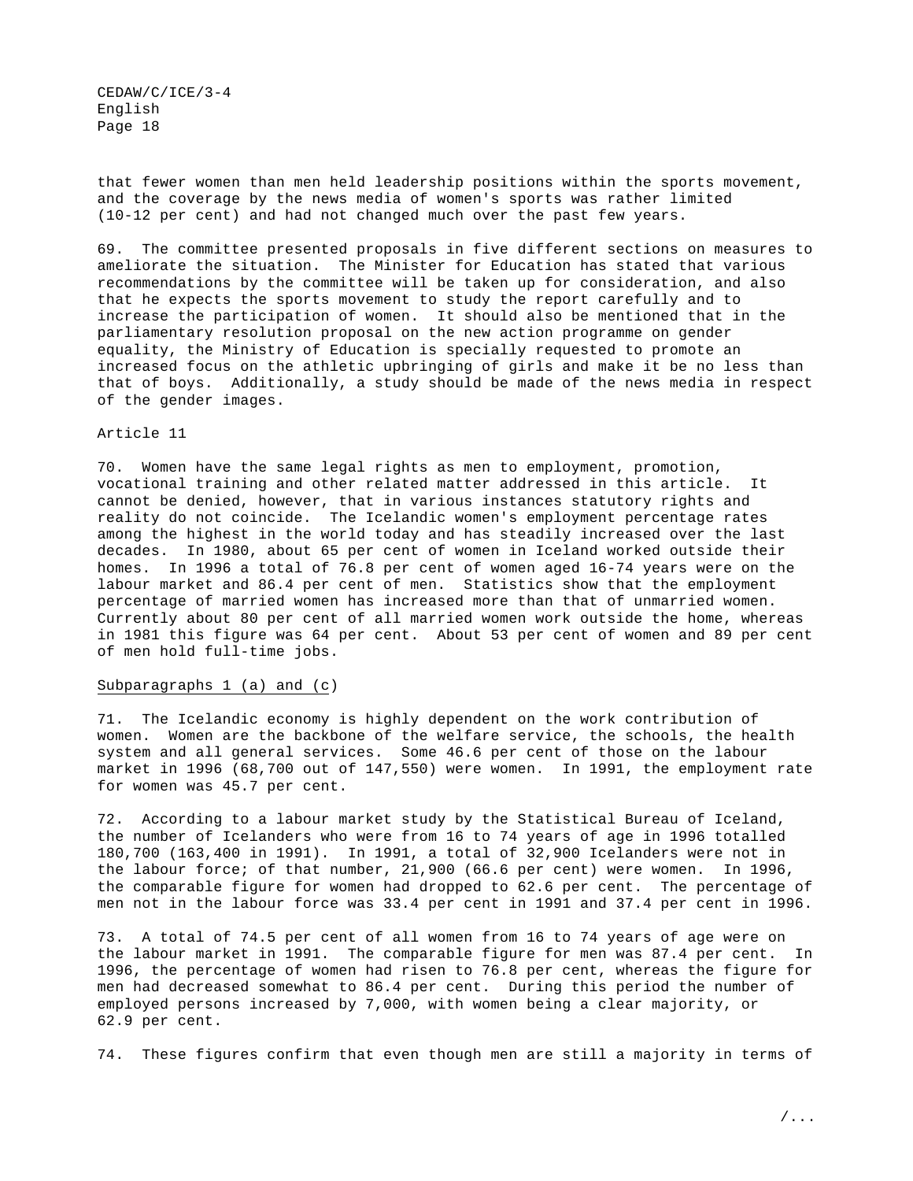that fewer women than men held leadership positions within the sports movement, and the coverage by the news media of women's sports was rather limited (10-12 per cent) and had not changed much over the past few years.

69. The committee presented proposals in five different sections on measures to ameliorate the situation. The Minister for Education has stated that various recommendations by the committee will be taken up for consideration, and also that he expects the sports movement to study the report carefully and to increase the participation of women. It should also be mentioned that in the parliamentary resolution proposal on the new action programme on gender equality, the Ministry of Education is specially requested to promote an increased focus on the athletic upbringing of girls and make it be no less than that of boys. Additionally, a study should be made of the news media in respect of the gender images.

Article 11

70. Women have the same legal rights as men to employment, promotion, vocational training and other related matter addressed in this article. It cannot be denied, however, that in various instances statutory rights and reality do not coincide. The Icelandic women's employment percentage rates among the highest in the world today and has steadily increased over the last decades. In 1980, about 65 per cent of women in Iceland worked outside their homes. In 1996 a total of 76.8 per cent of women aged 16-74 years were on the labour market and 86.4 per cent of men. Statistics show that the employment percentage of married women has increased more than that of unmarried women. Currently about 80 per cent of all married women work outside the home, whereas in 1981 this figure was 64 per cent. About 53 per cent of women and 89 per cent of men hold full-time jobs.

Subparagraphs 1 (a) and (c)

71. The Icelandic economy is highly dependent on the work contribution of women. Women are the backbone of the welfare service, the schools, the health system and all general services. Some 46.6 per cent of those on the labour market in 1996 (68,700 out of 147,550) were women. In 1991, the employment rate for women was 45.7 per cent.

72. According to a labour market study by the Statistical Bureau of Iceland, the number of Icelanders who were from 16 to 74 years of age in 1996 totalled 180,700 (163,400 in 1991). In 1991, a total of 32,900 Icelanders were not in the labour force; of that number, 21,900 (66.6 per cent) were women. In 1996, the comparable figure for women had dropped to 62.6 per cent. The percentage of men not in the labour force was 33.4 per cent in 1991 and 37.4 per cent in 1996.

73. A total of 74.5 per cent of all women from 16 to 74 years of age were on the labour market in 1991. The comparable figure for men was 87.4 per cent. In 1996, the percentage of women had risen to 76.8 per cent, whereas the figure for men had decreased somewhat to 86.4 per cent. During this period the number of employed persons increased by 7,000, with women being a clear majority, or 62.9 per cent.

74. These figures confirm that even though men are still a majority in terms of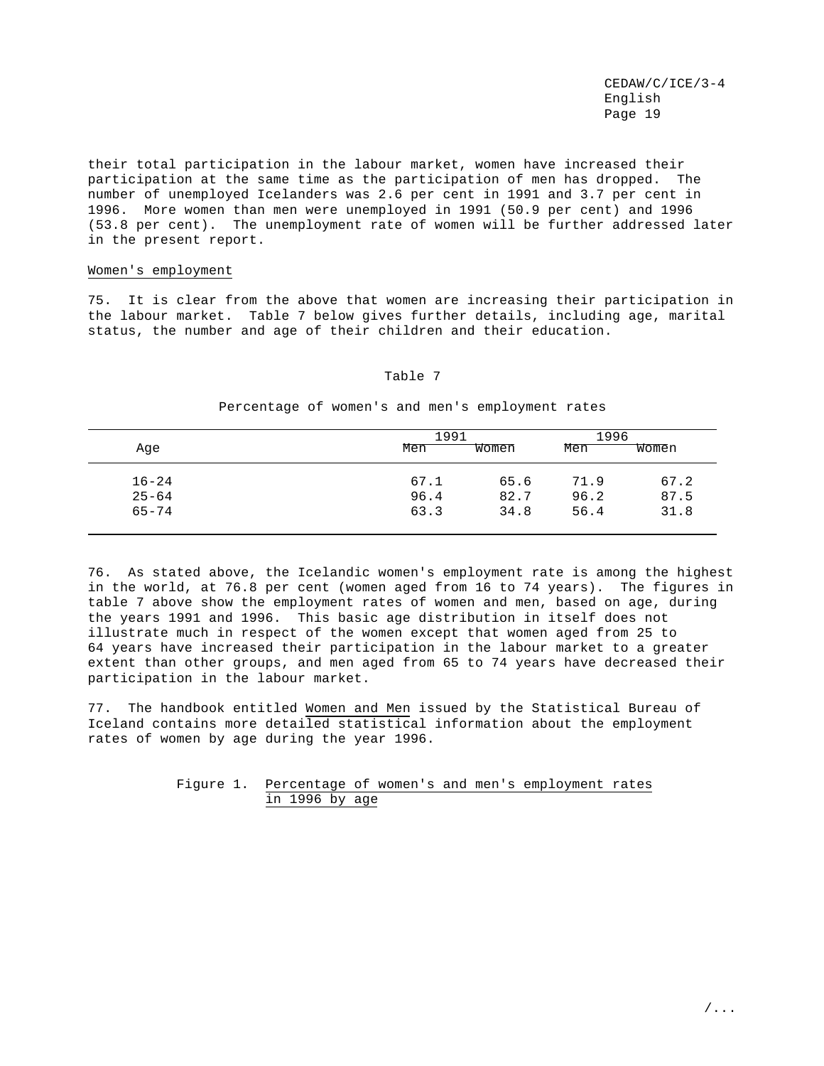their total participation in the labour market, women have increased their participation at the same time as the participation of men has dropped. The number of unemployed Icelanders was 2.6 per cent in 1991 and 3.7 per cent in 1996. More women than men were unemployed in 1991 (50.9 per cent) and 1996 (53.8 per cent). The unemployment rate of women will be further addressed later in the present report.

Women's employment

75. It is clear from the above that women are increasing their participation in the labour market. Table 7 below gives further details, including age, marital status, the number and age of their children and their education.

Table 7

Percentage of women's and men's employment rates

| Age | 1991 | | 1996 | |
|---|---|---|---|---|
| | Men | Women | Men | Women |
| 16-24 | 67.1 | 65.6 | 71.9 | 67.2 |
| 25-64 | 96.4 | 82.7 | 96.2 | 87.5 |
| 65-74 | 63.3 | 34.8 | 56.4 | 31.8 |

76. As stated above, the Icelandic women's employment rate is among the highest in the world, at 76.8 per cent (women aged from 16 to 74 years). The figures in table 7 above show the employment rates of women and men, based on age, during the years 1991 and 1996. This basic age distribution in itself does not illustrate much in respect of the women except that women aged from 25 to 64 years have increased their participation in the labour market to a greater extent than other groups, and men aged from 65 to 74 years have decreased their participation in the labour market.

77. The handbook entitled Women and Men issued by the Statistical Bureau of Iceland contains more detailed statistical information about the employment rates of women by age during the year 1996.

Figure 1. Percentage of women's and men's employment rates in 1996 by age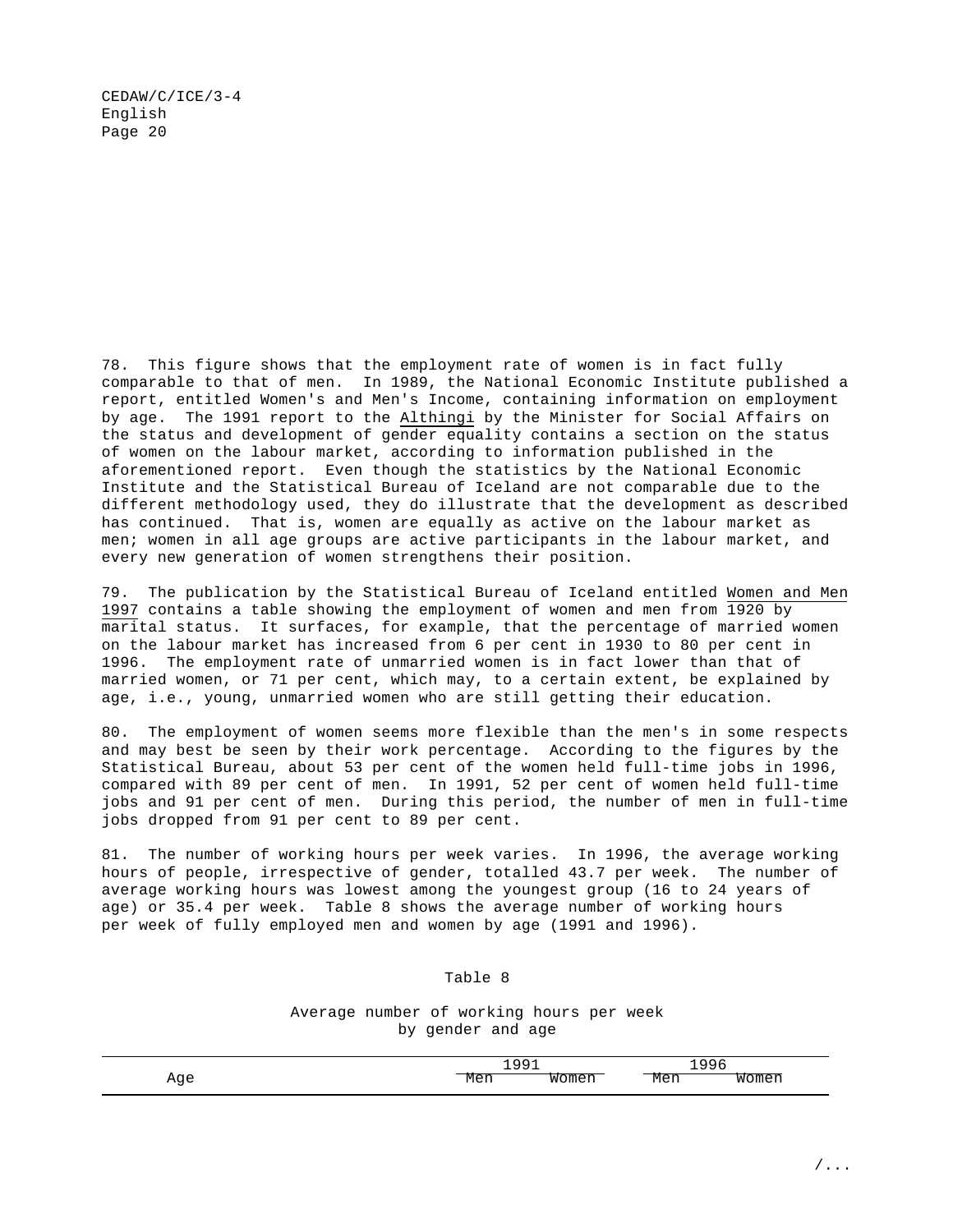78. This figure shows that the employment rate of women is in fact fully comparable to that of men. In 1989, the National Economic Institute published a report, entitled Women's and Men's Income, containing information on employment by age. The 1991 report to the Althingi by the Minister for Social Affairs on the status and development of gender equality contains a section on the status of women on the labour market, according to information published in the aforementioned report. Even though the statistics by the National Economic Institute and the Statistical Bureau of Iceland are not comparable due to the different methodology used, they do illustrate that the development as described has continued. That is, women are equally as active on the labour market as men; women in all age groups are active participants in the labour market, and every new generation of women strengthens their position.

79. The publication by the Statistical Bureau of Iceland entitled Women and Men 1997 contains a table showing the employment of women and men from 1920 by marital status. It surfaces, for example, that the percentage of married women on the labour market has increased from 6 per cent in 1930 to 80 per cent in 1996. The employment rate of unmarried women is in fact lower than that of married women, or 71 per cent, which may, to a certain extent, be explained by age, i.e., young, unmarried women who are still getting their education.

80. The employment of women seems more flexible than the men's in some respects and may best be seen by their work percentage. According to the figures by the Statistical Bureau, about 53 per cent of the women held full-time jobs in 1996, compared with 89 per cent of men. In 1991, 52 per cent of women held full-time jobs and 91 per cent of men. During this period, the number of men in full-time jobs dropped from 91 per cent to 89 per cent.

81. The number of working hours per week varies. In 1996, the average working hours of people, irrespective of gender, totalled 43.7 per week. The number of average working hours was lowest among the youngest group (16 to 24 years of age) or 35.4 per week. Table 8 shows the average number of working hours per week of fully employed men and women by age (1991 and 1996).

Table 8

Average number of working hours per week by gender and age

| Age | 1991 | | 1996 | |
|---|---|---|---|---|
| | Men | Women | Men | Women |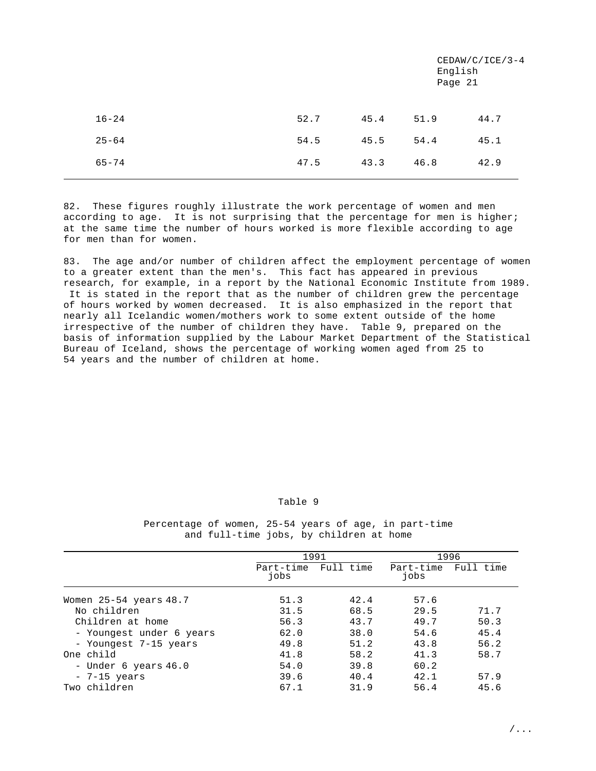| | | | | |
|---|---|---|---|---|
| 16-24 | 52.7 | 45.4 | 51.9 | 44.7 |
| 25-64 | 54.5 | 45.5 | 54.4 | 45.1 |
| 65-74 | 47.5 | 43.3 | 46.8 | 42.9 |

82. These figures roughly illustrate the work percentage of women and men according to age. It is not surprising that the percentage for men is higher; at the same time the number of hours worked is more flexible according to age for men than for women.

83. The age and/or number of children affect the employment percentage of women to a greater extent than the men's. This fact has appeared in previous research, for example, in a report by the National Economic Institute from 1989. It is stated in the report that as the number of children grew the percentage of hours worked by women decreased. It is also emphasized in the report that nearly all Icelandic women/mothers work to some extent outside of the home irrespective of the number of children they have. Table 9, prepared on the basis of information supplied by the Labour Market Department of the Statistical Bureau of Iceland, shows the percentage of working women aged from 25 to 54 years and the number of children at home.

Table 9

Percentage of women, 25-54 years of age, in part-time and full-time jobs, by children at home

| | 1991 | | 1996 | |
|---|---|---|---|---|
| | Part-time jobs | Full time | Part-time jobs | Full time |
| Women 25-54 years 48.7 | 51.3 | 42.4 | 57.6 | |
| No children | 31.5 | 68.5 | 29.5 | 71.7 |
| Children at home | 56.3 | 43.7 | 49.7 | 50.3 |
| - Youngest under 6 years | 62.0 | 38.0 | 54.6 | 45.4 |
| - Youngest 7-15 years | 49.8 | 51.2 | 43.8 | 56.2 |
| One child | 41.8 | 58.2 | 41.3 | 58.7 |
| - Under 6 years 46.0 | 54.0 | 39.8 | 60.2 | |
| - 7-15 years | 39.6 | 40.4 | 42.1 | 57.9 |
| Two children | 67.1 | 31.9 | 56.4 | 45.6 |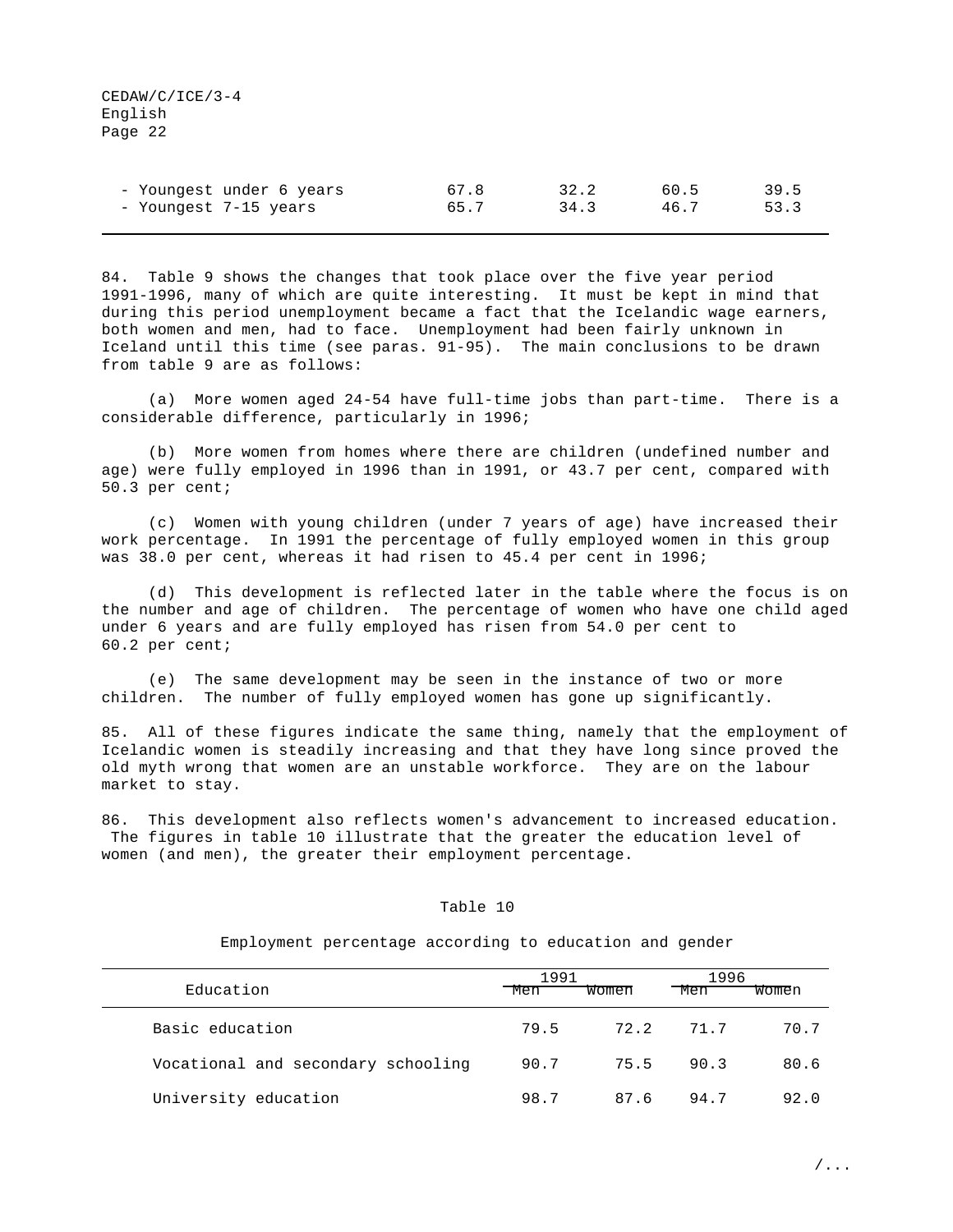| | | | | |
|---|---|---|---|---|
| - Youngest under 6 years | 67.8 | 32.2 | 60.5 | 39.5 |
| - Youngest 7-15 years | 65.7 | 34.3 | 46.7 | 53.3 |

84. Table 9 shows the changes that took place over the five year period 1991-1996, many of which are quite interesting. It must be kept in mind that during this period unemployment became a fact that the Icelandic wage earners, both women and men, had to face. Unemployment had been fairly unknown in Iceland until this time (see paras. 91-95). The main conclusions to be drawn from table 9 are as follows:

(a) More women aged 24-54 have full-time jobs than part-time. There is a considerable difference, particularly in 1996;

(b) More women from homes where there are children (undefined number and age) were fully employed in 1996 than in 1991, or 43.7 per cent, compared with 50.3 per cent;

(c) Women with young children (under 7 years of age) have increased their work percentage. In 1991 the percentage of fully employed women in this group was 38.0 per cent, whereas it had risen to 45.4 per cent in 1996;

(d) This development is reflected later in the table where the focus is on the number and age of children. The percentage of women who have one child aged under 6 years and are fully employed has risen from 54.0 per cent to 60.2 per cent;

(e) The same development may be seen in the instance of two or more children. The number of fully employed women has gone up significantly.

85. All of these figures indicate the same thing, namely that the employment of Icelandic women is steadily increasing and that they have long since proved the old myth wrong that women are an unstable workforce. They are on the labour market to stay.

86. This development also reflects women's advancement to increased education. The figures in table 10 illustrate that the greater the education level of women (and men), the greater their employment percentage.

Table 10

Employment percentage according to education and gender

| Education | 1991 | | 1996 | |
|---|---|---|---|---|
| | Men | Women | Men | Women |
| Basic education | 79.5 | 72.2 | 71.7 | 70.7 |
| Vocational and secondary schooling | 90.7 | 75.5 | 90.3 | 80.6 |
| University education | 98.7 | 87.6 | 94.7 | 92.0 |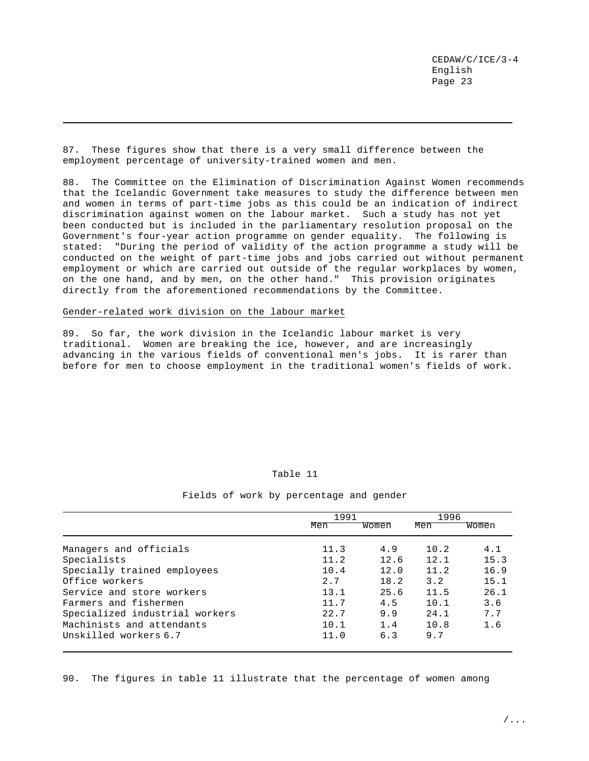87. These figures show that there is a very small difference between the employment percentage of university-trained women and men.

88. The Committee on the Elimination of Discrimination Against Women recommends that the Icelandic Government take measures to study the difference between men and women in terms of part-time jobs as this could be an indication of indirect discrimination against women on the labour market. Such a study has not yet been conducted but is included in the parliamentary resolution proposal on the Government's four-year action programme on gender equality. The following is stated: "During the period of validity of the action programme a study will be conducted on the weight of part-time jobs and jobs carried out without permanent employment or which are carried out outside of the regular workplaces by women, on the one hand, and by men, on the other hand." This provision originates directly from the aforementioned recommendations by the Committee.

Gender-related work division on the labour market

89. So far, the work division in the Icelandic labour market is very traditional. Women are breaking the ice, however, and are increasingly advancing in the various fields of conventional men's jobs. It is rarer than before for men to choose employment in the traditional women's fields of work.

Table 11

Fields of work by percentage and gender

| | 1991 | | 1996 | |
|---|---|---|---|---|
| | Men | Women | Men | Women |
| Managers and officials | 11.3 | 4.9 | 10.2 | 4.1 |
| Specialists | 11.2 | 12.6 | 12.1 | 15.3 |
| Specially trained employees | 10.4 | 12.0 | 11.2 | 16.9 |
| Office workers | 2.7 | 18.2 | 3.2 | 15.1 |
| Service and store workers | 13.1 | 25.6 | 11.5 | 26.1 |
| Farmers and fishermen | 11.7 | 4.5 | 10.1 | 3.6 |
| Specialized industrial workers | 22.7 | 9.9 | 24.1 | 7.7 |
| Machinists and attendants | 10.1 | 1.4 | 10.8 | 1.6 |
| Unskilled workers 6.7 | 11.0 | 6.3 | 9.7 | |

90. The figures in table 11 illustrate that the percentage of women among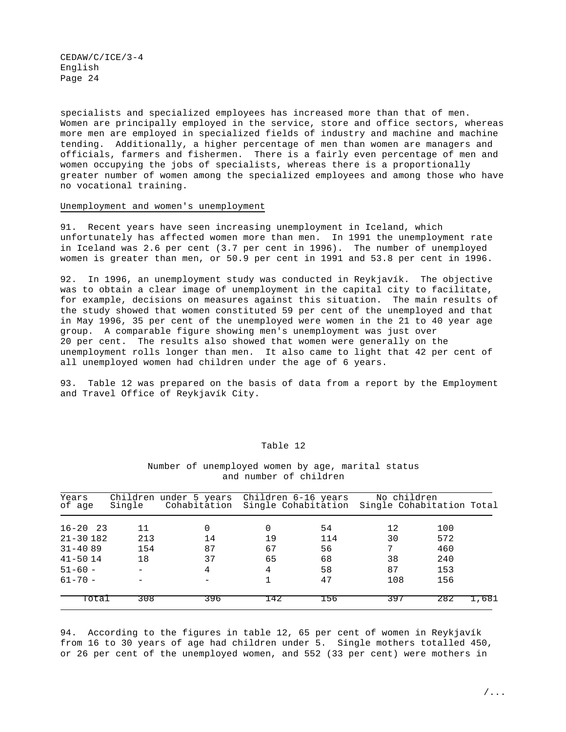specialists and specialized employees has increased more than that of men. Women are principally employed in the service, store and office sectors, whereas more men are employed in specialized fields of industry and machine and machine tending. Additionally, a higher percentage of men than women are managers and officials, farmers and fishermen. There is a fairly even percentage of men and women occupying the jobs of specialists, whereas there is a proportionally greater number of women among the specialized employees and among those who have no vocational training.

Unemployment and women's unemployment

91. Recent years have seen increasing unemployment in Iceland, which unfortunately has affected women more than men. In 1991 the unemployment rate in Iceland was 2.6 per cent (3.7 per cent in 1996). The number of unemployed women is greater than men, or 50.9 per cent in 1991 and 53.8 per cent in 1996.

92. In 1996, an unemployment study was conducted in Reykjavík. The objective was to obtain a clear image of unemployment in the capital city to facilitate, for example, decisions on measures against this situation. The main results of the study showed that women constituted 59 per cent of the unemployed and that in May 1996, 35 per cent of the unemployed were women in the 21 to 40 year age group. A comparable figure showing men's unemployment was just over 20 per cent. The results also showed that women were generally on the unemployment rolls longer than men. It also came to light that 42 per cent of all unemployed women had children under the age of 6 years.

93. Table 12 was prepared on the basis of data from a report by the Employment and Travel Office of Reykjavík City.

Table 12

Number of unemployed women by age, marital status and number of children

| Years of age | Children under 5 years | | Children 6-16 years | | No children | | Total |
|---|---|---|---|---|---|---|---|
| | Single | Cohabitation | Single | Cohabitation | Single | Cohabitation | |
| 16-20 | 23 | 11 | 0 | 0 | 54 | 12 | 100 |
| 21-30 | 182 | 213 | 14 | 19 | 114 | 30 | 572 |
| 31-40 | 89 | 154 | 87 | 67 | 56 | 7 | 460 |
| 41-50 | 14 | 18 | 37 | 65 | 68 | 38 | 240 |
| 51-60 | - | - | 4 | 4 | 58 | 87 | 153 |
| 61-70 | - | - | - | 1 | 47 | 108 | 156 |
| Total | 308 | 396 | 142 | 156 | 397 | 282 | 1,681 |

94. According to the figures in table 12, 65 per cent of women in Reykjavík from 16 to 30 years of age had children under 5. Single mothers totalled 450, or 26 per cent of the unemployed women, and 552 (33 per cent) were mothers in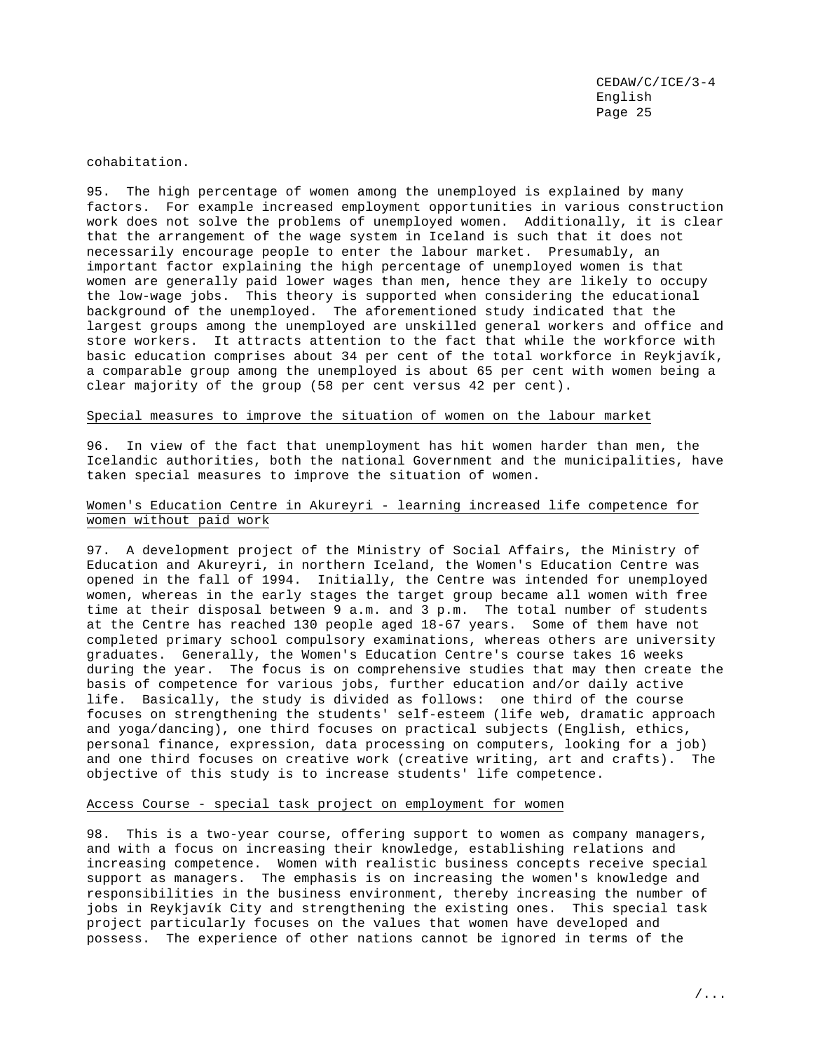cohabitation.

95. The high percentage of women among the unemployed is explained by many factors. For example increased employment opportunities in various construction work does not solve the problems of unemployed women. Additionally, it is clear that the arrangement of the wage system in Iceland is such that it does not necessarily encourage people to enter the labour market. Presumably, an important factor explaining the high percentage of unemployed women is that women are generally paid lower wages than men, hence they are likely to occupy the low-wage jobs. This theory is supported when considering the educational background of the unemployed. The aforementioned study indicated that the largest groups among the unemployed are unskilled general workers and office and store workers. It attracts attention to the fact that while the workforce with basic education comprises about 34 per cent of the total workforce in Reykjavík, a comparable group among the unemployed is about 65 per cent with women being a clear majority of the group (58 per cent versus 42 per cent).

## Special measures to improve the situation of women on the labour market

96. In view of the fact that unemployment has hit women harder than men, the Icelandic authorities, both the national Government and the municipalities, have taken special measures to improve the situation of women.

## Women's Education Centre in Akureyri - learning increased life competence for women without paid work

97. A development project of the Ministry of Social Affairs, the Ministry of Education and Akureyri, in northern Iceland, the Women's Education Centre was opened in the fall of 1994. Initially, the Centre was intended for unemployed women, whereas in the early stages the target group became all women with free time at their disposal between 9 a.m. and 3 p.m. The total number of students at the Centre has reached 130 people aged 18-67 years. Some of them have not completed primary school compulsory examinations, whereas others are university graduates. Generally, the Women's Education Centre's course takes 16 weeks during the year. The focus is on comprehensive studies that may then create the basis of competence for various jobs, further education and/or daily active life. Basically, the study is divided as follows: one third of the course focuses on strengthening the students' self-esteem (life web, dramatic approach and yoga/dancing), one third focuses on practical subjects (English, ethics, personal finance, expression, data processing on computers, looking for a job) and one third focuses on creative work (creative writing, art and crafts). The objective of this study is to increase students' life competence.

## Access Course - special task project on employment for women

98. This is a two-year course, offering support to women as company managers, and with a focus on increasing their knowledge, establishing relations and increasing competence. Women with realistic business concepts receive special support as managers. The emphasis is on increasing the women's knowledge and responsibilities in the business environment, thereby increasing the number of jobs in Reykjavík City and strengthening the existing ones. This special task project particularly focuses on the values that women have developed and possess. The experience of other nations cannot be ignored in terms of the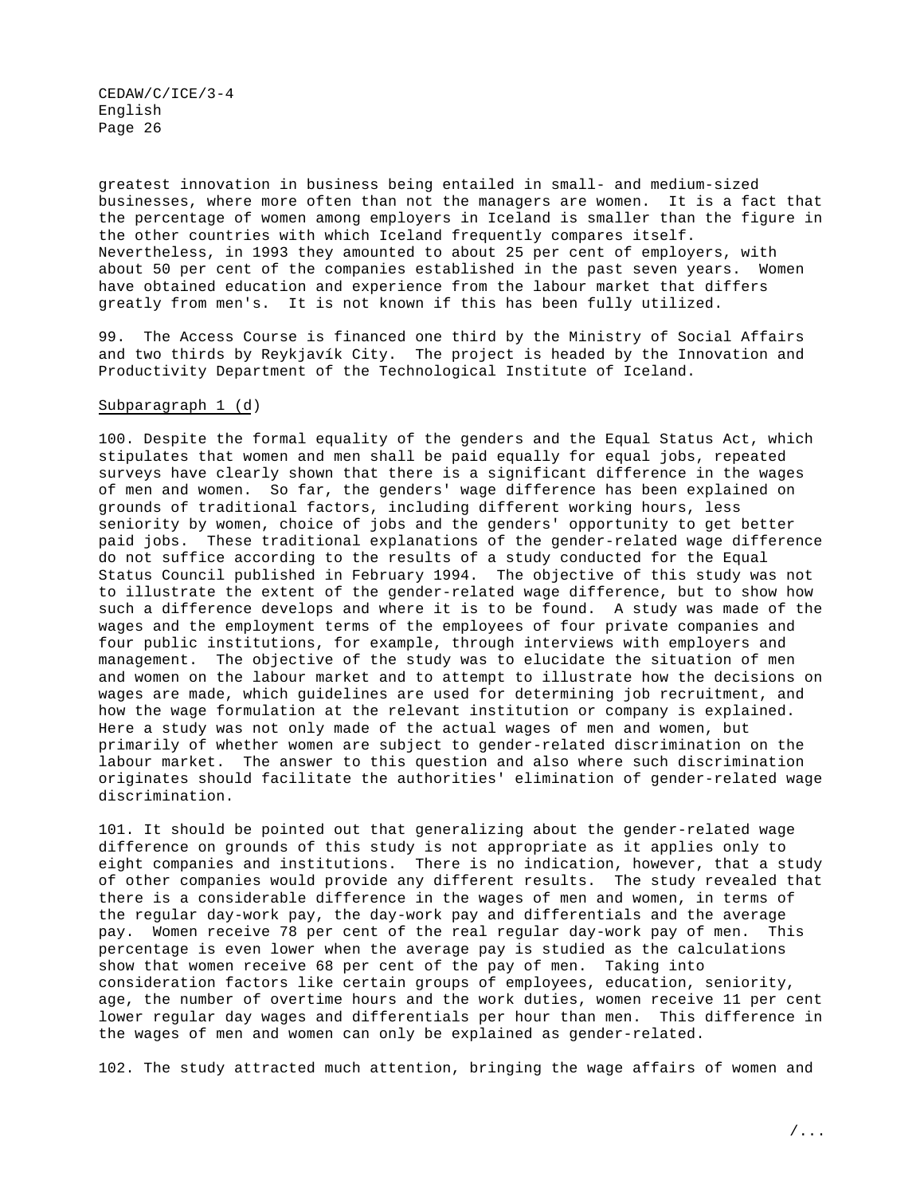greatest innovation in business being entailed in small- and medium-sized businesses, where more often than not the managers are women. It is a fact that the percentage of women among employers in Iceland is smaller than the figure in the other countries with which Iceland frequently compares itself. Nevertheless, in 1993 they amounted to about 25 per cent of employers, with about 50 per cent of the companies established in the past seven years. Women have obtained education and experience from the labour market that differs greatly from men's. It is not known if this has been fully utilized.

99. The Access Course is financed one third by the Ministry of Social Affairs and two thirds by Reykjavík City. The project is headed by the Innovation and Productivity Department of the Technological Institute of Iceland.

Subparagraph 1 (d)

100. Despite the formal equality of the genders and the Equal Status Act, which stipulates that women and men shall be paid equally for equal jobs, repeated surveys have clearly shown that there is a significant difference in the wages of men and women. So far, the genders' wage difference has been explained on grounds of traditional factors, including different working hours, less seniority by women, choice of jobs and the genders' opportunity to get better paid jobs. These traditional explanations of the gender-related wage difference do not suffice according to the results of a study conducted for the Equal Status Council published in February 1994. The objective of this study was not to illustrate the extent of the gender-related wage difference, but to show how such a difference develops and where it is to be found. A study was made of the wages and the employment terms of the employees of four private companies and four public institutions, for example, through interviews with employers and management. The objective of the study was to elucidate the situation of men and women on the labour market and to attempt to illustrate how the decisions on wages are made, which guidelines are used for determining job recruitment, and how the wage formulation at the relevant institution or company is explained. Here a study was not only made of the actual wages of men and women, but primarily of whether women are subject to gender-related discrimination on the labour market. The answer to this question and also where such discrimination originates should facilitate the authorities' elimination of gender-related wage discrimination.

101. It should be pointed out that generalizing about the gender-related wage difference on grounds of this study is not appropriate as it applies only to eight companies and institutions. There is no indication, however, that a study of other companies would provide any different results. The study revealed that there is a considerable difference in the wages of men and women, in terms of the regular day-work pay, the day-work pay and differentials and the average pay. Women receive 78 per cent of the real regular day-work pay of men. This percentage is even lower when the average pay is studied as the calculations show that women receive 68 per cent of the pay of men. Taking into consideration factors like certain groups of employees, education, seniority, age, the number of overtime hours and the work duties, women receive 11 per cent lower regular day wages and differentials per hour than men. This difference in the wages of men and women can only be explained as gender-related.

102. The study attracted much attention, bringing the wage affairs of women and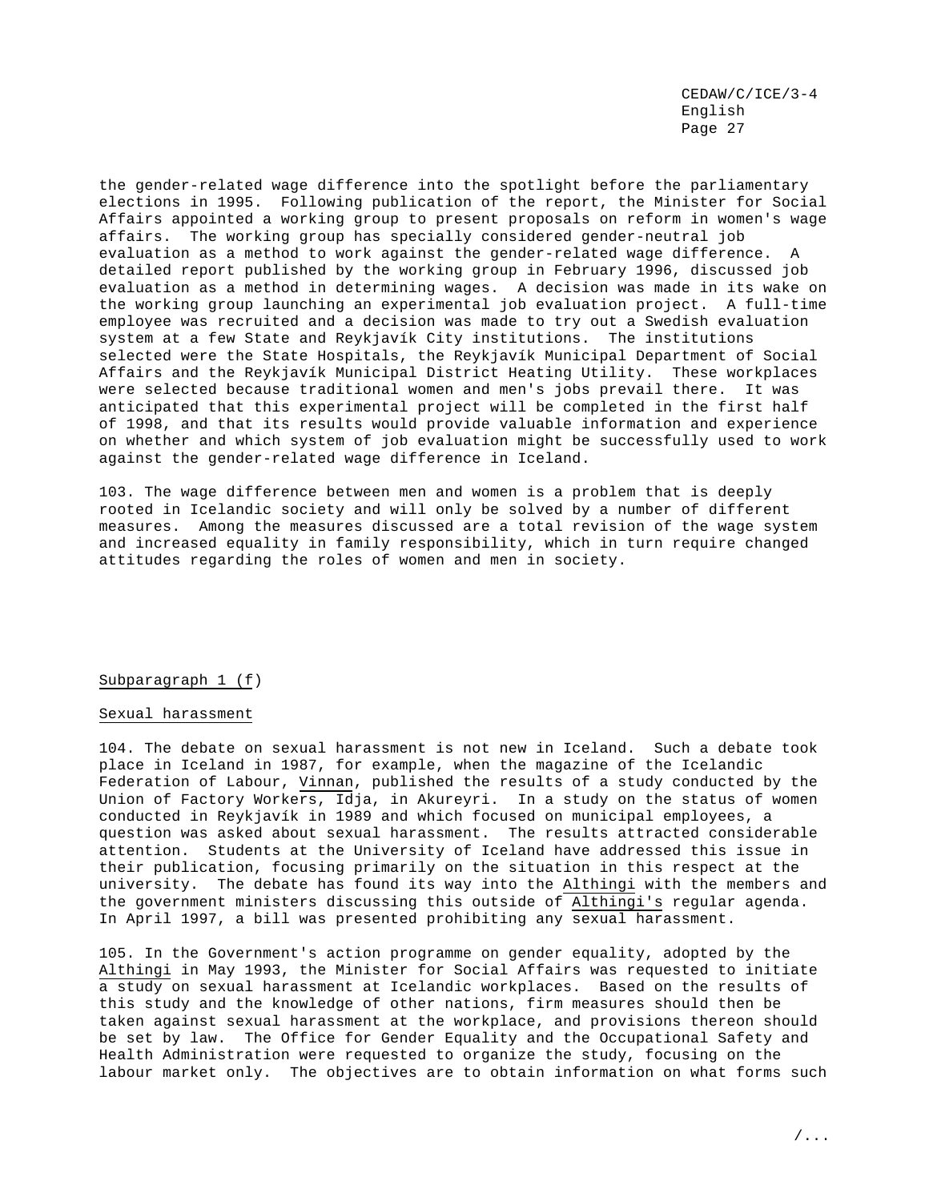the gender-related wage difference into the spotlight before the parliamentary elections in 1995. Following publication of the report, the Minister for Social Affairs appointed a working group to present proposals on reform in women's wage affairs. The working group has specially considered gender-neutral job evaluation as a method to work against the gender-related wage difference. A detailed report published by the working group in February 1996, discussed job evaluation as a method in determining wages. A decision was made in its wake on the working group launching an experimental job evaluation project. A full-time employee was recruited and a decision was made to try out a Swedish evaluation system at a few State and Reykjavík City institutions. The institutions selected were the State Hospitals, the Reykjavík Municipal Department of Social Affairs and the Reykjavík Municipal District Heating Utility. These workplaces were selected because traditional women and men's jobs prevail there. It was anticipated that this experimental project will be completed in the first half of 1998, and that its results would provide valuable information and experience on whether and which system of job evaluation might be successfully used to work against the gender-related wage difference in Iceland.

103. The wage difference between men and women is a problem that is deeply rooted in Icelandic society and will only be solved by a number of different measures. Among the measures discussed are a total revision of the wage system and increased equality in family responsibility, which in turn require changed attitudes regarding the roles of women and men in society.

## Subparagraph 1 (f)

### Sexual harassment

104. The debate on sexual harassment is not new in Iceland. Such a debate took place in Iceland in 1987, for example, when the magazine of the Icelandic Federation of Labour, *Vinnan*, published the results of a study conducted by the Union of Factory Workers, *Idja*, in Akureyri. In a study on the status of women conducted in Reykjavík in 1989 and which focused on municipal employees, a question was asked about sexual harassment. The results attracted considerable attention. Students at the University of Iceland have addressed this issue in their publication, focusing primarily on the situation in this respect at the university. The debate has found its way into the *Althingi* with the members and the government ministers discussing this outside of *Althingi's* regular agenda. In April 1997, a bill was presented prohibiting any sexual harassment.

105. In the Government's action programme on gender equality, adopted by the *Althingi* in May 1993, the Minister for Social Affairs was requested to initiate a study on sexual harassment at Icelandic workplaces. Based on the results of this study and the knowledge of other nations, firm measures should then be taken against sexual harassment at the workplace, and provisions thereon should be set by law. The Office for Gender Equality and the Occupational Safety and Health Administration were requested to organize the study, focusing on the labour market only. The objectives are to obtain information on what forms such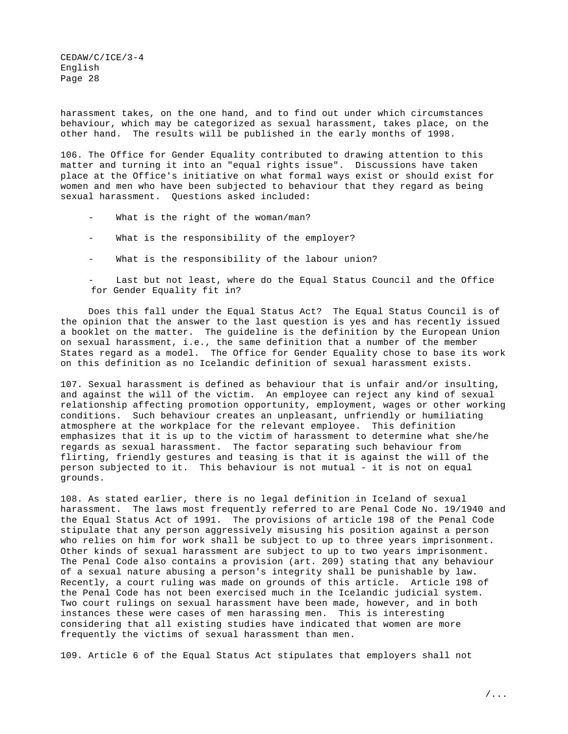harassment takes, on the one hand, and to find out under which circumstances behaviour, which may be categorized as sexual harassment, takes place, on the other hand. The results will be published in the early months of 1998.

106. The Office for Gender Equality contributed to drawing attention to this matter and turning it into an "equal rights issue". Discussions have taken place at the Office's initiative on what formal ways exist or should exist for women and men who have been subjected to behaviour that they regard as being sexual harassment. Questions asked included:

- What is the right of the woman/man?
- What is the responsibility of the employer?
- What is the responsibility of the labour union?
- Last but not least, where do the Equal Status Council and the Office for Gender Equality fit in?

Does this fall under the Equal Status Act? The Equal Status Council is of the opinion that the answer to the last question is yes and has recently issued a booklet on the matter. The guideline is the definition by the European Union on sexual harassment, i.e., the same definition that a number of the member States regard as a model. The Office for Gender Equality chose to base its work on this definition as no Icelandic definition of sexual harassment exists.

107. Sexual harassment is defined as behaviour that is unfair and/or insulting, and against the will of the victim. An employee can reject any kind of sexual relationship affecting promotion opportunity, employment, wages or other working conditions. Such behaviour creates an unpleasant, unfriendly or humiliating atmosphere at the workplace for the relevant employee. This definition emphasizes that it is up to the victim of harassment to determine what she/he regards as sexual harassment. The factor separating such behaviour from flirting, friendly gestures and teasing is that it is against the will of the person subjected to it. This behaviour is not mutual - it is not on equal grounds.

108. As stated earlier, there is no legal definition in Iceland of sexual harassment. The laws most frequently referred to are Penal Code No. 19/1940 and the Equal Status Act of 1991. The provisions of article 198 of the Penal Code stipulate that any person aggressively misusing his position against a person who relies on him for work shall be subject to up to three years imprisonment. Other kinds of sexual harassment are subject to up to two years imprisonment. The Penal Code also contains a provision (art. 209) stating that any behaviour of a sexual nature abusing a person's integrity shall be punishable by law. Recently, a court ruling was made on grounds of this article. Article 198 of the Penal Code has not been exercised much in the Icelandic judicial system. Two court rulings on sexual harassment have been made, however, and in both instances these were cases of men harassing men. This is interesting considering that all existing studies have indicated that women are more frequently the victims of sexual harassment than men.

109. Article 6 of the Equal Status Act stipulates that employers shall not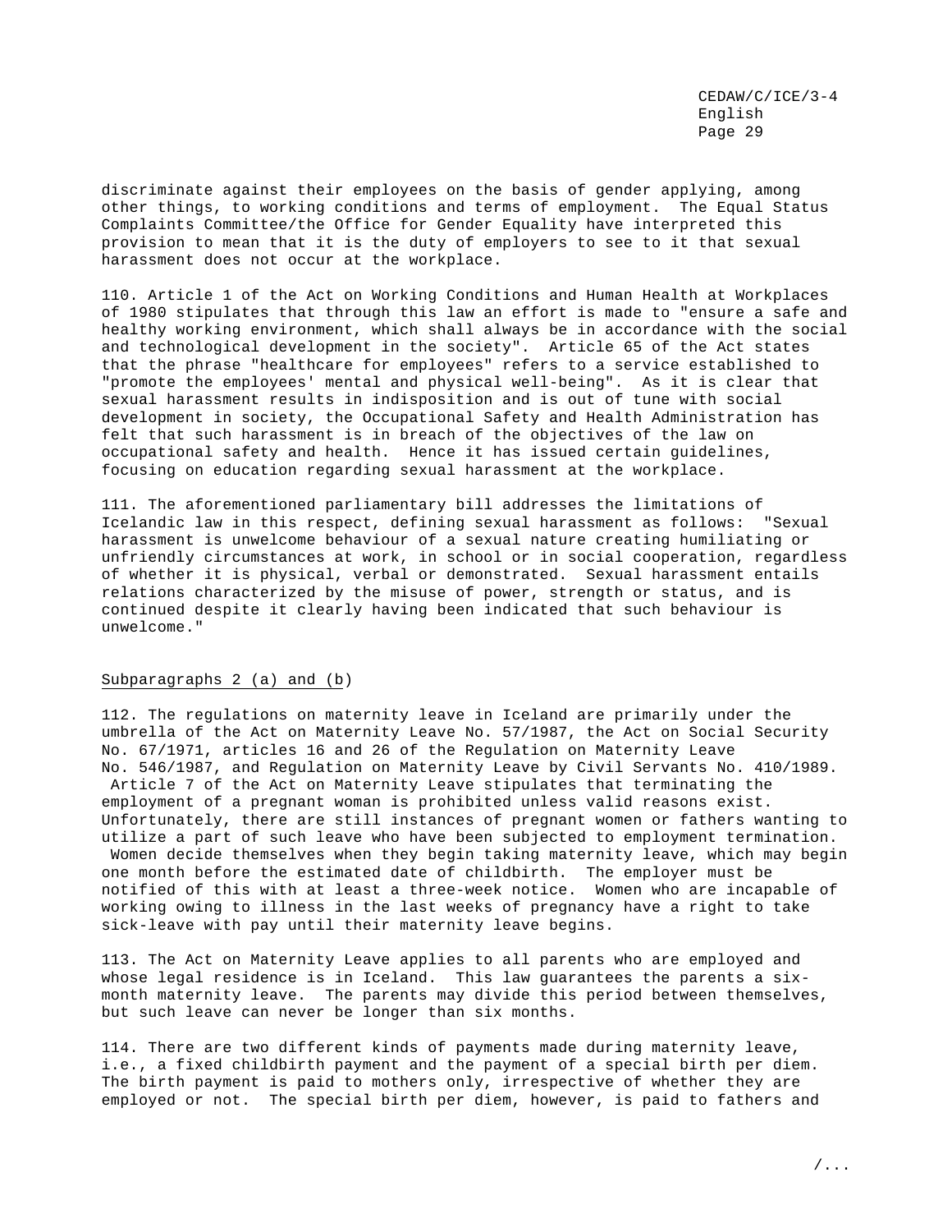discriminate against their employees on the basis of gender applying, among other things, to working conditions and terms of employment. The Equal Status Complaints Committee/the Office for Gender Equality have interpreted this provision to mean that it is the duty of employers to see to it that sexual harassment does not occur at the workplace.

110. Article 1 of the Act on Working Conditions and Human Health at Workplaces of 1980 stipulates that through this law an effort is made to "ensure a safe and healthy working environment, which shall always be in accordance with the social and technological development in the society". Article 65 of the Act states that the phrase "healthcare for employees" refers to a service established to "promote the employees' mental and physical well-being". As it is clear that sexual harassment results in indisposition and is out of tune with social development in society, the Occupational Safety and Health Administration has felt that such harassment is in breach of the objectives of the law on occupational safety and health. Hence it has issued certain guidelines, focusing on education regarding sexual harassment at the workplace.

111. The aforementioned parliamentary bill addresses the limitations of Icelandic law in this respect, defining sexual harassment as follows: "Sexual harassment is unwelcome behaviour of a sexual nature creating humiliating or unfriendly circumstances at work, in school or in social cooperation, regardless of whether it is physical, verbal or demonstrated. Sexual harassment entails relations characterized by the misuse of power, strength or status, and is continued despite it clearly having been indicated that such behaviour is unwelcome."

Subparagraphs 2 (a) and (b)

112. The regulations on maternity leave in Iceland are primarily under the umbrella of the Act on Maternity Leave No. 57/1987, the Act on Social Security No. 67/1971, articles 16 and 26 of the Regulation on Maternity Leave No. 546/1987, and Regulation on Maternity Leave by Civil Servants No. 410/1989. Article 7 of the Act on Maternity Leave stipulates that terminating the employment of a pregnant woman is prohibited unless valid reasons exist. Unfortunately, there are still instances of pregnant women or fathers wanting to utilize a part of such leave who have been subjected to employment termination. Women decide themselves when they begin taking maternity leave, which may begin one month before the estimated date of childbirth. The employer must be notified of this with at least a three-week notice. Women who are incapable of working owing to illness in the last weeks of pregnancy have a right to take sick-leave with pay until their maternity leave begins.

113. The Act on Maternity Leave applies to all parents who are employed and whose legal residence is in Iceland. This law guarantees the parents a six-month maternity leave. The parents may divide this period between themselves, but such leave can never be longer than six months.

114. There are two different kinds of payments made during maternity leave, i.e., a fixed childbirth payment and the payment of a special birth per diem. The birth payment is paid to mothers only, irrespective of whether they are employed or not. The special birth per diem, however, is paid to fathers and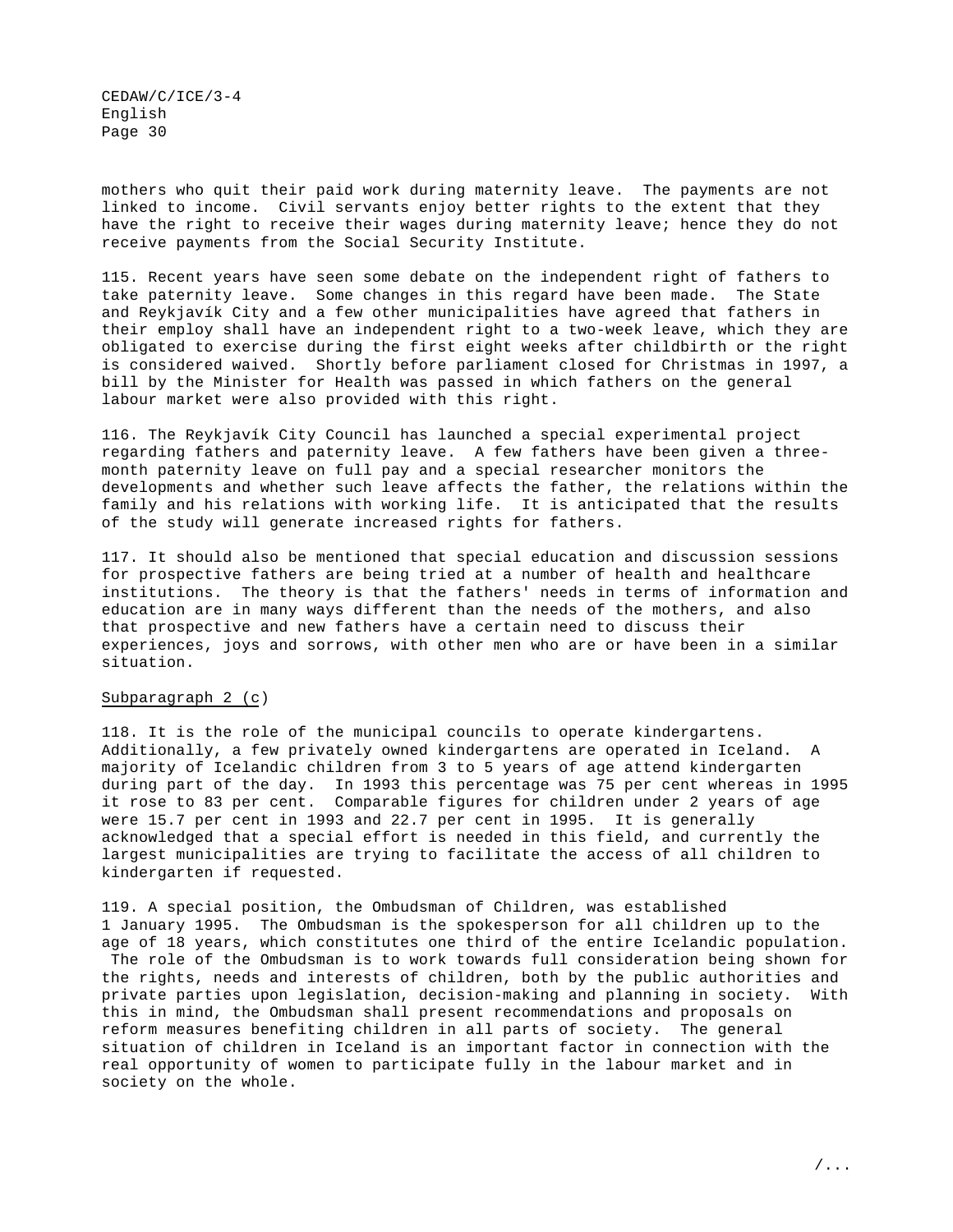mothers who quit their paid work during maternity leave. The payments are not linked to income. Civil servants enjoy better rights to the extent that they have the right to receive their wages during maternity leave; hence they do not receive payments from the Social Security Institute.

115. Recent years have seen some debate on the independent right of fathers to take paternity leave. Some changes in this regard have been made. The State and Reykjavík City and a few other municipalities have agreed that fathers in their employ shall have an independent right to a two-week leave, which they are obligated to exercise during the first eight weeks after childbirth or the right is considered waived. Shortly before parliament closed for Christmas in 1997, a bill by the Minister for Health was passed in which fathers on the general labour market were also provided with this right.

116. The Reykjavík City Council has launched a special experimental project regarding fathers and paternity leave. A few fathers have been given a three-month paternity leave on full pay and a special researcher monitors the developments and whether such leave affects the father, the relations within the family and his relations with working life. It is anticipated that the results of the study will generate increased rights for fathers.

117. It should also be mentioned that special education and discussion sessions for prospective fathers are being tried at a number of health and healthcare institutions. The theory is that the fathers' needs in terms of information and education are in many ways different than the needs of the mothers, and also that prospective and new fathers have a certain need to discuss their experiences, joys and sorrows, with other men who are or have been in a similar situation.

Subparagraph 2 (c)

118. It is the role of the municipal councils to operate kindergartens. Additionally, a few privately owned kindergartens are operated in Iceland. A majority of Icelandic children from 3 to 5 years of age attend kindergarten during part of the day. In 1993 this percentage was 75 per cent whereas in 1995 it rose to 83 per cent. Comparable figures for children under 2 years of age were 15.7 per cent in 1993 and 22.7 per cent in 1995. It is generally acknowledged that a special effort is needed in this field, and currently the largest municipalities are trying to facilitate the access of all children to kindergarten if requested.

119. A special position, the Ombudsman of Children, was established 1 January 1995. The Ombudsman is the spokesperson for all children up to the age of 18 years, which constitutes one third of the entire Icelandic population. The role of the Ombudsman is to work towards full consideration being shown for the rights, needs and interests of children, both by the public authorities and private parties upon legislation, decision-making and planning in society. With this in mind, the Ombudsman shall present recommendations and proposals on reform measures benefiting children in all parts of society. The general situation of children in Iceland is an important factor in connection with the real opportunity of women to participate fully in the labour market and in society on the whole.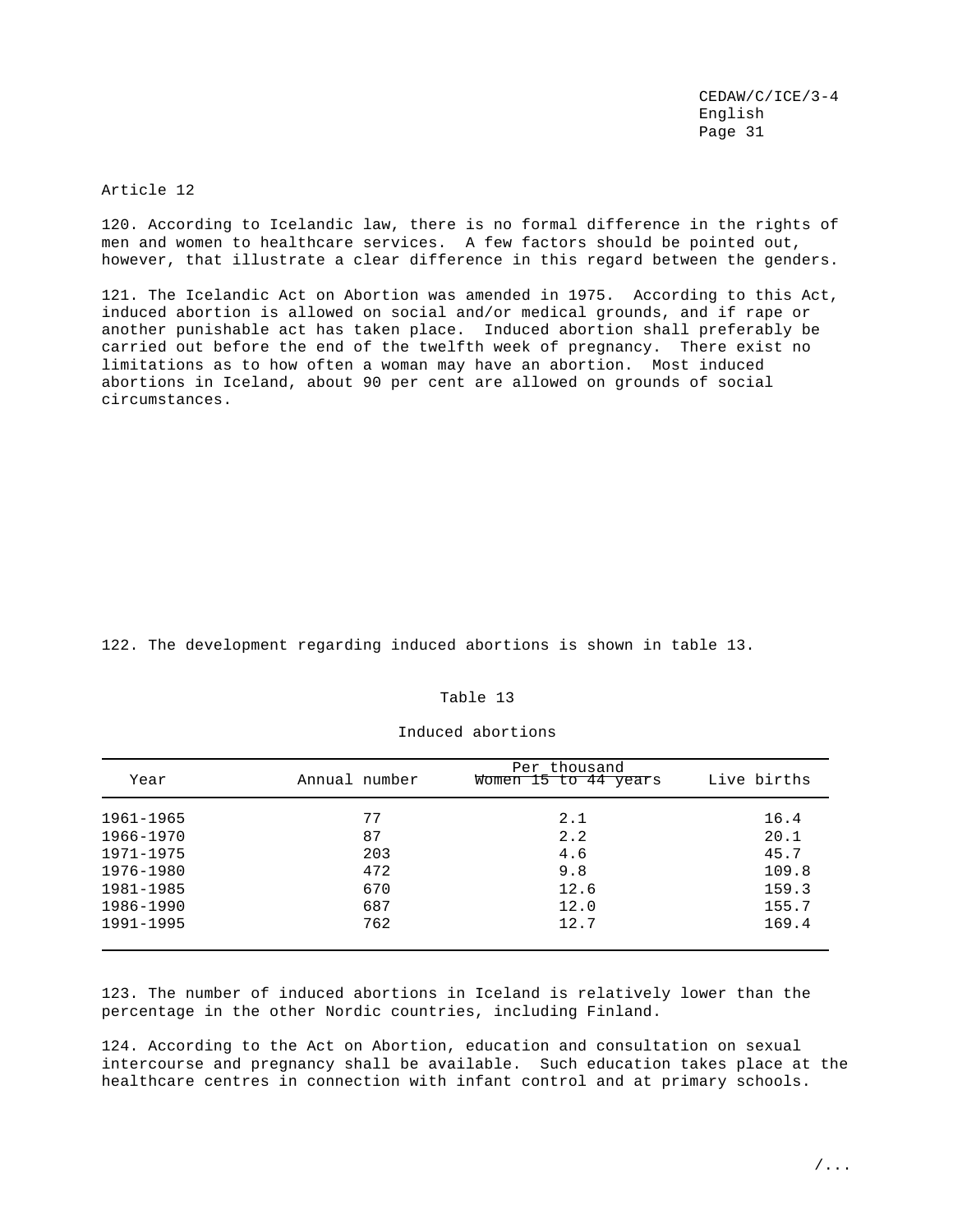Article 12

120. According to Icelandic law, there is no formal difference in the rights of men and women to healthcare services. A few factors should be pointed out, however, that illustrate a clear difference in this regard between the genders.

121. The Icelandic Act on Abortion was amended in 1975. According to this Act, induced abortion is allowed on social and/or medical grounds, and if rape or another punishable act has taken place. Induced abortion shall preferably be carried out before the end of the twelfth week of pregnancy. There exist no limitations as to how often a woman may have an abortion. Most induced abortions in Iceland, about 90 per cent are allowed on grounds of social circumstances.

122. The development regarding induced abortions is shown in table 13.

Table 13

Induced abortions

| Year | Annual number | Per thousand Women 15 to 44 years | Live births |
|---|---|---|---|
| 1961-1965 | 77 | 2.1 | 16.4 |
| 1966-1970 | 87 | 2.2 | 20.1 |
| 1971-1975 | 203 | 4.6 | 45.7 |
| 1976-1980 | 472 | 9.8 | 109.8 |
| 1981-1985 | 670 | 12.6 | 159.3 |
| 1986-1990 | 687 | 12.0 | 155.7 |
| 1991-1995 | 762 | 12.7 | 169.4 |

123. The number of induced abortions in Iceland is relatively lower than the percentage in the other Nordic countries, including Finland.

124. According to the Act on Abortion, education and consultation on sexual intercourse and pregnancy shall be available. Such education takes place at the healthcare centres in connection with infant control and at primary schools.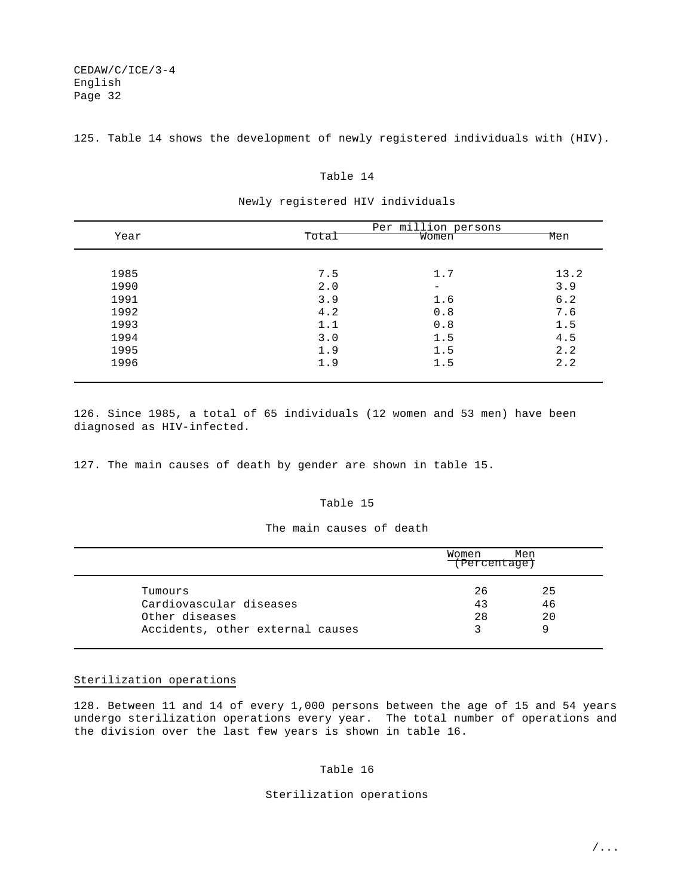125. Table 14 shows the development of newly registered individuals with (HIV).

Table 14

Newly registered HIV individuals

| Year | Per million persons | | |
|---|---|---|---|
| | Total | Women | Men |
| 1985 | 7.5 | 1.7 | 13.2 |
| 1990 | 2.0 | - | 3.9 |
| 1991 | 3.9 | 1.6 | 6.2 |
| 1992 | 4.2 | 0.8 | 7.6 |
| 1993 | 1.1 | 0.8 | 1.5 |
| 1994 | 3.0 | 1.5 | 4.5 |
| 1995 | 1.9 | 1.5 | 2.2 |
| 1996 | 1.9 | 1.5 | 2.2 |

126. Since 1985, a total of 65 individuals (12 women and 53 men) have been diagnosed as HIV-infected.

127. The main causes of death by gender are shown in table 15.

Table 15

The main causes of death

| | Women (Percentage) | Men |
|---|---|---|
| Tumours | 26 | 25 |
| Cardiovascular diseases | 43 | 46 |
| Other diseases | 28 | 20 |
| Accidents, other external causes | 3 | 9 |

Sterilization operations

128. Between 11 and 14 of every 1,000 persons between the age of 15 and 54 years undergo sterilization operations every year. The total number of operations and the division over the last few years is shown in table 16.

Table 16

Sterilization operations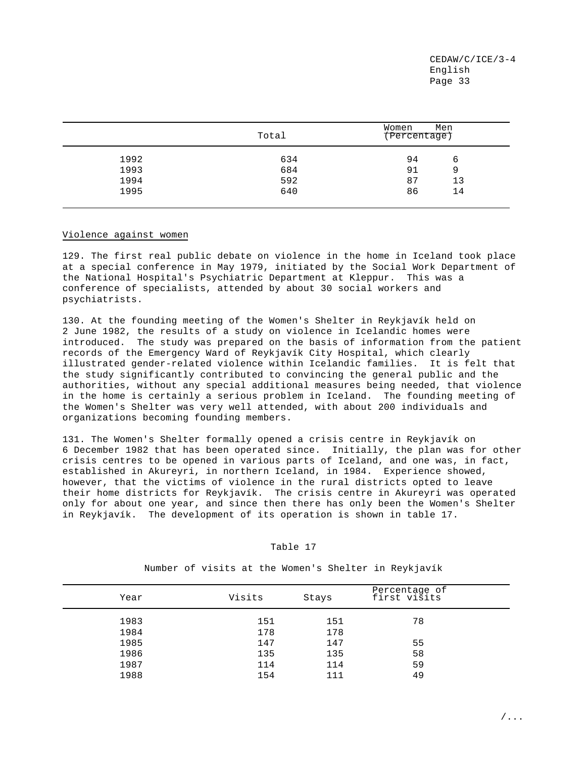| | Total | Women | Men |
|---|---|---|---|
| | | (Percentage) | |
| 1992 | 634 | 94 | 6 |
| 1993 | 684 | 91 | 9 |
| 1994 | 592 | 87 | 13 |
| 1995 | 640 | 86 | 14 |

Violence against women

129. The first real public debate on violence in the home in Iceland took place at a special conference in May 1979, initiated by the Social Work Department of the National Hospital's Psychiatric Department at Kleppur. This was a conference of specialists, attended by about 30 social workers and psychiatrists.

130. At the founding meeting of the Women's Shelter in Reykjavík held on 2 June 1982, the results of a study on violence in Icelandic homes were introduced. The study was prepared on the basis of information from the patient records of the Emergency Ward of Reykjavík City Hospital, which clearly illustrated gender-related violence within Icelandic families. It is felt that the study significantly contributed to convincing the general public and the authorities, without any special additional measures being needed, that violence in the home is certainly a serious problem in Iceland. The founding meeting of the Women's Shelter was very well attended, with about 200 individuals and organizations becoming founding members.

131. The Women's Shelter formally opened a crisis centre in Reykjavík on 6 December 1982 that has been operated since. Initially, the plan was for other crisis centres to be opened in various parts of Iceland, and one was, in fact, established in Akureyri, in northern Iceland, in 1984. Experience showed, however, that the victims of violence in the rural districts opted to leave their home districts for Reykjavík. The crisis centre in Akureyri was operated only for about one year, and since then there has only been the Women's Shelter in Reykjavík. The development of its operation is shown in table 17.

Table 17

Number of visits at the Women's Shelter in Reykjavík

| Year | Visits | Stays | Percentage of first visits |
|---|---|---|---|
| 1983 | 151 | 151 | 78 |
| 1984 | 178 | 178 | |
| 1985 | 147 | 147 | 55 |
| 1986 | 135 | 135 | 58 |
| 1987 | 114 | 114 | 59 |
| 1988 | 154 | 111 | 49 |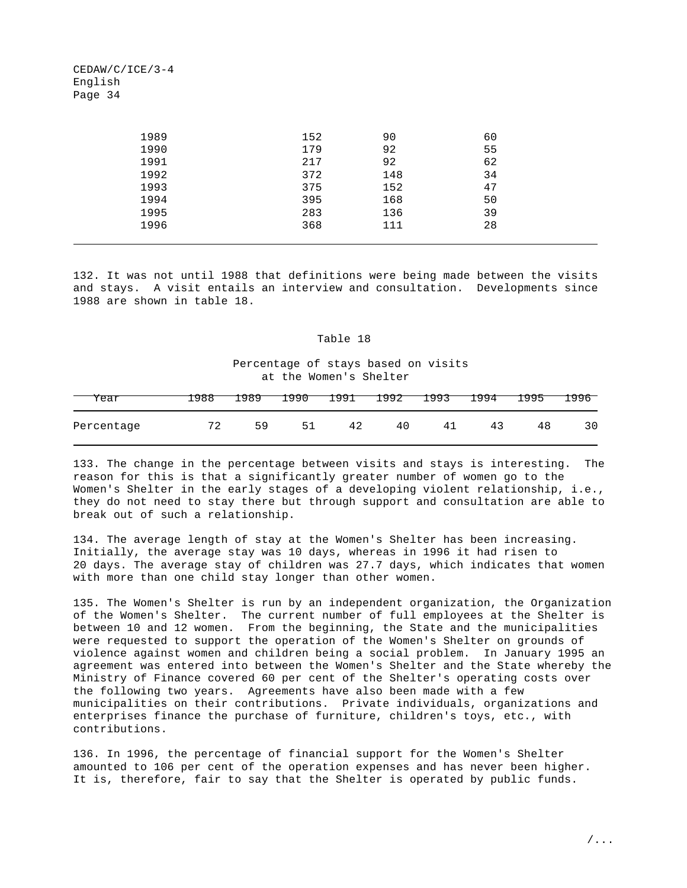| | | | |
|---|---|---|---|
| 1989 | 152 | 90 | 60 |
| 1990 | 179 | 92 | 55 |
| 1991 | 217 | 92 | 62 |
| 1992 | 372 | 148 | 34 |
| 1993 | 375 | 152 | 47 |
| 1994 | 395 | 168 | 50 |
| 1995 | 283 | 136 | 39 |
| 1996 | 368 | 111 | 28 |

132. It was not until 1988 that definitions were being made between the visits and stays. A visit entails an interview and consultation. Developments since 1988 are shown in table 18.

Table 18

Percentage of stays based on visits at the Women's Shelter

| Year | 1988 | 1989 | 1990 | 1991 | 1992 | 1993 | 1994 | 1995 | 1996 |
|---|---|---|---|---|---|---|---|---|---|
| Percentage | 72 | 59 | 51 | 42 | 40 | 41 | 43 | 48 | 30 |

133. The change in the percentage between visits and stays is interesting. The reason for this is that a significantly greater number of women go to the Women's Shelter in the early stages of a developing violent relationship, i.e., they do not need to stay there but through support and consultation are able to break out of such a relationship.

134. The average length of stay at the Women's Shelter has been increasing. Initially, the average stay was 10 days, whereas in 1996 it had risen to 20 days. The average stay of children was 27.7 days, which indicates that women with more than one child stay longer than other women.

135. The Women's Shelter is run by an independent organization, the Organization of the Women's Shelter. The current number of full employees at the Shelter is between 10 and 12 women. From the beginning, the State and the municipalities were requested to support the operation of the Women's Shelter on grounds of violence against women and children being a social problem. In January 1995 an agreement was entered into between the Women's Shelter and the State whereby the Ministry of Finance covered 60 per cent of the Shelter's operating costs over the following two years. Agreements have also been made with a few municipalities on their contributions. Private individuals, organizations and enterprises finance the purchase of furniture, children's toys, etc., with contributions.

136. In 1996, the percentage of financial support for the Women's Shelter amounted to 106 per cent of the operation expenses and has never been higher. It is, therefore, fair to say that the Shelter is operated by public funds.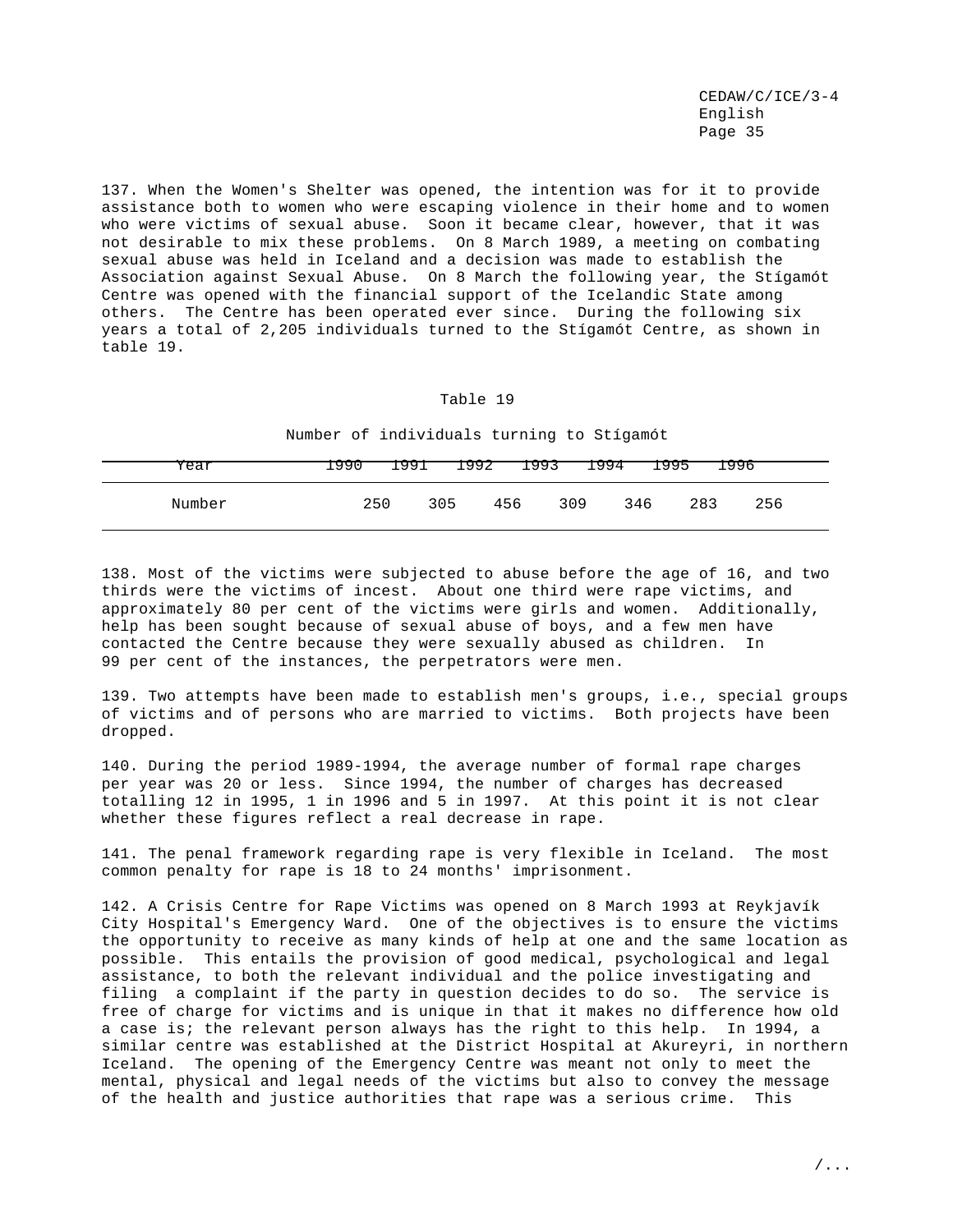137. When the Women's Shelter was opened, the intention was for it to provide assistance both to women who were escaping violence in their home and to women who were victims of sexual abuse. Soon it became clear, however, that it was not desirable to mix these problems. On 8 March 1989, a meeting on combating sexual abuse was held in Iceland and a decision was made to establish the Association against Sexual Abuse. On 8 March the following year, the Stígamót Centre was opened with the financial support of the Icelandic State among others. The Centre has been operated ever since. During the following six years a total of 2,205 individuals turned to the Stígamót Centre, as shown in table 19.

Table 19

Number of individuals turning to Stígamót

| Year | 1990 | 1991 | 1992 | 1993 | 1994 | 1995 | 1996 |
|---|---|---|---|---|---|---|---|
| Number | 250 | 305 | 456 | 309 | 346 | 283 | 256 |

138. Most of the victims were subjected to abuse before the age of 16, and two thirds were the victims of incest. About one third were rape victims, and approximately 80 per cent of the victims were girls and women. Additionally, help has been sought because of sexual abuse of boys, and a few men have contacted the Centre because they were sexually abused as children. In 99 per cent of the instances, the perpetrators were men.

139. Two attempts have been made to establish men's groups, i.e., special groups of victims and of persons who are married to victims. Both projects have been dropped.

140. During the period 1989-1994, the average number of formal rape charges per year was 20 or less. Since 1994, the number of charges has decreased totalling 12 in 1995, 1 in 1996 and 5 in 1997. At this point it is not clear whether these figures reflect a real decrease in rape.

141. The penal framework regarding rape is very flexible in Iceland. The most common penalty for rape is 18 to 24 months' imprisonment.

142. A Crisis Centre for Rape Victims was opened on 8 March 1993 at Reykjavík City Hospital's Emergency Ward. One of the objectives is to ensure the victims the opportunity to receive as many kinds of help at one and the same location as possible. This entails the provision of good medical, psychological and legal assistance, to both the relevant individual and the police investigating and filing a complaint if the party in question decides to do so. The service is free of charge for victims and is unique in that it makes no difference how old a case is; the relevant person always has the right to this help. In 1994, a similar centre was established at the District Hospital at Akureyri, in northern Iceland. The opening of the Emergency Centre was meant not only to meet the mental, physical and legal needs of the victims but also to convey the message of the health and justice authorities that rape was a serious crime. This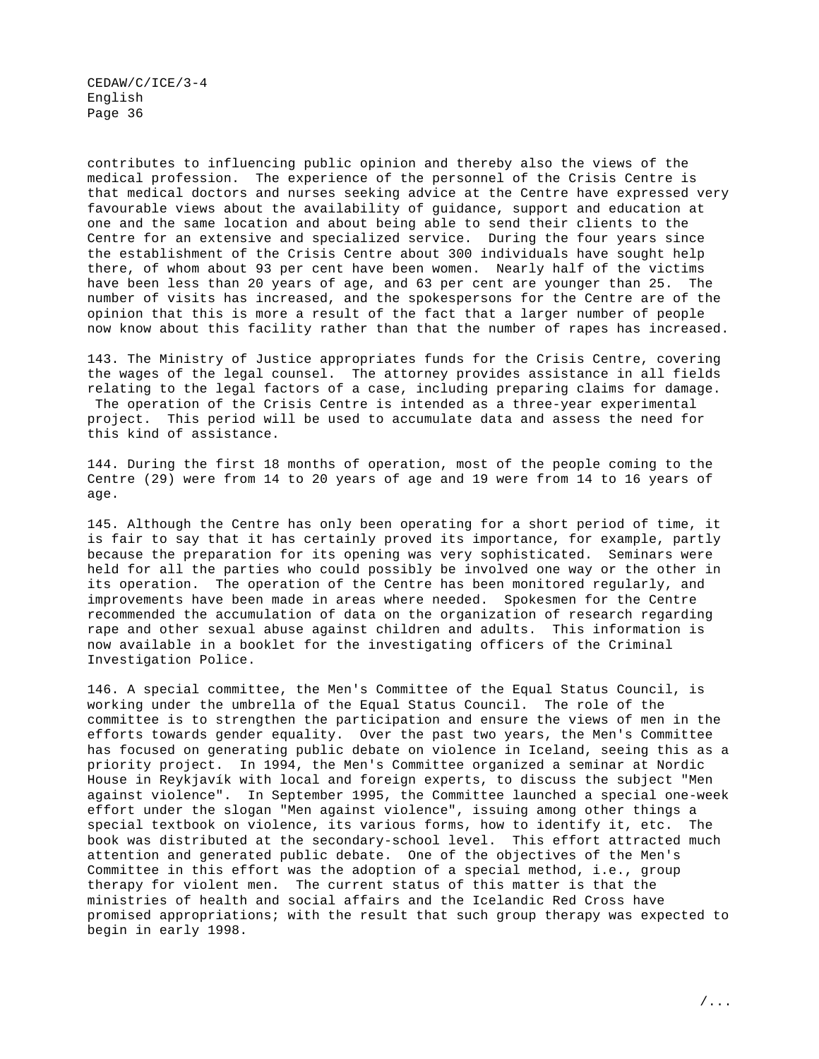contributes to influencing public opinion and thereby also the views of the medical profession. The experience of the personnel of the Crisis Centre is that medical doctors and nurses seeking advice at the Centre have expressed very favourable views about the availability of guidance, support and education at one and the same location and about being able to send their clients to the Centre for an extensive and specialized service. During the four years since the establishment of the Crisis Centre about 300 individuals have sought help there, of whom about 93 per cent have been women. Nearly half of the victims have been less than 20 years of age, and 63 per cent are younger than 25. The number of visits has increased, and the spokespersons for the Centre are of the opinion that this is more a result of the fact that a larger number of people now know about this facility rather than that the number of rapes has increased.

143. The Ministry of Justice appropriates funds for the Crisis Centre, covering the wages of the legal counsel. The attorney provides assistance in all fields relating to the legal factors of a case, including preparing claims for damage. The operation of the Crisis Centre is intended as a three-year experimental project. This period will be used to accumulate data and assess the need for this kind of assistance.

144. During the first 18 months of operation, most of the people coming to the Centre (29) were from 14 to 20 years of age and 19 were from 14 to 16 years of age.

145. Although the Centre has only been operating for a short period of time, it is fair to say that it has certainly proved its importance, for example, partly because the preparation for its opening was very sophisticated. Seminars were held for all the parties who could possibly be involved one way or the other in its operation. The operation of the Centre has been monitored regularly, and improvements have been made in areas where needed. Spokesmen for the Centre recommended the accumulation of data on the organization of research regarding rape and other sexual abuse against children and adults. This information is now available in a booklet for the investigating officers of the Criminal Investigation Police.

146. A special committee, the Men's Committee of the Equal Status Council, is working under the umbrella of the Equal Status Council. The role of the committee is to strengthen the participation and ensure the views of men in the efforts towards gender equality. Over the past two years, the Men's Committee has focused on generating public debate on violence in Iceland, seeing this as a priority project. In 1994, the Men's Committee organized a seminar at Nordic House in Reykjavík with local and foreign experts, to discuss the subject "Men against violence". In September 1995, the Committee launched a special one-week effort under the slogan "Men against violence", issuing among other things a special textbook on violence, its various forms, how to identify it, etc. The book was distributed at the secondary-school level. This effort attracted much attention and generated public debate. One of the objectives of the Men's Committee in this effort was the adoption of a special method, i.e., group therapy for violent men. The current status of this matter is that the ministries of health and social affairs and the Icelandic Red Cross have promised appropriations; with the result that such group therapy was expected to begin in early 1998.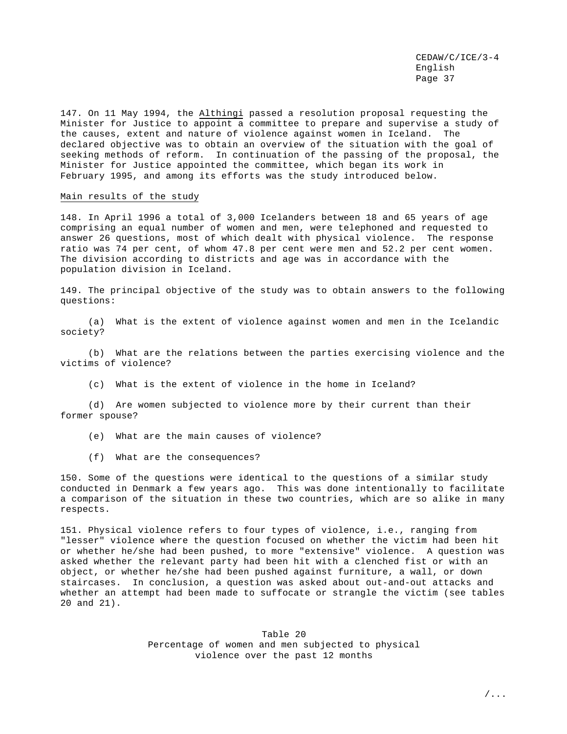147. On 11 May 1994, the Althingi passed a resolution proposal requesting the Minister for Justice to appoint a committee to prepare and supervise a study of the causes, extent and nature of violence against women in Iceland. The declared objective was to obtain an overview of the situation with the goal of seeking methods of reform. In continuation of the passing of the proposal, the Minister for Justice appointed the committee, which began its work in February 1995, and among its efforts was the study introduced below.

Main results of the study

148. In April 1996 a total of 3,000 Icelanders between 18 and 65 years of age comprising an equal number of women and men, were telephoned and requested to answer 26 questions, most of which dealt with physical violence. The response ratio was 74 per cent, of whom 47.8 per cent were men and 52.2 per cent women. The division according to districts and age was in accordance with the population division in Iceland.

149. The principal objective of the study was to obtain answers to the following questions:

(a) What is the extent of violence against women and men in the Icelandic society?

(b) What are the relations between the parties exercising violence and the victims of violence?

(c) What is the extent of violence in the home in Iceland?

(d) Are women subjected to violence more by their current than their former spouse?

(e) What are the main causes of violence?

(f) What are the consequences?

150. Some of the questions were identical to the questions of a similar study conducted in Denmark a few years ago. This was done intentionally to facilitate a comparison of the situation in these two countries, which are so alike in many respects.

151. Physical violence refers to four types of violence, i.e., ranging from "lesser" violence where the question focused on whether the victim had been hit or whether he/she had been pushed, to more "extensive" violence. A question was asked whether the relevant party had been hit with a clenched fist or with an object, or whether he/she had been pushed against furniture, a wall, or down staircases. In conclusion, a question was asked about out-and-out attacks and whether an attempt had been made to suffocate or strangle the victim (see tables 20 and 21).

Table 20
Percentage of women and men subjected to physical violence over the past 12 months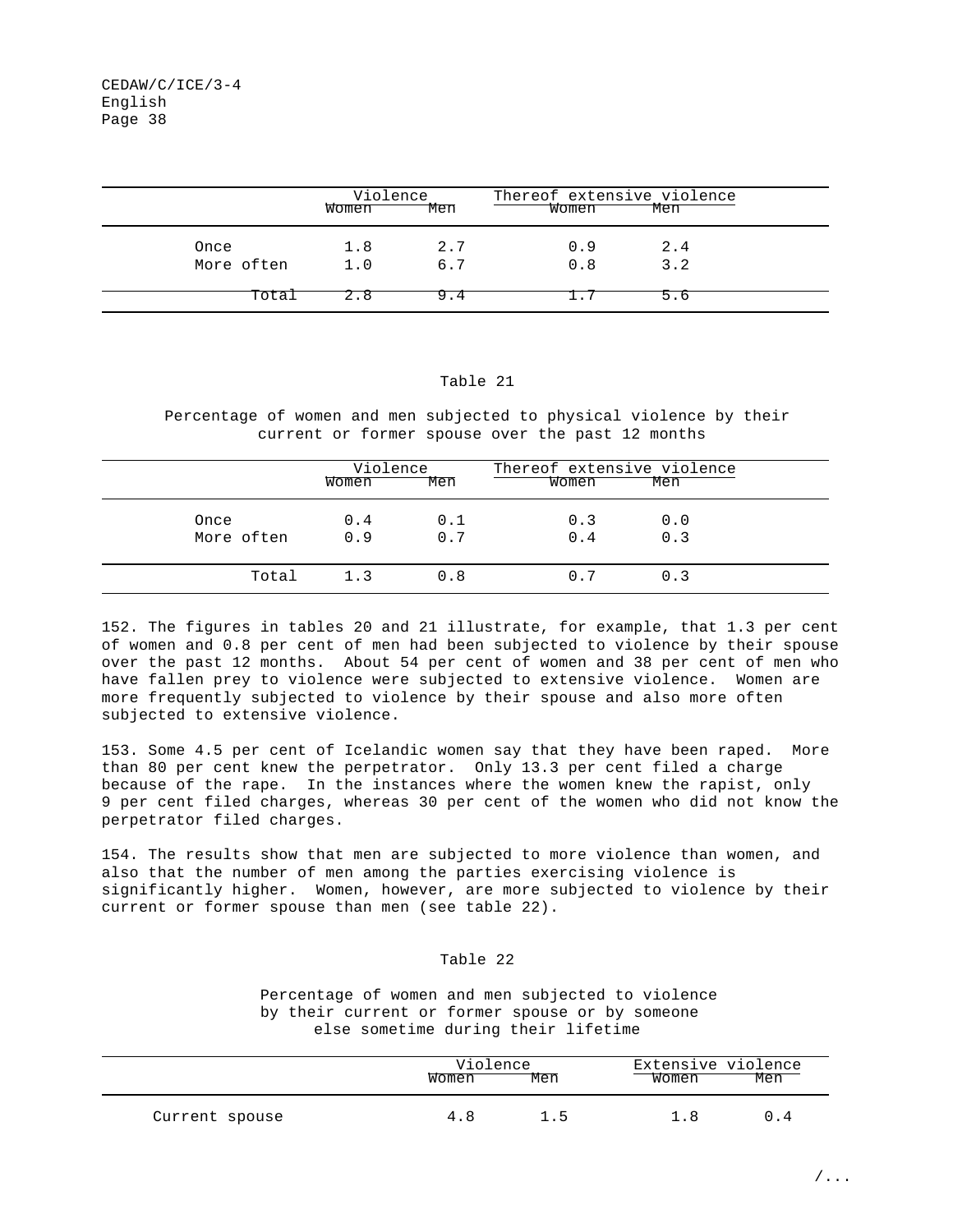| | Violence | | Thereof extensive violence | |
|---|---|---|---|---|
| | Women | Men | Women | Men |
| Once | 1.8 | 2.7 | 0.9 | 2.4 |
| More often | 1.0 | 6.7 | 0.8 | 3.2 |
| Total | 2.8 | 9.4 | 1.7 | 5.6 |

Table 21

Percentage of women and men subjected to physical violence by their current or former spouse over the past 12 months

| | Violence | | Thereof extensive violence | |
|---|---|---|---|---|
| | Women | Men | Women | Men |
| Once | 0.4 | 0.1 | 0.3 | 0.0 |
| More often | 0.9 | 0.7 | 0.4 | 0.3 |
| Total | 1.3 | 0.8 | 0.7 | 0.3 |

152. The figures in tables 20 and 21 illustrate, for example, that 1.3 per cent of women and 0.8 per cent of men had been subjected to violence by their spouse over the past 12 months. About 54 per cent of women and 38 per cent of men who have fallen prey to violence were subjected to extensive violence. Women are more frequently subjected to violence by their spouse and also more often subjected to extensive violence.

153. Some 4.5 per cent of Icelandic women say that they have been raped. More than 80 per cent knew the perpetrator. Only 13.3 per cent filed a charge because of the rape. In the instances where the women knew the rapist, only 9 per cent filed charges, whereas 30 per cent of the women who did not know the perpetrator filed charges.

154. The results show that men are subjected to more violence than women, and also that the number of men among the parties exercising violence is significantly higher. Women, however, are more subjected to violence by their current or former spouse than men (see table 22).

Table 22

Percentage of women and men subjected to violence by their current or former spouse or by someone else sometime during their lifetime

| | Violence | | Extensive violence | |
|---|---|---|---|---|
| | Women | Men | Women | Men |
| Current spouse | 4.8 | 1.5 | 1.8 | 0.4 |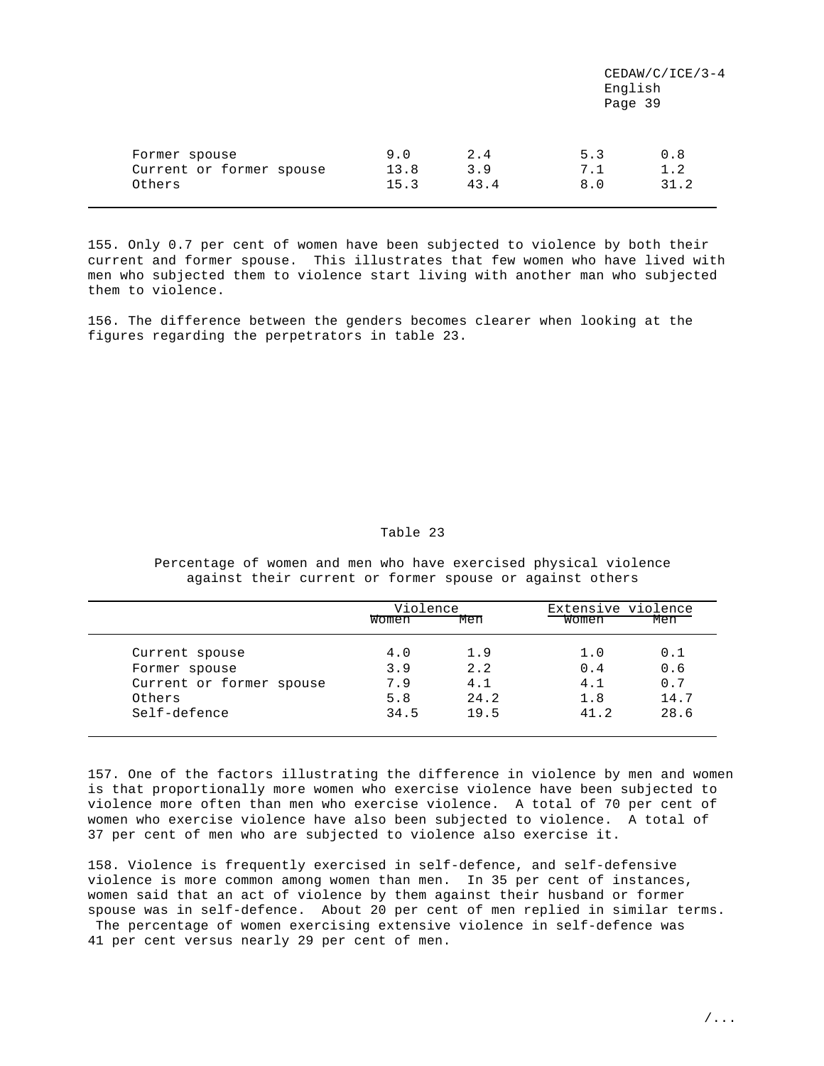| | | | | |
|---|---|---|---|---|
| Former spouse | 9.0 | 2.4 | 5.3 | 0.8 |
| Current or former spouse | 13.8 | 3.9 | 7.1 | 1.2 |
| Others | 15.3 | 43.4 | 8.0 | 31.2 |

155. Only 0.7 per cent of women have been subjected to violence by both their current and former spouse. This illustrates that few women who have lived with men who subjected them to violence start living with another man who subjected them to violence.

156. The difference between the genders becomes clearer when looking at the figures regarding the perpetrators in table 23.

Table 23

Percentage of women and men who have exercised physical violence against their current or former spouse or against others

| | Violence | | Extensive violence | |
|---|---|---|---|---|
| | Women | Men | Women | Men |
| Current spouse | 4.0 | 1.9 | 1.0 | 0.1 |
| Former spouse | 3.9 | 2.2 | 0.4 | 0.6 |
| Current or former spouse | 7.9 | 4.1 | 4.1 | 0.7 |
| Others | 5.8 | 24.2 | 1.8 | 14.7 |
| Self-defence | 34.5 | 19.5 | 41.2 | 28.6 |

157. One of the factors illustrating the difference in violence by men and women is that proportionally more women who exercise violence have been subjected to violence more often than men who exercise violence. A total of 70 per cent of women who exercise violence have also been subjected to violence. A total of 37 per cent of men who are subjected to violence also exercise it.

158. Violence is frequently exercised in self-defence, and self-defensive violence is more common among women than men. In 35 per cent of instances, women said that an act of violence by them against their husband or former spouse was in self-defence. About 20 per cent of men replied in similar terms. The percentage of women exercising extensive violence in self-defence was 41 per cent versus nearly 29 per cent of men.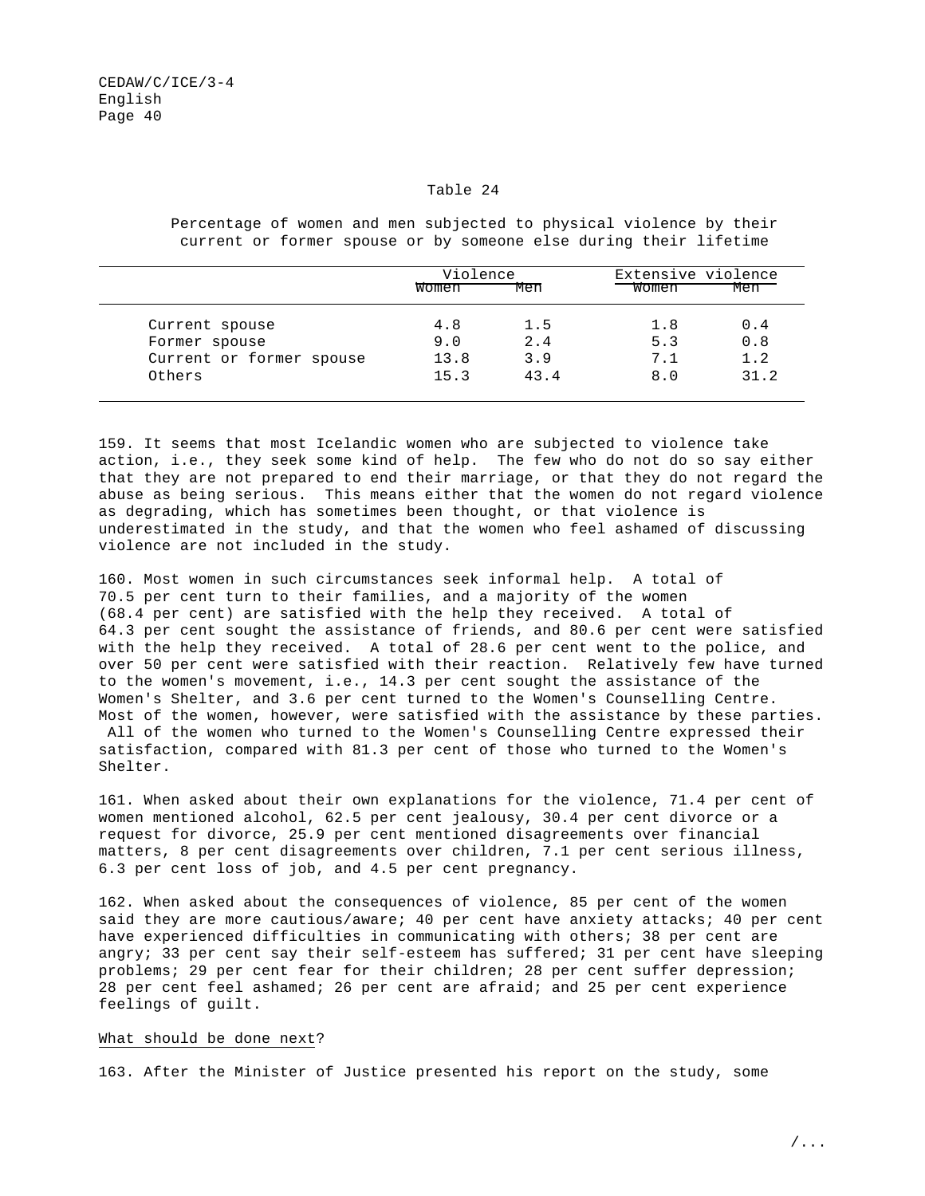Table 24

Percentage of women and men subjected to physical violence by their current or former spouse or by someone else during their lifetime

| | Violence | | Extensive violence | |
|---|---|---|---|---|
| | Women | Men | Women | Men |
| Current spouse | 4.8 | 1.5 | 1.8 | 0.4 |
| Former spouse | 9.0 | 2.4 | 5.3 | 0.8 |
| Current or former spouse | 13.8 | 3.9 | 7.1 | 1.2 |
| Others | 15.3 | 43.4 | 8.0 | 31.2 |

159. It seems that most Icelandic women who are subjected to violence take action, i.e., they seek some kind of help. The few who do not do so say either that they are not prepared to end their marriage, or that they do not regard the abuse as being serious. This means either that the women do not regard violence as degrading, which has sometimes been thought, or that violence is underestimated in the study, and that the women who feel ashamed of discussing violence are not included in the study.

160. Most women in such circumstances seek informal help. A total of 70.5 per cent turn to their families, and a majority of the women (68.4 per cent) are satisfied with the help they received. A total of 64.3 per cent sought the assistance of friends, and 80.6 per cent were satisfied with the help they received. A total of 28.6 per cent went to the police, and over 50 per cent were satisfied with their reaction. Relatively few have turned to the women's movement, i.e., 14.3 per cent sought the assistance of the Women's Shelter, and 3.6 per cent turned to the Women's Counselling Centre. Most of the women, however, were satisfied with the assistance by these parties. All of the women who turned to the Women's Counselling Centre expressed their satisfaction, compared with 81.3 per cent of those who turned to the Women's Shelter.

161. When asked about their own explanations for the violence, 71.4 per cent of women mentioned alcohol, 62.5 per cent jealousy, 30.4 per cent divorce or a request for divorce, 25.9 per cent mentioned disagreements over financial matters, 8 per cent disagreements over children, 7.1 per cent serious illness, 6.3 per cent loss of job, and 4.5 per cent pregnancy.

162. When asked about the consequences of violence, 85 per cent of the women said they are more cautious/aware; 40 per cent have anxiety attacks; 40 per cent have experienced difficulties in communicating with others; 38 per cent are angry; 33 per cent say their self-esteem has suffered; 31 per cent have sleeping problems; 29 per cent fear for their children; 28 per cent suffer depression; 28 per cent feel ashamed; 26 per cent are afraid; and 25 per cent experience feelings of guilt.

What should be done next?

163. After the Minister of Justice presented his report on the study, some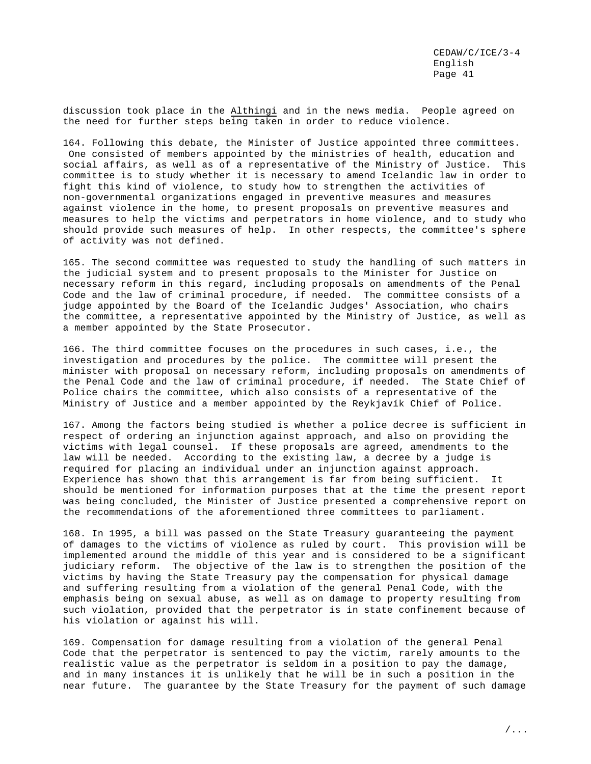discussion took place in the Althingi and in the news media. People agreed on the need for further steps being taken in order to reduce violence.

164. Following this debate, the Minister of Justice appointed three committees. One consisted of members appointed by the ministries of health, education and social affairs, as well as of a representative of the Ministry of Justice. This committee is to study whether it is necessary to amend Icelandic law in order to fight this kind of violence, to study how to strengthen the activities of non-governmental organizations engaged in preventive measures and measures against violence in the home, to present proposals on preventive measures and measures to help the victims and perpetrators in home violence, and to study who should provide such measures of help. In other respects, the committee's sphere of activity was not defined.

165. The second committee was requested to study the handling of such matters in the judicial system and to present proposals to the Minister for Justice on necessary reform in this regard, including proposals on amendments of the Penal Code and the law of criminal procedure, if needed. The committee consists of a judge appointed by the Board of the Icelandic Judges' Association, who chairs the committee, a representative appointed by the Ministry of Justice, as well as a member appointed by the State Prosecutor.

166. The third committee focuses on the procedures in such cases, i.e., the investigation and procedures by the police. The committee will present the minister with proposal on necessary reform, including proposals on amendments of the Penal Code and the law of criminal procedure, if needed. The State Chief of Police chairs the committee, which also consists of a representative of the Ministry of Justice and a member appointed by the Reykjavík Chief of Police.

167. Among the factors being studied is whether a police decree is sufficient in respect of ordering an injunction against approach, and also on providing the victims with legal counsel. If these proposals are agreed, amendments to the law will be needed. According to the existing law, a decree by a judge is required for placing an individual under an injunction against approach. Experience has shown that this arrangement is far from being sufficient. It should be mentioned for information purposes that at the time the present report was being concluded, the Minister of Justice presented a comprehensive report on the recommendations of the aforementioned three committees to parliament.

168. In 1995, a bill was passed on the State Treasury guaranteeing the payment of damages to the victims of violence as ruled by court. This provision will be implemented around the middle of this year and is considered to be a significant judiciary reform. The objective of the law is to strengthen the position of the victims by having the State Treasury pay the compensation for physical damage and suffering resulting from a violation of the general Penal Code, with the emphasis being on sexual abuse, as well as on damage to property resulting from such violation, provided that the perpetrator is in state confinement because of his violation or against his will.

169. Compensation for damage resulting from a violation of the general Penal Code that the perpetrator is sentenced to pay the victim, rarely amounts to the realistic value as the perpetrator is seldom in a position to pay the damage, and in many instances it is unlikely that he will be in such a position in the near future. The guarantee by the State Treasury for the payment of such damage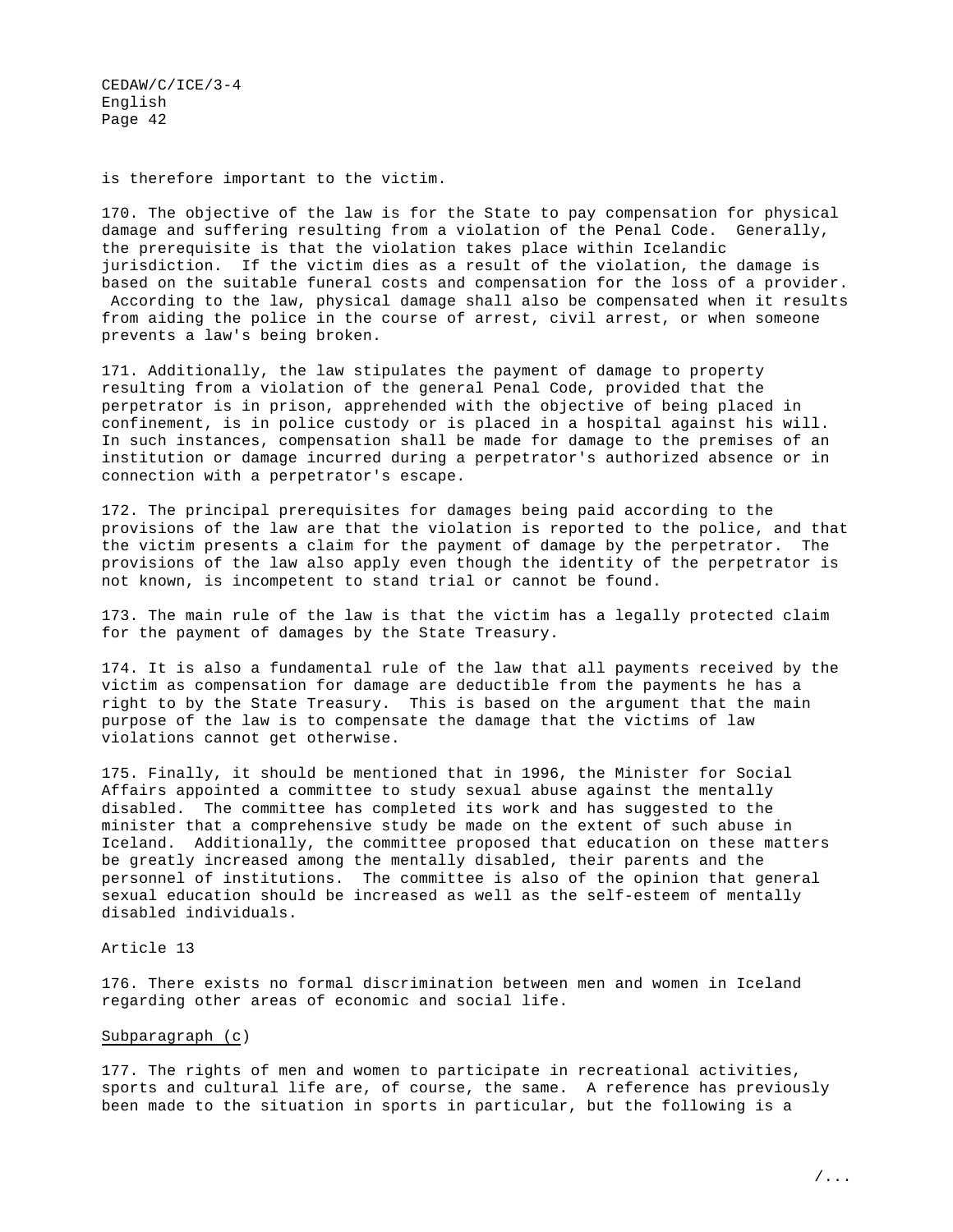is therefore important to the victim.

170. The objective of the law is for the State to pay compensation for physical damage and suffering resulting from a violation of the Penal Code. Generally, the prerequisite is that the violation takes place within Icelandic jurisdiction. If the victim dies as a result of the violation, the damage is based on the suitable funeral costs and compensation for the loss of a provider. According to the law, physical damage shall also be compensated when it results from aiding the police in the course of arrest, civil arrest, or when someone prevents a law's being broken.

171. Additionally, the law stipulates the payment of damage to property resulting from a violation of the general Penal Code, provided that the perpetrator is in prison, apprehended with the objective of being placed in confinement, is in police custody or is placed in a hospital against his will. In such instances, compensation shall be made for damage to the premises of an institution or damage incurred during a perpetrator's authorized absence or in connection with a perpetrator's escape.

172. The principal prerequisites for damages being paid according to the provisions of the law are that the violation is reported to the police, and that the victim presents a claim for the payment of damage by the perpetrator. The provisions of the law also apply even though the identity of the perpetrator is not known, is incompetent to stand trial or cannot be found.

173. The main rule of the law is that the victim has a legally protected claim for the payment of damages by the State Treasury.

174. It is also a fundamental rule of the law that all payments received by the victim as compensation for damage are deductible from the payments he has a right to by the State Treasury. This is based on the argument that the main purpose of the law is to compensate the damage that the victims of law violations cannot get otherwise.

175. Finally, it should be mentioned that in 1996, the Minister for Social Affairs appointed a committee to study sexual abuse against the mentally disabled. The committee has completed its work and has suggested to the minister that a comprehensive study be made on the extent of such abuse in Iceland. Additionally, the committee proposed that education on these matters be greatly increased among the mentally disabled, their parents and the personnel of institutions. The committee is also of the opinion that general sexual education should be increased as well as the self-esteem of mentally disabled individuals.

Article 13

176. There exists no formal discrimination between men and women in Iceland regarding other areas of economic and social life.

Subparagraph (c)

177. The rights of men and women to participate in recreational activities, sports and cultural life are, of course, the same. A reference has previously been made to the situation in sports in particular, but the following is a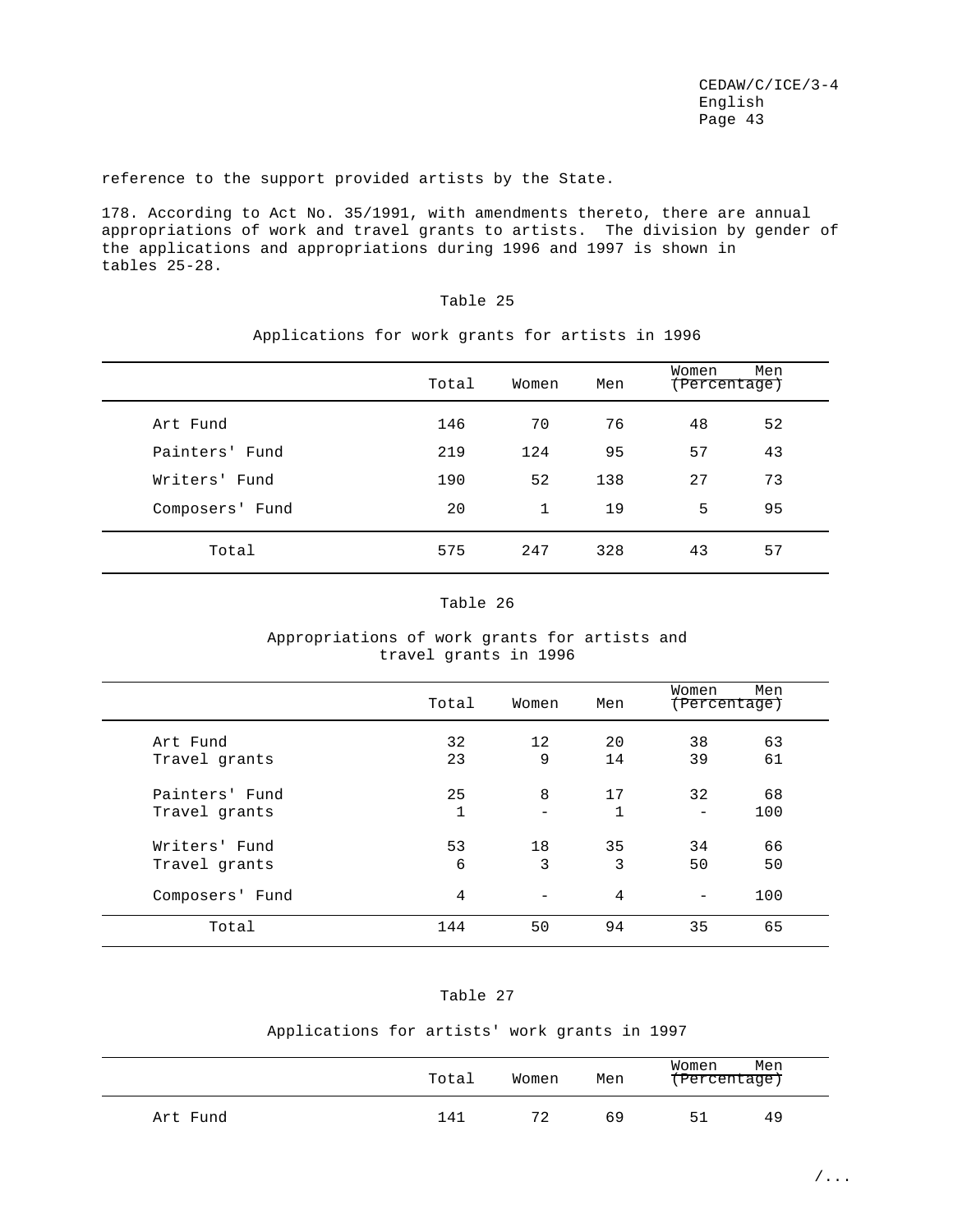reference to the support provided artists by the State.

178. According to Act No. 35/1991, with amendments thereto, there are annual appropriations of work and travel grants to artists. The division by gender of the applications and appropriations during 1996 and 1997 is shown in tables 25-28.

Table 25

Applications for work grants for artists in 1996

| | Total | Women | Men | Women (Percentage) | Men (Percentage) |
|---|---|---|---|---|---|
| Art Fund | 146 | 70 | 76 | 48 | 52 |
| Painters' Fund | 219 | 124 | 95 | 57 | 43 |
| Writers' Fund | 190 | 52 | 138 | 27 | 73 |
| Composers' Fund | 20 | 1 | 19 | 5 | 95 |
| Total | 575 | 247 | 328 | 43 | 57 |

Table 26

Appropriations of work grants for artists and travel grants in 1996

| | Total | Women | Men | Women (Percentage) | Men (Percentage) |
|---|---|---|---|---|---|
| Art Fund | 32 | 12 | 20 | 38 | 63 |
| Travel grants | 23 | 9 | 14 | 39 | 61 |
| Painters' Fund | 25 | 8 | 17 | 32 | 68 |
| Travel grants | 1 | - | 1 | - | 100 |
| Writers' Fund | 53 | 18 | 35 | 34 | 66 |
| Travel grants | 6 | 3 | 3 | 50 | 50 |
| Composers' Fund | 4 | - | 4 | - | 100 |
| Total | 144 | 50 | 94 | 35 | 65 |

Table 27

Applications for artists' work grants in 1997

| | Total | Women | Men | Women (Percentage) | Men (Percentage) |
|---|---|---|---|---|---|
| Art Fund | 141 | 72 | 69 | 51 | 49 |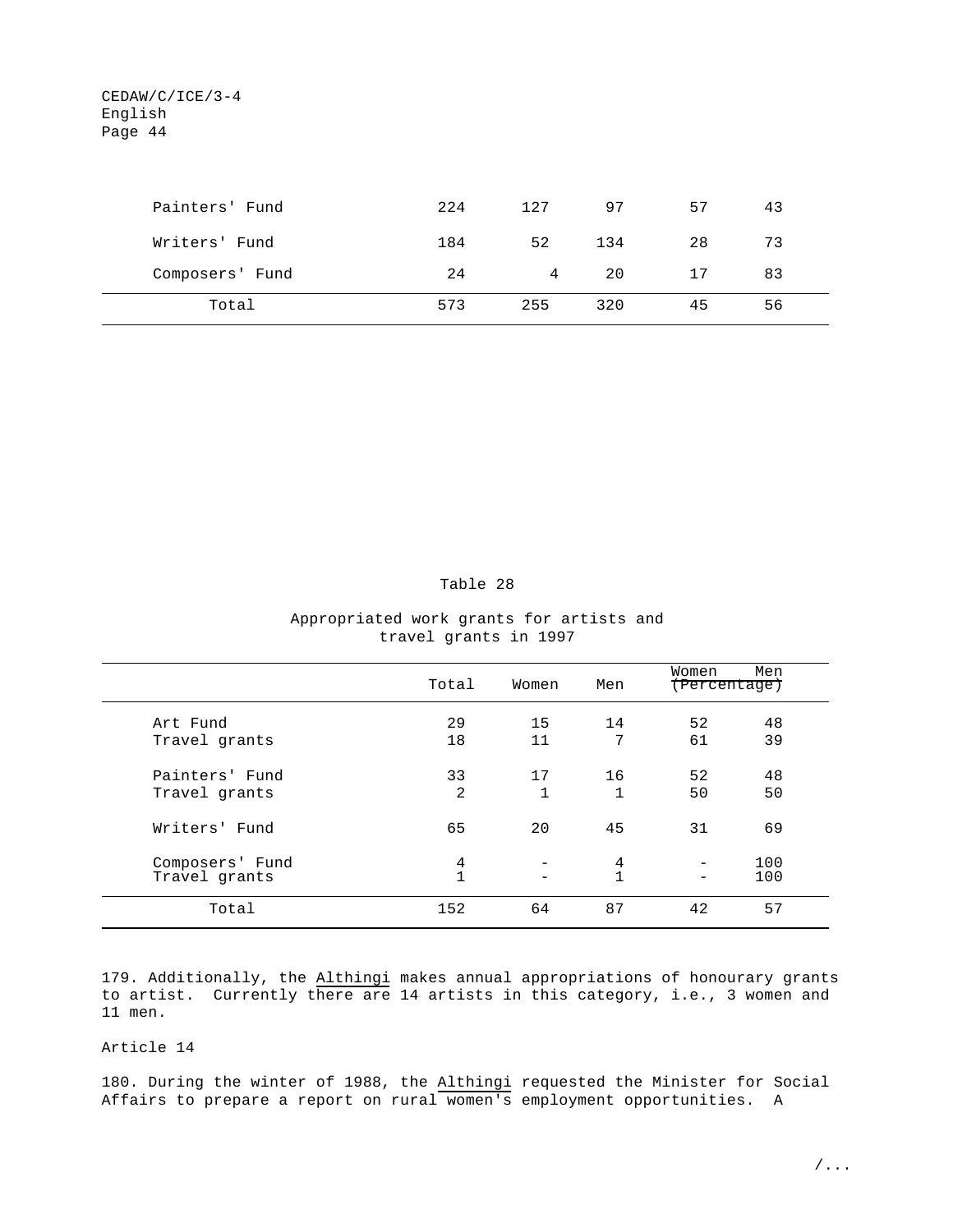| | | | | | |
|---|---|---|---|---|---|
| Painters' Fund | 224 | 127 | 97 | 57 | 43 |
| Writers' Fund | 184 | 52 | 134 | 28 | 73 |
| Composers' Fund | 24 | 4 | 20 | 17 | 83 |
| Total | 573 | 255 | 320 | 45 | 56 |

Table 28

Appropriated work grants for artists and travel grants in 1997

| | Total | Women | Men | Women (Percentage) | Men (Percentage) |
|---|---|---|---|---|---|
| Art Fund | 29 | 15 | 14 | 52 | 48 |
| Travel grants | 18 | 11 | 7 | 61 | 39 |
| Painters' Fund | 33 | 17 | 16 | 52 | 48 |
| Travel grants | 2 | 1 | 1 | 50 | 50 |
| Writers' Fund | 65 | 20 | 45 | 31 | 69 |
| Composers' Fund | 4 | - | 4 | - | 100 |
| Travel grants | 1 | - | 1 | - | 100 |
| Total | 152 | 64 | 87 | 42 | 57 |

179. Additionally, the Althingi makes annual appropriations of honourary grants to artist. Currently there are 14 artists in this category, i.e., 3 women and 11 men.

Article 14

180. During the winter of 1988, the Althingi requested the Minister for Social Affairs to prepare a report on rural women's employment opportunities. A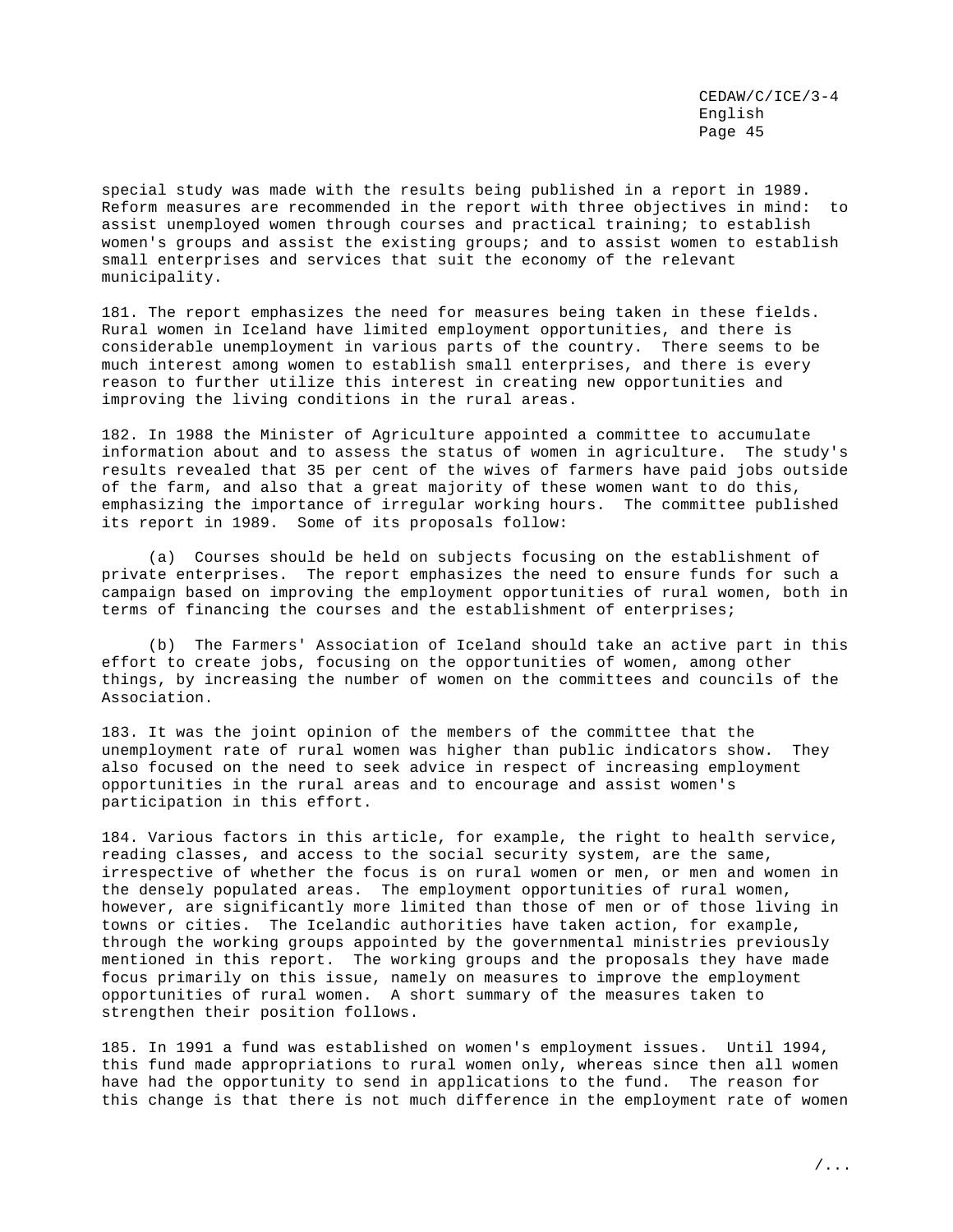special study was made with the results being published in a report in 1989. Reform measures are recommended in the report with three objectives in mind: to assist unemployed women through courses and practical training; to establish women's groups and assist the existing groups; and to assist women to establish small enterprises and services that suit the economy of the relevant municipality.

181. The report emphasizes the need for measures being taken in these fields. Rural women in Iceland have limited employment opportunities, and there is considerable unemployment in various parts of the country. There seems to be much interest among women to establish small enterprises, and there is every reason to further utilize this interest in creating new opportunities and improving the living conditions in the rural areas.

182. In 1988 the Minister of Agriculture appointed a committee to accumulate information about and to assess the status of women in agriculture. The study's results revealed that 35 per cent of the wives of farmers have paid jobs outside of the farm, and also that a great majority of these women want to do this, emphasizing the importance of irregular working hours. The committee published its report in 1989. Some of its proposals follow:

(a) Courses should be held on subjects focusing on the establishment of private enterprises. The report emphasizes the need to ensure funds for such a campaign based on improving the employment opportunities of rural women, both in terms of financing the courses and the establishment of enterprises;

(b) The Farmers' Association of Iceland should take an active part in this effort to create jobs, focusing on the opportunities of women, among other things, by increasing the number of women on the committees and councils of the Association.

183. It was the joint opinion of the members of the committee that the unemployment rate of rural women was higher than public indicators show. They also focused on the need to seek advice in respect of increasing employment opportunities in the rural areas and to encourage and assist women's participation in this effort.

184. Various factors in this article, for example, the right to health service, reading classes, and access to the social security system, are the same, irrespective of whether the focus is on rural women or men, or men and women in the densely populated areas. The employment opportunities of rural women, however, are significantly more limited than those of men or of those living in towns or cities. The Icelandic authorities have taken action, for example, through the working groups appointed by the governmental ministries previously mentioned in this report. The working groups and the proposals they have made focus primarily on this issue, namely on measures to improve the employment opportunities of rural women. A short summary of the measures taken to strengthen their position follows.

185. In 1991 a fund was established on women's employment issues. Until 1994, this fund made appropriations to rural women only, whereas since then all women have had the opportunity to send in applications to the fund. The reason for this change is that there is not much difference in the employment rate of women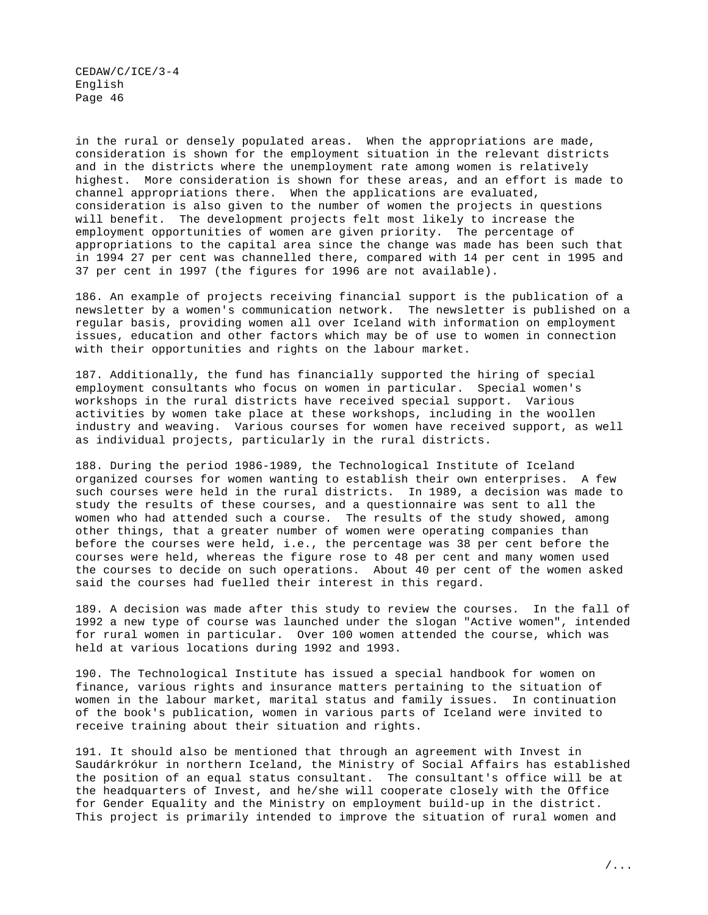in the rural or densely populated areas. When the appropriations are made, consideration is shown for the employment situation in the relevant districts and in the districts where the unemployment rate among women is relatively highest. More consideration is shown for these areas, and an effort is made to channel appropriations there. When the applications are evaluated, consideration is also given to the number of women the projects in questions will benefit. The development projects felt most likely to increase the employment opportunities of women are given priority. The percentage of appropriations to the capital area since the change was made has been such that in 1994 27 per cent was channelled there, compared with 14 per cent in 1995 and 37 per cent in 1997 (the figures for 1996 are not available).

186. An example of projects receiving financial support is the publication of a newsletter by a women's communication network. The newsletter is published on a regular basis, providing women all over Iceland with information on employment issues, education and other factors which may be of use to women in connection with their opportunities and rights on the labour market.

187. Additionally, the fund has financially supported the hiring of special employment consultants who focus on women in particular. Special women's workshops in the rural districts have received special support. Various activities by women take place at these workshops, including in the woollen industry and weaving. Various courses for women have received support, as well as individual projects, particularly in the rural districts.

188. During the period 1986-1989, the Technological Institute of Iceland organized courses for women wanting to establish their own enterprises. A few such courses were held in the rural districts. In 1989, a decision was made to study the results of these courses, and a questionnaire was sent to all the women who had attended such a course. The results of the study showed, among other things, that a greater number of women were operating companies than before the courses were held, i.e., the percentage was 38 per cent before the courses were held, whereas the figure rose to 48 per cent and many women used the courses to decide on such operations. About 40 per cent of the women asked said the courses had fuelled their interest in this regard.

189. A decision was made after this study to review the courses. In the fall of 1992 a new type of course was launched under the slogan "Active women", intended for rural women in particular. Over 100 women attended the course, which was held at various locations during 1992 and 1993.

190. The Technological Institute has issued a special handbook for women on finance, various rights and insurance matters pertaining to the situation of women in the labour market, marital status and family issues. In continuation of the book's publication, women in various parts of Iceland were invited to receive training about their situation and rights.

191. It should also be mentioned that through an agreement with Invest in Saudárkrókur in northern Iceland, the Ministry of Social Affairs has established the position of an equal status consultant. The consultant's office will be at the headquarters of Invest, and he/she will cooperate closely with the Office for Gender Equality and the Ministry on employment build-up in the district. This project is primarily intended to improve the situation of rural women and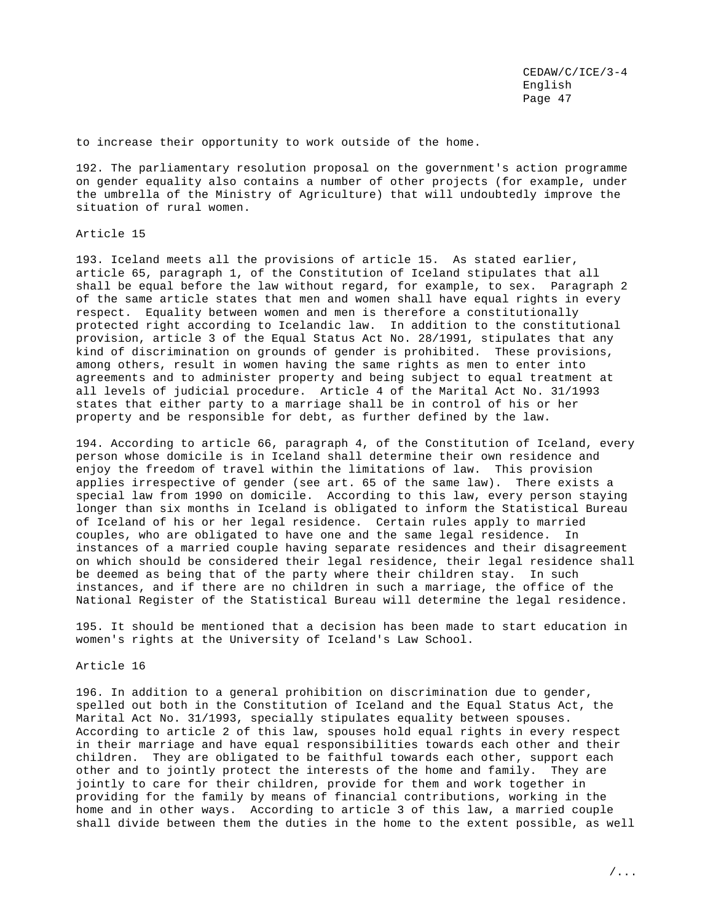to increase their opportunity to work outside of the home.

192. The parliamentary resolution proposal on the government's action programme on gender equality also contains a number of other projects (for example, under the umbrella of the Ministry of Agriculture) that will undoubtedly improve the situation of rural women.

### Article 15

193. Iceland meets all the provisions of article 15. As stated earlier, article 65, paragraph 1, of the Constitution of Iceland stipulates that all shall be equal before the law without regard, for example, to sex. Paragraph 2 of the same article states that men and women shall have equal rights in every respect. Equality between women and men is therefore a constitutionally protected right according to Icelandic law. In addition to the constitutional provision, article 3 of the Equal Status Act No. 28/1991, stipulates that any kind of discrimination on grounds of gender is prohibited. These provisions, among others, result in women having the same rights as men to enter into agreements and to administer property and being subject to equal treatment at all levels of judicial procedure. Article 4 of the Marital Act No. 31/1993 states that either party to a marriage shall be in control of his or her property and be responsible for debt, as further defined by the law.

194. According to article 66, paragraph 4, of the Constitution of Iceland, every person whose domicile is in Iceland shall determine their own residence and enjoy the freedom of travel within the limitations of law. This provision applies irrespective of gender (see art. 65 of the same law). There exists a special law from 1990 on domicile. According to this law, every person staying longer than six months in Iceland is obligated to inform the Statistical Bureau of Iceland of his or her legal residence. Certain rules apply to married couples, who are obligated to have one and the same legal residence. In instances of a married couple having separate residences and their disagreement on which should be considered their legal residence, their legal residence shall be deemed as being that of the party where their children stay. In such instances, and if there are no children in such a marriage, the office of the National Register of the Statistical Bureau will determine the legal residence.

195. It should be mentioned that a decision has been made to start education in women's rights at the University of Iceland's Law School.

### Article 16

196. In addition to a general prohibition on discrimination due to gender, spelled out both in the Constitution of Iceland and the Equal Status Act, the Marital Act No. 31/1993, specially stipulates equality between spouses. According to article 2 of this law, spouses hold equal rights in every respect in their marriage and have equal responsibilities towards each other and their children. They are obligated to be faithful towards each other, support each other and to jointly protect the interests of the home and family. They are jointly to care for their children, provide for them and work together in providing for the family by means of financial contributions, working in the home and in other ways. According to article 3 of this law, a married couple shall divide between them the duties in the home to the extent possible, as well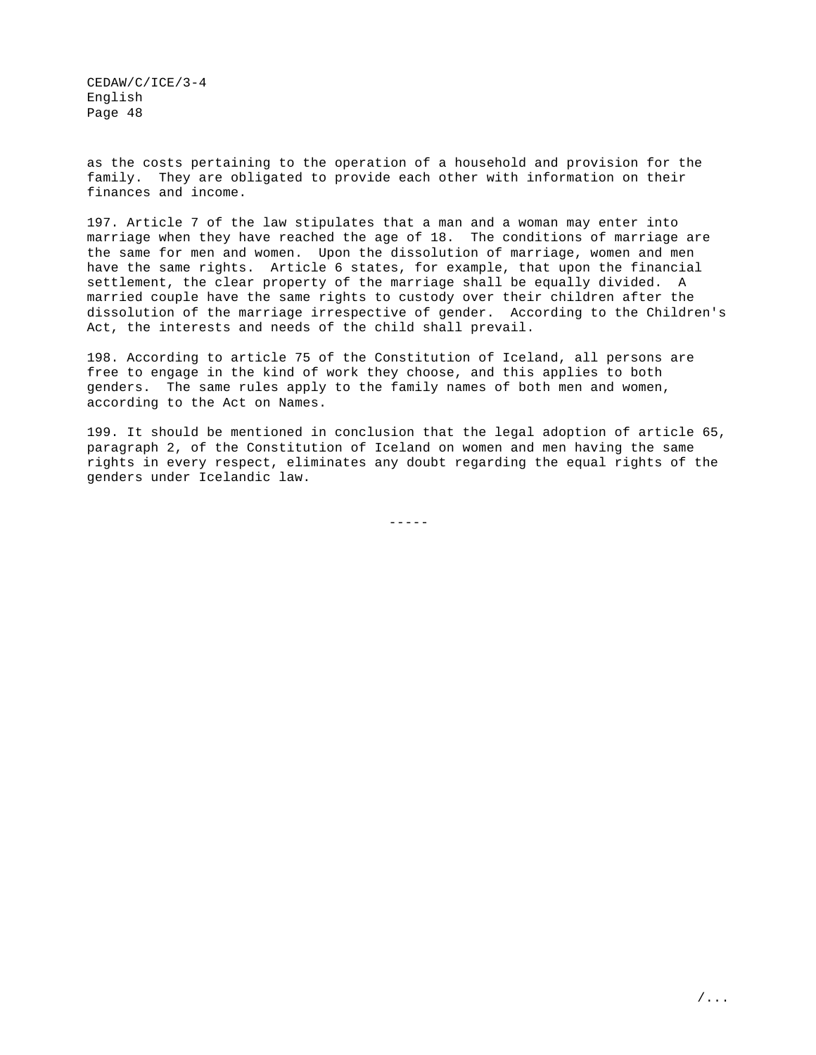as the costs pertaining to the operation of a household and provision for the family. They are obligated to provide each other with information on their finances and income.

197. Article 7 of the law stipulates that a man and a woman may enter into marriage when they have reached the age of 18. The conditions of marriage are the same for men and women. Upon the dissolution of marriage, women and men have the same rights. Article 6 states, for example, that upon the financial settlement, the clear property of the marriage shall be equally divided. A married couple have the same rights to custody over their children after the dissolution of the marriage irrespective of gender. According to the Children's Act, the interests and needs of the child shall prevail.

198. According to article 75 of the Constitution of Iceland, all persons are free to engage in the kind of work they choose, and this applies to both genders. The same rules apply to the family names of both men and women, according to the Act on Names.

199. It should be mentioned in conclusion that the legal adoption of article 65, paragraph 2, of the Constitution of Iceland on women and men having the same rights in every respect, eliminates any doubt regarding the equal rights of the genders under Icelandic law.

-----